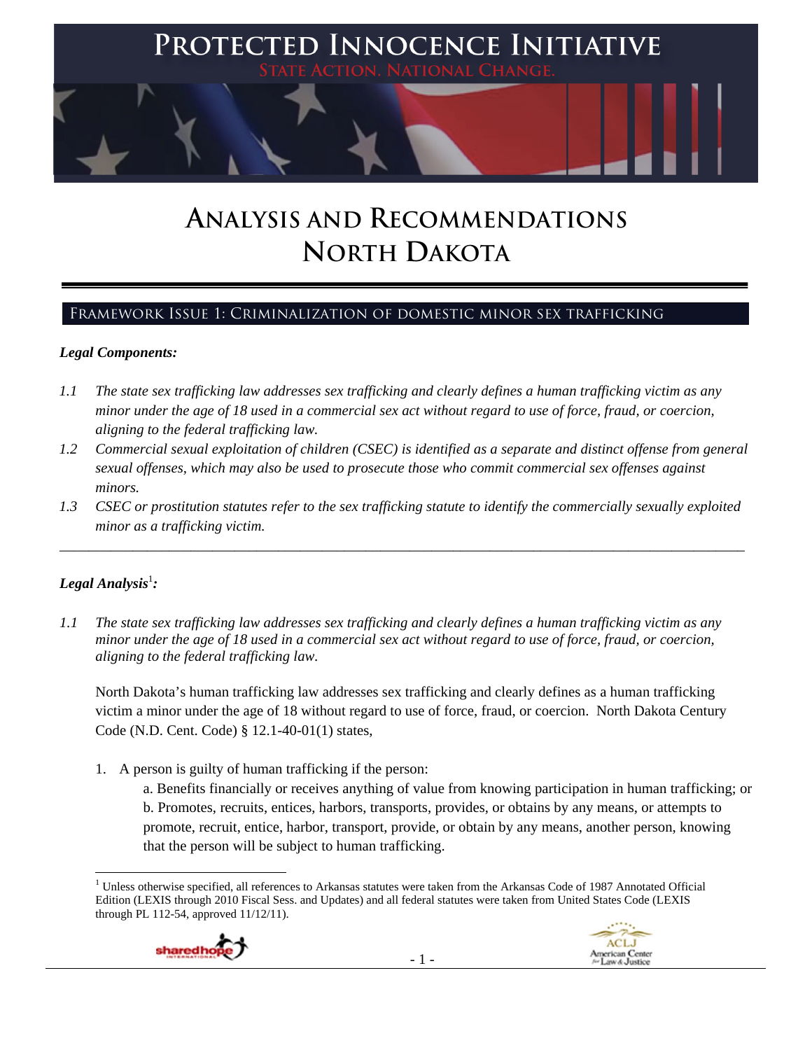# Protected Innocence Initiative

State Action. National Change.

# Analysis and Recommendations North Dakota

## Framework Issue 1: Criminalization of domestic minor sex trafficking

***Legal Components:***

*1.1 The state sex trafficking law addresses sex trafficking and clearly defines a human trafficking victim as any minor under the age of 18 used in a commercial sex act without regard to use of force, fraud, or coercion, aligning to the federal trafficking law.*

*1.2 Commercial sexual exploitation of children (CSEC) is identified as a separate and distinct offense from general sexual offenses, which may also be used to prosecute those who commit commercial sex offenses against minors.*

*1.3 CSEC or prostitution statutes refer to the sex trafficking statute to identify the commercially sexually exploited minor as a trafficking victim.*

---

***Legal Analysis***[1]***:***

*1.1 The state sex trafficking law addresses sex trafficking and clearly defines a human trafficking victim as any minor under the age of 18 used in a commercial sex act without regard to use of force, fraud, or coercion, aligning to the federal trafficking law.*

North Dakota's human trafficking law addresses sex trafficking and clearly defines as a human trafficking victim a minor under the age of 18 without regard to use of force, fraud, or coercion. North Dakota Century Code (N.D. Cent. Code) § 12.1-40-01(1) states,

1. A person is guilty of human trafficking if the person:
   a. Benefits financially or receives anything of value from knowing participation in human trafficking; or
   b. Promotes, recruits, entices, harbors, transports, provides, or obtains by any means, or attempts to promote, recruit, entice, harbor, transport, provide, or obtain by any means, another person, knowing that the person will be subject to human trafficking.

[1] Unless otherwise specified, all references to Arkansas statutes were taken from the Arkansas Code of 1987 Annotated Official Edition (LEXIS through 2010 Fiscal Sess. and Updates) and all federal statutes were taken from United States Code (LEXIS through PL 112-54, approved 11/12/11).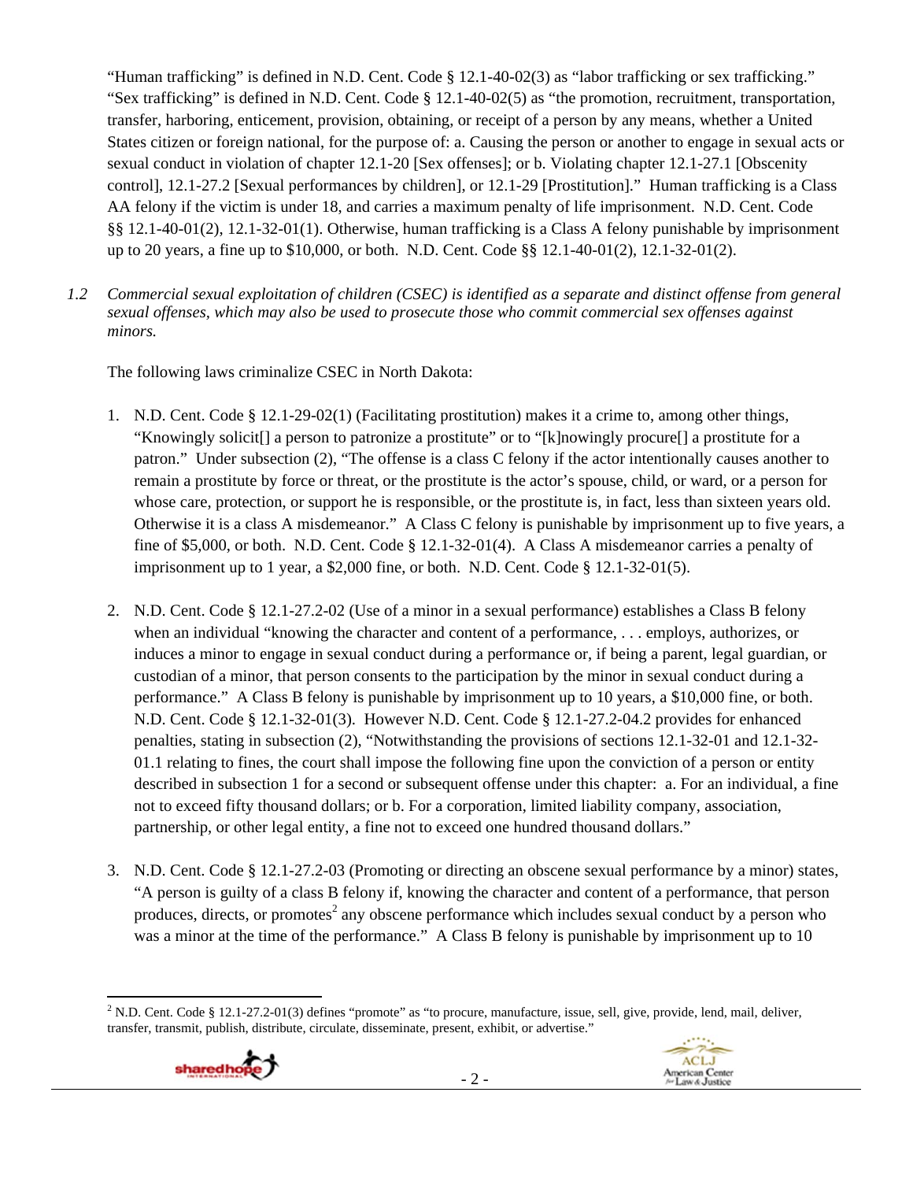"Human trafficking" is defined in N.D. Cent. Code § 12.1-40-02(3) as "labor trafficking or sex trafficking." "Sex trafficking" is defined in N.D. Cent. Code § 12.1-40-02(5) as "the promotion, recruitment, transportation, transfer, harboring, enticement, provision, obtaining, or receipt of a person by any means, whether a United States citizen or foreign national, for the purpose of: a. Causing the person or another to engage in sexual acts or sexual conduct in violation of chapter 12.1-20 [Sex offenses]; or b. Violating chapter 12.1-27.1 [Obscenity control], 12.1-27.2 [Sexual performances by children], or 12.1-29 [Prostitution]." Human trafficking is a Class AA felony if the victim is under 18, and carries a maximum penalty of life imprisonment. N.D. Cent. Code §§ 12.1-40-01(2), 12.1-32-01(1). Otherwise, human trafficking is a Class A felony punishable by imprisonment up to 20 years, a fine up to $10,000, or both. N.D. Cent. Code §§ 12.1-40-01(2), 12.1-32-01(2).

*1.2 Commercial sexual exploitation of children (CSEC) is identified as a separate and distinct offense from general sexual offenses, which may also be used to prosecute those who commit commercial sex offenses against minors.*

The following laws criminalize CSEC in North Dakota:

1. N.D. Cent. Code § 12.1-29-02(1) (Facilitating prostitution) makes it a crime to, among other things, "Knowingly solicit[] a person to patronize a prostitute" or to "[k]nowingly procure[] a prostitute for a patron." Under subsection (2), "The offense is a class C felony if the actor intentionally causes another to remain a prostitute by force or threat, or the prostitute is the actor's spouse, child, or ward, or a person for whose care, protection, or support he is responsible, or the prostitute is, in fact, less than sixteen years old. Otherwise it is a class A misdemeanor." A Class C felony is punishable by imprisonment up to five years, a fine of $5,000, or both. N.D. Cent. Code § 12.1-32-01(4). A Class A misdemeanor carries a penalty of imprisonment up to 1 year, a $2,000 fine, or both. N.D. Cent. Code § 12.1-32-01(5).

2. N.D. Cent. Code § 12.1-27.2-02 (Use of a minor in a sexual performance) establishes a Class B felony when an individual "knowing the character and content of a performance, . . . employs, authorizes, or induces a minor to engage in sexual conduct during a performance or, if being a parent, legal guardian, or custodian of a minor, that person consents to the participation by the minor in sexual conduct during a performance." A Class B felony is punishable by imprisonment up to 10 years, a $10,000 fine, or both. N.D. Cent. Code § 12.1-32-01(3). However N.D. Cent. Code § 12.1-27.2-04.2 provides for enhanced penalties, stating in subsection (2), "Notwithstanding the provisions of sections 12.1-32-01 and 12.1-32-01.1 relating to fines, the court shall impose the following fine upon the conviction of a person or entity described in subsection 1 for a second or subsequent offense under this chapter: a. For an individual, a fine not to exceed fifty thousand dollars; or b. For a corporation, limited liability company, association, partnership, or other legal entity, a fine not to exceed one hundred thousand dollars."

3. N.D. Cent. Code § 12.1-27.2-03 (Promoting or directing an obscene sexual performance by a minor) states, "A person is guilty of a class B felony if, knowing the character and content of a performance, that person produces, directs, or promotes[2] any obscene performance which includes sexual conduct by a person who was a minor at the time of the performance." A Class B felony is punishable by imprisonment up to 10

[2] N.D. Cent. Code § 12.1-27.2-01(3) defines "promote" as "to procure, manufacture, issue, sell, give, provide, lend, mail, deliver, transfer, transmit, publish, distribute, circulate, disseminate, present, exhibit, or advertise."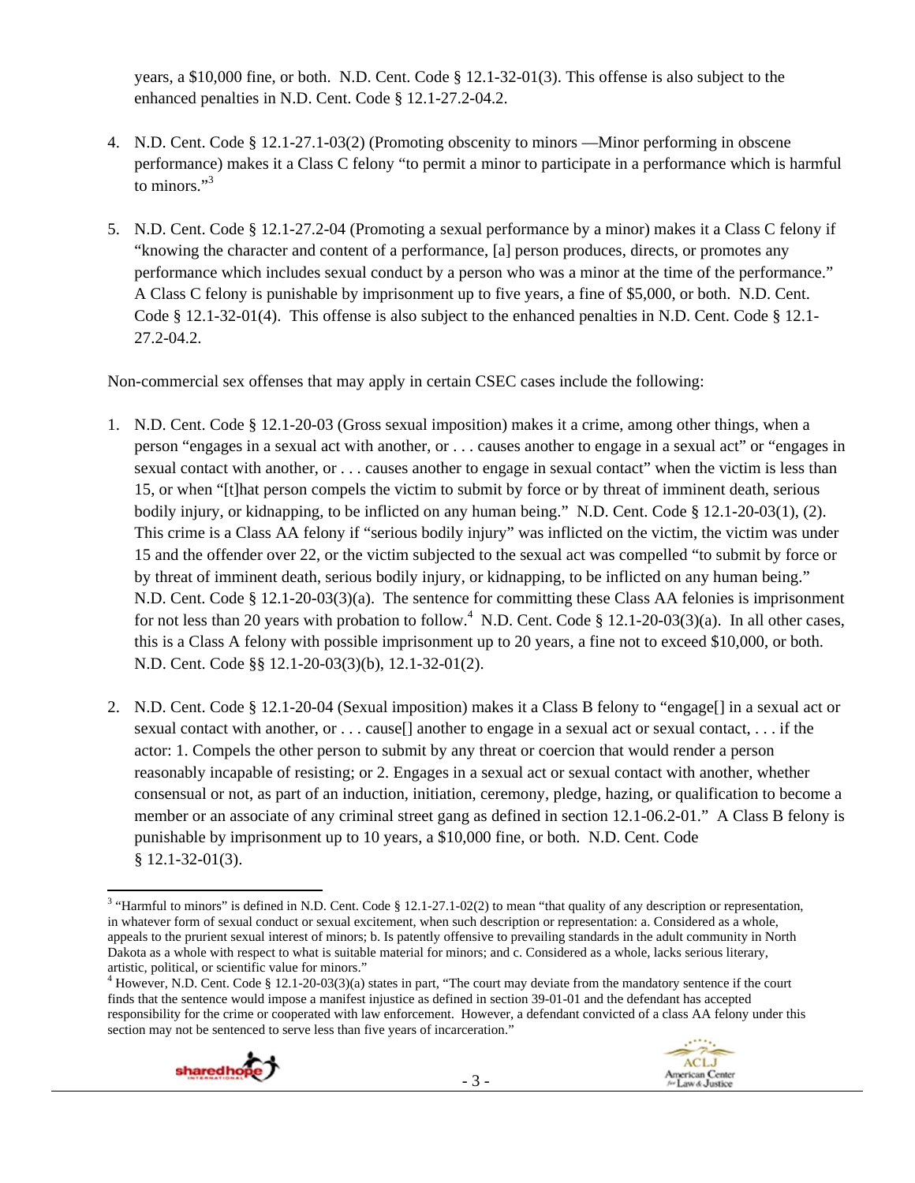years, a $10,000 fine, or both. N.D. Cent. Code § 12.1-32-01(3). This offense is also subject to the enhanced penalties in N.D. Cent. Code § 12.1-27.2-04.2.

4. N.D. Cent. Code § 12.1-27.1-03(2) (Promoting obscenity to minors —Minor performing in obscene performance) makes it a Class C felony "to permit a minor to participate in a performance which is harmful to minors."[3]

5. N.D. Cent. Code § 12.1-27.2-04 (Promoting a sexual performance by a minor) makes it a Class C felony if "knowing the character and content of a performance, [a] person produces, directs, or promotes any performance which includes sexual conduct by a person who was a minor at the time of the performance." A Class C felony is punishable by imprisonment up to five years, a fine of $5,000, or both. N.D. Cent. Code § 12.1-32-01(4). This offense is also subject to the enhanced penalties in N.D. Cent. Code § 12.1-27.2-04.2.

Non-commercial sex offenses that may apply in certain CSEC cases include the following:

1. N.D. Cent. Code § 12.1-20-03 (Gross sexual imposition) makes it a crime, among other things, when a person "engages in a sexual act with another, or . . . causes another to engage in a sexual act" or "engages in sexual contact with another, or . . . causes another to engage in sexual contact" when the victim is less than 15, or when "[t]hat person compels the victim to submit by force or by threat of imminent death, serious bodily injury, or kidnapping, to be inflicted on any human being." N.D. Cent. Code § 12.1-20-03(1), (2). This crime is a Class AA felony if "serious bodily injury" was inflicted on the victim, the victim was under 15 and the offender over 22, or the victim subjected to the sexual act was compelled "to submit by force or by threat of imminent death, serious bodily injury, or kidnapping, to be inflicted on any human being." N.D. Cent. Code § 12.1-20-03(3)(a). The sentence for committing these Class AA felonies is imprisonment for not less than 20 years with probation to follow.[4] N.D. Cent. Code § 12.1-20-03(3)(a). In all other cases, this is a Class A felony with possible imprisonment up to 20 years, a fine not to exceed $10,000, or both. N.D. Cent. Code §§ 12.1-20-03(3)(b), 12.1-32-01(2).

2. N.D. Cent. Code § 12.1-20-04 (Sexual imposition) makes it a Class B felony to "engage[] in a sexual act or sexual contact with another, or . . . cause[] another to engage in a sexual act or sexual contact, . . . if the actor: 1. Compels the other person to submit by any threat or coercion that would render a person reasonably incapable of resisting; or 2. Engages in a sexual act or sexual contact with another, whether consensual or not, as part of an induction, initiation, ceremony, pledge, hazing, or qualification to become a member or an associate of any criminal street gang as defined in section 12.1-06.2-01." A Class B felony is punishable by imprisonment up to 10 years, a $10,000 fine, or both. N.D. Cent. Code § 12.1-32-01(3).

---

[3] "Harmful to minors" is defined in N.D. Cent. Code § 12.1-27.1-02(2) to mean "that quality of any description or representation, in whatever form of sexual conduct or sexual excitement, when such description or representation: a. Considered as a whole, appeals to the prurient sexual interest of minors; b. Is patently offensive to prevailing standards in the adult community in North Dakota as a whole with respect to what is suitable material for minors; and c. Considered as a whole, lacks serious literary, artistic, political, or scientific value for minors."

[4] However, N.D. Cent. Code § 12.1-20-03(3)(a) states in part, "The court may deviate from the mandatory sentence if the court finds that the sentence would impose a manifest injustice as defined in section 39-01-01 and the defendant has accepted responsibility for the crime or cooperated with law enforcement. However, a defendant convicted of a class AA felony under this section may not be sentenced to serve less than five years of incarceration."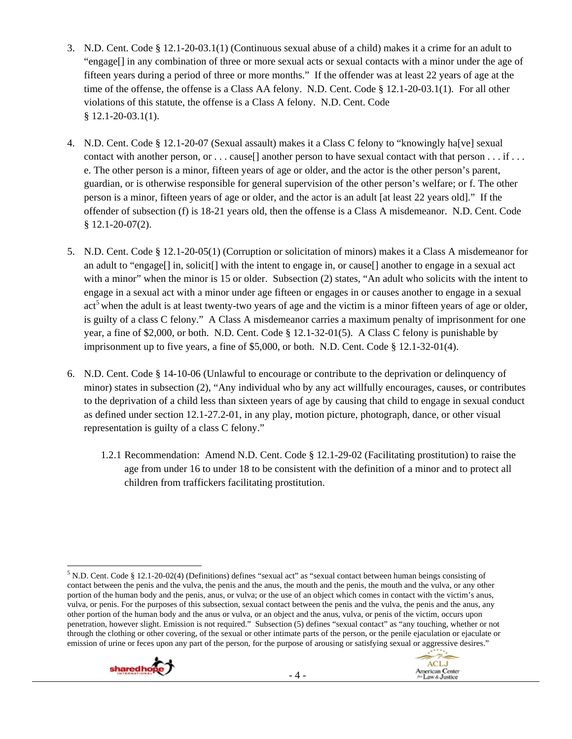3. N.D. Cent. Code § 12.1-20-03.1(1) (Continuous sexual abuse of a child) makes it a crime for an adult to "engage[] in any combination of three or more sexual acts or sexual contacts with a minor under the age of fifteen years during a period of three or more months." If the offender was at least 22 years of age at the time of the offense, the offense is a Class AA felony. N.D. Cent. Code § 12.1-20-03.1(1). For all other violations of this statute, the offense is a Class A felony. N.D. Cent. Code § 12.1-20-03.1(1).

4. N.D. Cent. Code § 12.1-20-07 (Sexual assault) makes it a Class C felony to "knowingly ha[ve] sexual contact with another person, or . . . cause[] another person to have sexual contact with that person . . . if . . . e. The other person is a minor, fifteen years of age or older, and the actor is the other person's parent, guardian, or is otherwise responsible for general supervision of the other person's welfare; or f. The other person is a minor, fifteen years of age or older, and the actor is an adult [at least 22 years old]." If the offender of subsection (f) is 18-21 years old, then the offense is a Class A misdemeanor. N.D. Cent. Code § 12.1-20-07(2).

5. N.D. Cent. Code § 12.1-20-05(1) (Corruption or solicitation of minors) makes it a Class A misdemeanor for an adult to "engage[] in, solicit[] with the intent to engage in, or cause[] another to engage in a sexual act with a minor" when the minor is 15 or older. Subsection (2) states, "An adult who solicits with the intent to engage in a sexual act with a minor under age fifteen or engages in or causes another to engage in a sexual act[5] when the adult is at least twenty-two years of age and the victim is a minor fifteen years of age or older, is guilty of a class C felony." A Class A misdemeanor carries a maximum penalty of imprisonment for one year, a fine of $2,000, or both. N.D. Cent. Code § 12.1-32-01(5). A Class C felony is punishable by imprisonment up to five years, a fine of $5,000, or both. N.D. Cent. Code § 12.1-32-01(4).

6. N.D. Cent. Code § 14-10-06 (Unlawful to encourage or contribute to the deprivation or delinquency of minor) states in subsection (2), "Any individual who by any act willfully encourages, causes, or contributes to the deprivation of a child less than sixteen years of age by causing that child to engage in sexual conduct as defined under section 12.1-27.2-01, in any play, motion picture, photograph, dance, or other visual representation is guilty of a class C felony."

 1.2.1 Recommendation: Amend N.D. Cent. Code § 12.1-29-02 (Facilitating prostitution) to raise the age from under 16 to under 18 to be consistent with the definition of a minor and to protect all children from traffickers facilitating prostitution.

---

[5] N.D. Cent. Code § 12.1-20-02(4) (Definitions) defines "sexual act" as "sexual contact between human beings consisting of contact between the penis and the vulva, the penis and the anus, the mouth and the penis, the mouth and the vulva, or any other portion of the human body and the penis, anus, or vulva; or the use of an object which comes in contact with the victim's anus, vulva, or penis. For the purposes of this subsection, sexual contact between the penis and the vulva, the penis and the anus, any other portion of the human body and the anus or vulva, or an object and the anus, vulva, or penis of the victim, occurs upon penetration, however slight. Emission is not required." Subsection (5) defines "sexual contact" as "any touching, whether or not through the clothing or other covering, of the sexual or other intimate parts of the person, or the penile ejaculation or ejaculate or emission of urine or feces upon any part of the person, for the purpose of arousing or satisfying sexual or aggressive desires."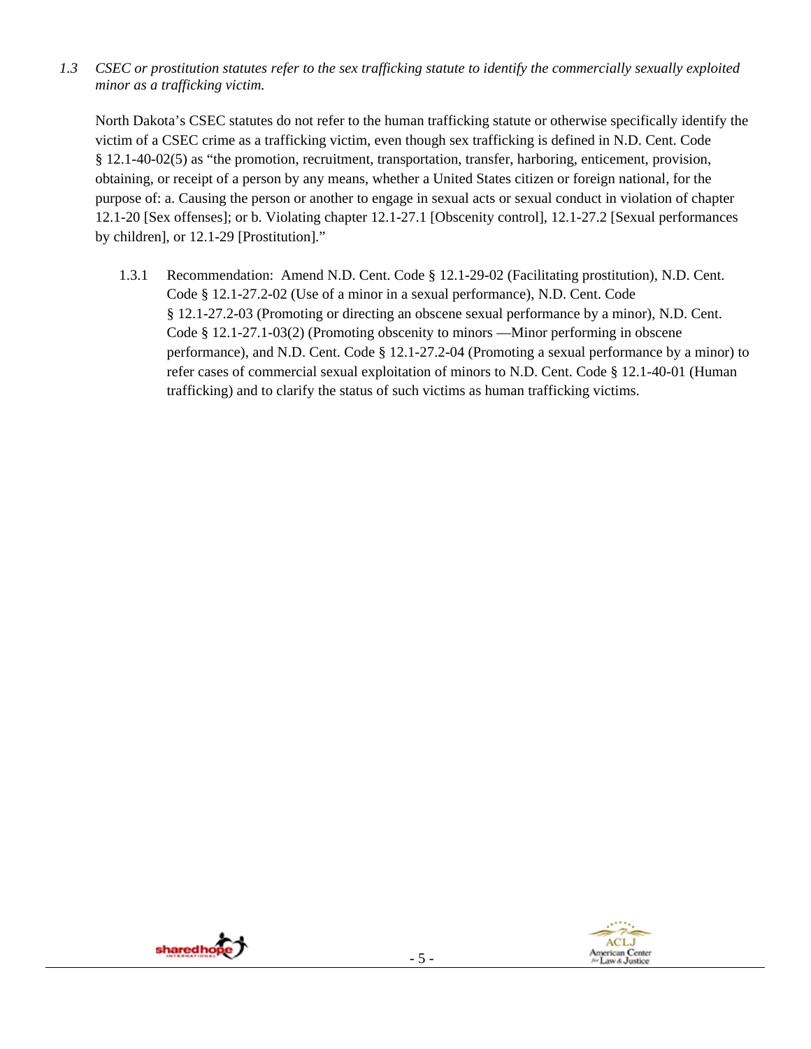*1.3 CSEC or prostitution statutes refer to the sex trafficking statute to identify the commercially sexually exploited minor as a trafficking victim.*

North Dakota's CSEC statutes do not refer to the human trafficking statute or otherwise specifically identify the victim of a CSEC crime as a trafficking victim, even though sex trafficking is defined in N.D. Cent. Code § 12.1-40-02(5) as "the promotion, recruitment, transportation, transfer, harboring, enticement, provision, obtaining, or receipt of a person by any means, whether a United States citizen or foreign national, for the purpose of: a. Causing the person or another to engage in sexual acts or sexual conduct in violation of chapter 12.1-20 [Sex offenses]; or b. Violating chapter 12.1-27.1 [Obscenity control], 12.1-27.2 [Sexual performances by children], or 12.1-29 [Prostitution]."

1.3.1 Recommendation: Amend N.D. Cent. Code § 12.1-29-02 (Facilitating prostitution), N.D. Cent. Code § 12.1-27.2-02 (Use of a minor in a sexual performance), N.D. Cent. Code § 12.1-27.2-03 (Promoting or directing an obscene sexual performance by a minor), N.D. Cent. Code § 12.1-27.1-03(2) (Promoting obscenity to minors —Minor performing in obscene performance), and N.D. Cent. Code § 12.1-27.2-04 (Promoting a sexual performance by a minor) to refer cases of commercial sexual exploitation of minors to N.D. Cent. Code § 12.1-40-01 (Human trafficking) and to clarify the status of such victims as human trafficking victims.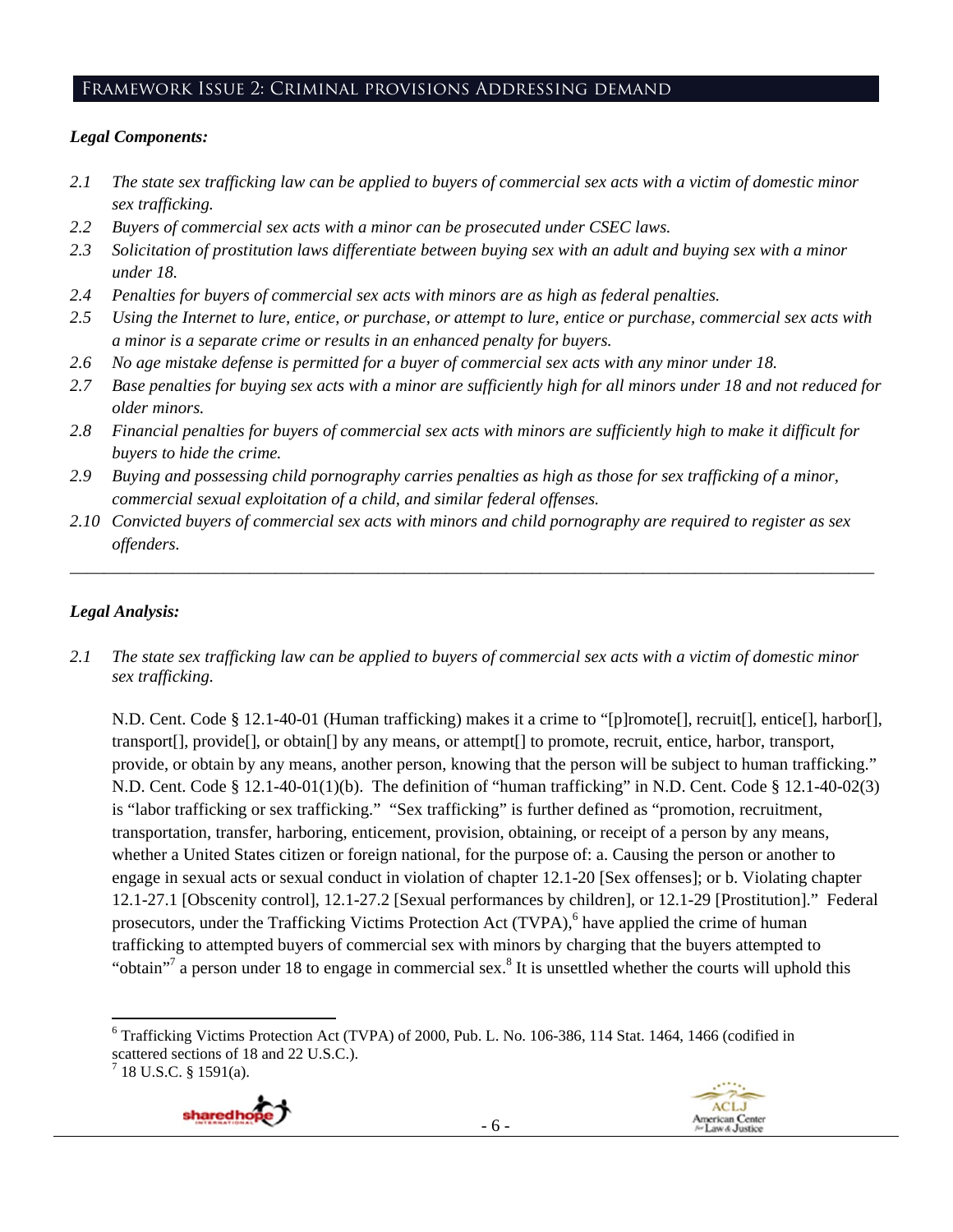## Framework Issue 2: Criminal provisions Addressing demand

### *Legal Components:*

*2.1 The state sex trafficking law can be applied to buyers of commercial sex acts with a victim of domestic minor sex trafficking.*

*2.2 Buyers of commercial sex acts with a minor can be prosecuted under CSEC laws.*

*2.3 Solicitation of prostitution laws differentiate between buying sex with an adult and buying sex with a minor under 18.*

*2.4 Penalties for buyers of commercial sex acts with minors are as high as federal penalties.*

*2.5 Using the Internet to lure, entice, or purchase, or attempt to lure, entice or purchase, commercial sex acts with a minor is a separate crime or results in an enhanced penalty for buyers.*

*2.6 No age mistake defense is permitted for a buyer of commercial sex acts with any minor under 18.*

*2.7 Base penalties for buying sex acts with a minor are sufficiently high for all minors under 18 and not reduced for older minors.*

*2.8 Financial penalties for buyers of commercial sex acts with minors are sufficiently high to make it difficult for buyers to hide the crime.*

*2.9 Buying and possessing child pornography carries penalties as high as those for sex trafficking of a minor, commercial sexual exploitation of a child, and similar federal offenses.*

*2.10 Convicted buyers of commercial sex acts with minors and child pornography are required to register as sex offenders.*

---

### *Legal Analysis:*

*2.1 The state sex trafficking law can be applied to buyers of commercial sex acts with a victim of domestic minor sex trafficking.*

N.D. Cent. Code § 12.1-40-01 (Human trafficking) makes it a crime to "[p]romote[], recruit[], entice[], harbor[], transport[], provide[], or obtain[] by any means, or attempt[] to promote, recruit, entice, harbor, transport, provide, or obtain by any means, another person, knowing that the person will be subject to human trafficking." N.D. Cent. Code § 12.1-40-01(1)(b). The definition of "human trafficking" in N.D. Cent. Code § 12.1-40-02(3) is "labor trafficking or sex trafficking." "Sex trafficking" is further defined as "promotion, recruitment, transportation, transfer, harboring, enticement, provision, obtaining, or receipt of a person by any means, whether a United States citizen or foreign national, for the purpose of: a. Causing the person or another to engage in sexual acts or sexual conduct in violation of chapter 12.1-20 [Sex offenses]; or b. Violating chapter 12.1-27.1 [Obscenity control], 12.1-27.2 [Sexual performances by children], or 12.1-29 [Prostitution]." Federal prosecutors, under the Trafficking Victims Protection Act (TVPA),[6] have applied the crime of human trafficking to attempted buyers of commercial sex with minors by charging that the buyers attempted to "obtain"[7] a person under 18 to engage in commercial sex.[8] It is unsettled whether the courts will uphold this

---

[6] Trafficking Victims Protection Act (TVPA) of 2000, Pub. L. No. 106-386, 114 Stat. 1464, 1466 (codified in scattered sections of 18 and 22 U.S.C.).

[7] 18 U.S.C. § 1591(a).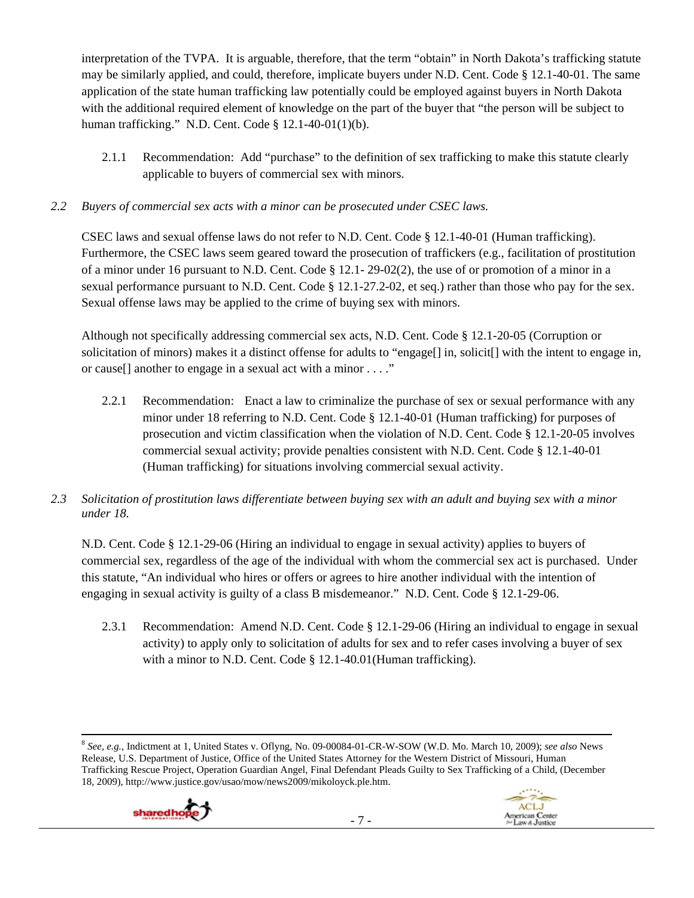interpretation of the TVPA. It is arguable, therefore, that the term "obtain" in North Dakota's trafficking statute may be similarly applied, and could, therefore, implicate buyers under N.D. Cent. Code § 12.1-40-01. The same application of the state human trafficking law potentially could be employed against buyers in North Dakota with the additional required element of knowledge on the part of the buyer that "the person will be subject to human trafficking." N.D. Cent. Code § 12.1-40-01(1)(b).

2.1.1 Recommendation: Add "purchase" to the definition of sex trafficking to make this statute clearly applicable to buyers of commercial sex with minors.

*2.2 Buyers of commercial sex acts with a minor can be prosecuted under CSEC laws.*

CSEC laws and sexual offense laws do not refer to N.D. Cent. Code § 12.1-40-01 (Human trafficking). Furthermore, the CSEC laws seem geared toward the prosecution of traffickers (e.g., facilitation of prostitution of a minor under 16 pursuant to N.D. Cent. Code § 12.1- 29-02(2), the use of or promotion of a minor in a sexual performance pursuant to N.D. Cent. Code § 12.1-27.2-02, et seq.) rather than those who pay for the sex. Sexual offense laws may be applied to the crime of buying sex with minors.

Although not specifically addressing commercial sex acts, N.D. Cent. Code § 12.1-20-05 (Corruption or solicitation of minors) makes it a distinct offense for adults to "engage[] in, solicit[] with the intent to engage in, or cause[] another to engage in a sexual act with a minor . . . ."

2.2.1 Recommendation: Enact a law to criminalize the purchase of sex or sexual performance with any minor under 18 referring to N.D. Cent. Code § 12.1-40-01 (Human trafficking) for purposes of prosecution and victim classification when the violation of N.D. Cent. Code § 12.1-20-05 involves commercial sexual activity; provide penalties consistent with N.D. Cent. Code § 12.1-40-01 (Human trafficking) for situations involving commercial sexual activity.

*2.3 Solicitation of prostitution laws differentiate between buying sex with an adult and buying sex with a minor under 18.*

N.D. Cent. Code § 12.1-29-06 (Hiring an individual to engage in sexual activity) applies to buyers of commercial sex, regardless of the age of the individual with whom the commercial sex act is purchased. Under this statute, "An individual who hires or offers or agrees to hire another individual with the intention of engaging in sexual activity is guilty of a class B misdemeanor." N.D. Cent. Code § 12.1-29-06.

2.3.1 Recommendation: Amend N.D. Cent. Code § 12.1-29-06 (Hiring an individual to engage in sexual activity) to apply only to solicitation of adults for sex and to refer cases involving a buyer of sex with a minor to N.D. Cent. Code § 12.1-40.01(Human trafficking).

---

[8] *See, e.g.*, Indictment at 1, United States v. Oflyng, No. 09-00084-01-CR-W-SOW (W.D. Mo. March 10, 2009); *see also* News Release, U.S. Department of Justice, Office of the United States Attorney for the Western District of Missouri, Human Trafficking Rescue Project, Operation Guardian Angel, Final Defendant Pleads Guilty to Sex Trafficking of a Child, (December 18, 2009), http://www.justice.gov/usao/mow/news2009/mikoloyck.ple.htm.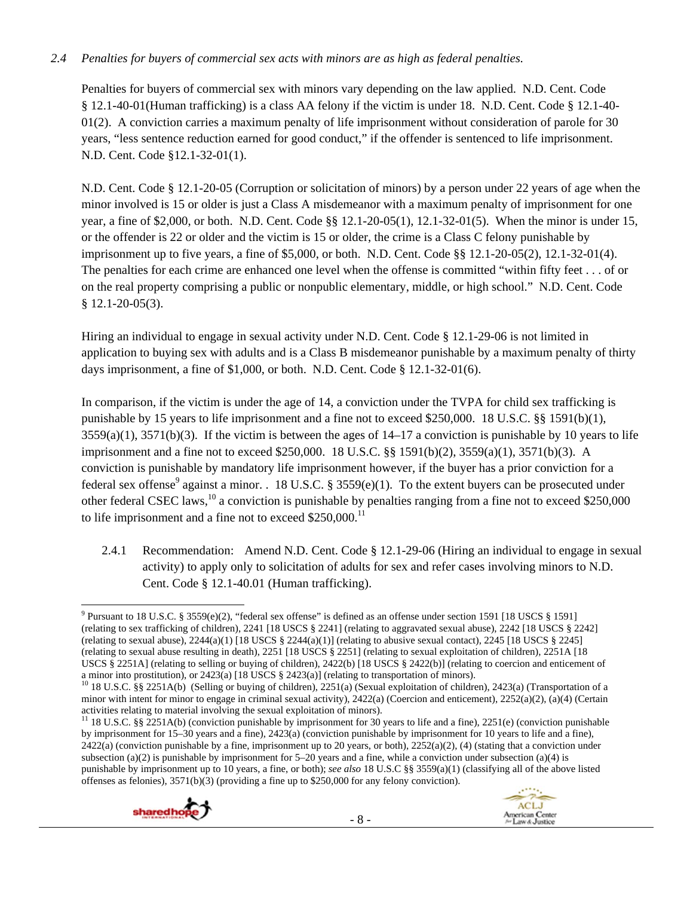*2.4 Penalties for buyers of commercial sex acts with minors are as high as federal penalties.*

Penalties for buyers of commercial sex with minors vary depending on the law applied. N.D. Cent. Code § 12.1-40-01(Human trafficking) is a class AA felony if the victim is under 18. N.D. Cent. Code § 12.1-40-01(2). A conviction carries a maximum penalty of life imprisonment without consideration of parole for 30 years, "less sentence reduction earned for good conduct," if the offender is sentenced to life imprisonment. N.D. Cent. Code §12.1-32-01(1).

N.D. Cent. Code § 12.1-20-05 (Corruption or solicitation of minors) by a person under 22 years of age when the minor involved is 15 or older is just a Class A misdemeanor with a maximum penalty of imprisonment for one year, a fine of $2,000, or both. N.D. Cent. Code §§ 12.1-20-05(1), 12.1-32-01(5). When the minor is under 15, or the offender is 22 or older and the victim is 15 or older, the crime is a Class C felony punishable by imprisonment up to five years, a fine of $5,000, or both. N.D. Cent. Code §§ 12.1-20-05(2), 12.1-32-01(4). The penalties for each crime are enhanced one level when the offense is committed "within fifty feet . . . of or on the real property comprising a public or nonpublic elementary, middle, or high school." N.D. Cent. Code § 12.1-20-05(3).

Hiring an individual to engage in sexual activity under N.D. Cent. Code § 12.1-29-06 is not limited in application to buying sex with adults and is a Class B misdemeanor punishable by a maximum penalty of thirty days imprisonment, a fine of $1,000, or both. N.D. Cent. Code § 12.1-32-01(6).

In comparison, if the victim is under the age of 14, a conviction under the TVPA for child sex trafficking is punishable by 15 years to life imprisonment and a fine not to exceed $250,000. 18 U.S.C. §§ 1591(b)(1), 3559(a)(1), 3571(b)(3). If the victim is between the ages of 14–17 a conviction is punishable by 10 years to life imprisonment and a fine not to exceed $250,000. 18 U.S.C. §§ 1591(b)(2), 3559(a)(1), 3571(b)(3). A conviction is punishable by mandatory life imprisonment however, if the buyer has a prior conviction for a federal sex offense[9] against a minor. . 18 U.S.C. § 3559(e)(1). To the extent buyers can be prosecuted under other federal CSEC laws,[10] a conviction is punishable by penalties ranging from a fine not to exceed $250,000 to life imprisonment and a fine not to exceed $250,000.[11]

2.4.1 Recommendation: Amend N.D. Cent. Code § 12.1-29-06 (Hiring an individual to engage in sexual activity) to apply only to solicitation of adults for sex and refer cases involving minors to N.D. Cent. Code § 12.1-40.01 (Human trafficking).

---

[9] Pursuant to 18 U.S.C. § 3559(e)(2), "federal sex offense" is defined as an offense under section 1591 [18 USCS § 1591] (relating to sex trafficking of children), 2241 [18 USCS § 2241] (relating to aggravated sexual abuse), 2242 [18 USCS § 2242] (relating to sexual abuse), 2244(a)(1) [18 USCS § 2244(a)(1)] (relating to abusive sexual contact), 2245 [18 USCS § 2245] (relating to sexual abuse resulting in death), 2251 [18 USCS § 2251] (relating to sexual exploitation of children), 2251A [18 USCS § 2251A] (relating to selling or buying of children), 2422(b) [18 USCS § 2422(b)] (relating to coercion and enticement of a minor into prostitution), or 2423(a) [18 USCS § 2423(a)] (relating to transportation of minors).

[10] 18 U.S.C. §§ 2251A(b) (Selling or buying of children), 2251(a) (Sexual exploitation of children), 2423(a) (Transportation of a minor with intent for minor to engage in criminal sexual activity), 2422(a) (Coercion and enticement), 2252(a)(2), (a)(4) (Certain activities relating to material involving the sexual exploitation of minors).

[11] 18 U.S.C. §§ 2251A(b) (conviction punishable by imprisonment for 30 years to life and a fine), 2251(e) (conviction punishable by imprisonment for 15–30 years and a fine), 2423(a) (conviction punishable by imprisonment for 10 years to life and a fine), 2422(a) (conviction punishable by a fine, imprisonment up to 20 years, or both), 2252(a)(2), (4) (stating that a conviction under subsection (a)(2) is punishable by imprisonment for 5–20 years and a fine, while a conviction under subsection (a)(4) is punishable by imprisonment up to 10 years, a fine, or both); *see also* 18 U.S.C §§ 3559(a)(1) (classifying all of the above listed offenses as felonies), 3571(b)(3) (providing a fine up to $250,000 for any felony conviction).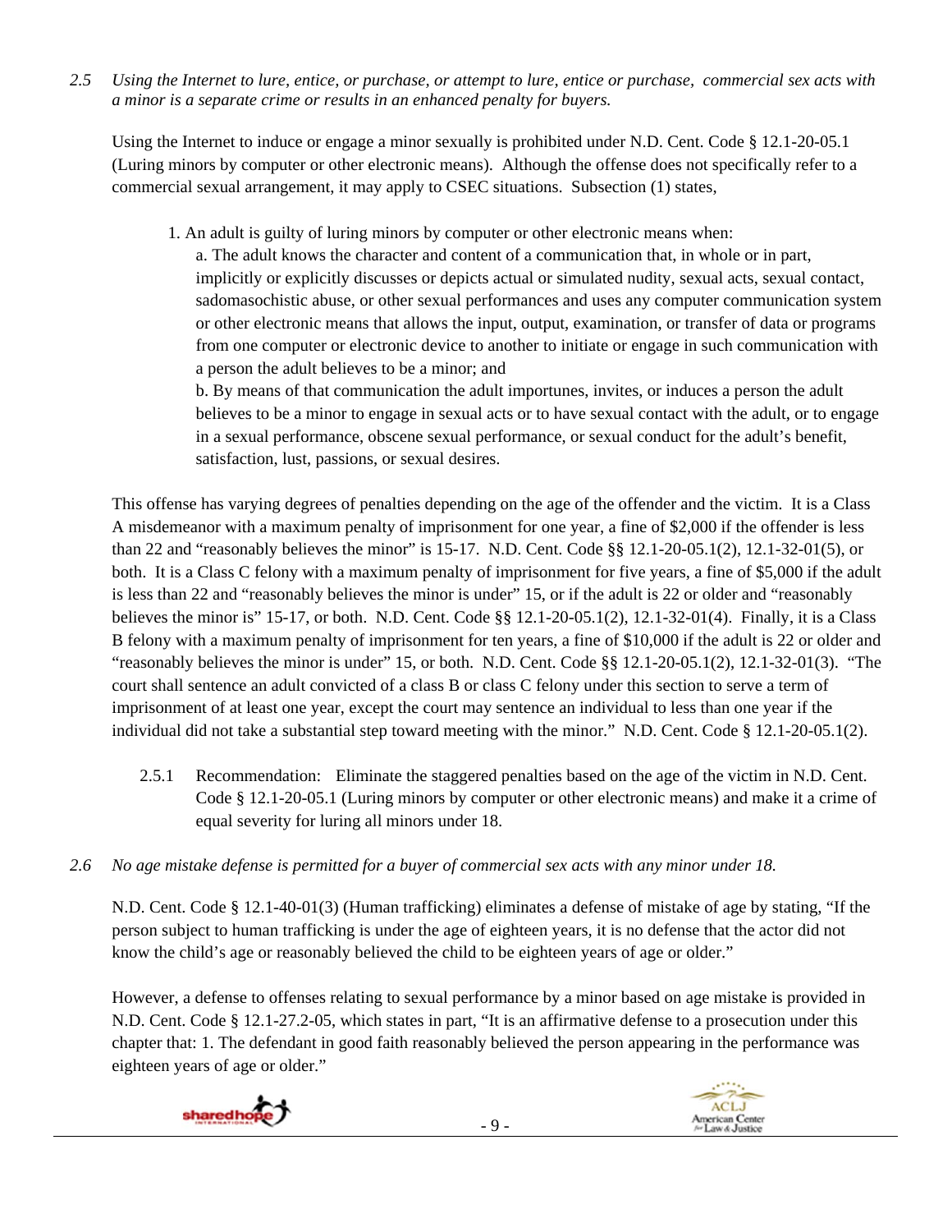*2.5 Using the Internet to lure, entice, or purchase, or attempt to lure, entice or purchase, commercial sex acts with a minor is a separate crime or results in an enhanced penalty for buyers.*

Using the Internet to induce or engage a minor sexually is prohibited under N.D. Cent. Code § 12.1-20-05.1 (Luring minors by computer or other electronic means). Although the offense does not specifically refer to a commercial sexual arrangement, it may apply to CSEC situations. Subsection (1) states,

> 1. An adult is guilty of luring minors by computer or other electronic means when:
>
> a. The adult knows the character and content of a communication that, in whole or in part, implicitly or explicitly discusses or depicts actual or simulated nudity, sexual acts, sexual contact, sadomasochistic abuse, or other sexual performances and uses any computer communication system or other electronic means that allows the input, output, examination, or transfer of data or programs from one computer or electronic device to another to initiate or engage in such communication with a person the adult believes to be a minor; and
>
> b. By means of that communication the adult importunes, invites, or induces a person the adult believes to be a minor to engage in sexual acts or to have sexual contact with the adult, or to engage in a sexual performance, obscene sexual performance, or sexual conduct for the adult's benefit, satisfaction, lust, passions, or sexual desires.

This offense has varying degrees of penalties depending on the age of the offender and the victim. It is a Class A misdemeanor with a maximum penalty of imprisonment for one year, a fine of $2,000 if the offender is less than 22 and "reasonably believes the minor" is 15-17. N.D. Cent. Code §§ 12.1-20-05.1(2), 12.1-32-01(5), or both. It is a Class C felony with a maximum penalty of imprisonment for five years, a fine of $5,000 if the adult is less than 22 and "reasonably believes the minor is under" 15, or if the adult is 22 or older and "reasonably believes the minor is" 15-17, or both. N.D. Cent. Code §§ 12.1-20-05.1(2), 12.1-32-01(4). Finally, it is a Class B felony with a maximum penalty of imprisonment for ten years, a fine of $10,000 if the adult is 22 or older and "reasonably believes the minor is under" 15, or both. N.D. Cent. Code §§ 12.1-20-05.1(2), 12.1-32-01(3). "The court shall sentence an adult convicted of a class B or class C felony under this section to serve a term of imprisonment of at least one year, except the court may sentence an individual to less than one year if the individual did not take a substantial step toward meeting with the minor." N.D. Cent. Code § 12.1-20-05.1(2).

2.5.1 Recommendation: Eliminate the staggered penalties based on the age of the victim in N.D. Cent. Code § 12.1-20-05.1 (Luring minors by computer or other electronic means) and make it a crime of equal severity for luring all minors under 18.

*2.6 No age mistake defense is permitted for a buyer of commercial sex acts with any minor under 18.*

N.D. Cent. Code § 12.1-40-01(3) (Human trafficking) eliminates a defense of mistake of age by stating, "If the person subject to human trafficking is under the age of eighteen years, it is no defense that the actor did not know the child's age or reasonably believed the child to be eighteen years of age or older."

However, a defense to offenses relating to sexual performance by a minor based on age mistake is provided in N.D. Cent. Code § 12.1-27.2-05, which states in part, "It is an affirmative defense to a prosecution under this chapter that: 1. The defendant in good faith reasonably believed the person appearing in the performance was eighteen years of age or older."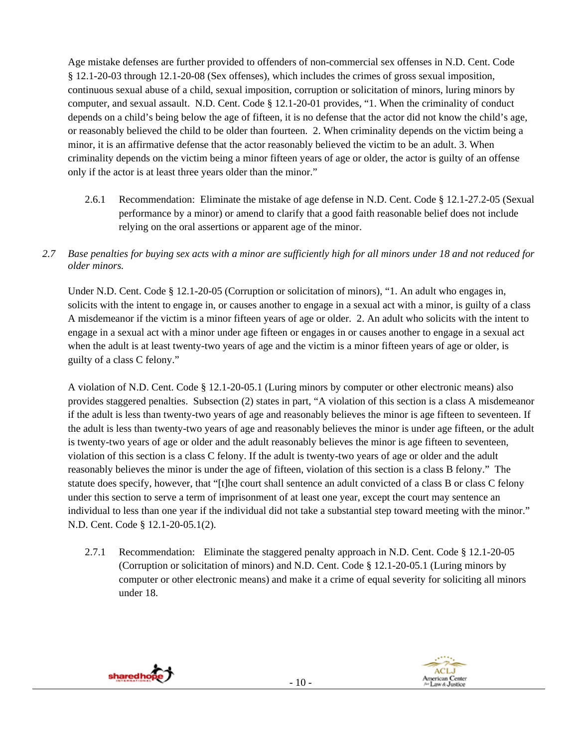Age mistake defenses are further provided to offenders of non-commercial sex offenses in N.D. Cent. Code § 12.1-20-03 through 12.1-20-08 (Sex offenses), which includes the crimes of gross sexual imposition, continuous sexual abuse of a child, sexual imposition, corruption or solicitation of minors, luring minors by computer, and sexual assault. N.D. Cent. Code § 12.1-20-01 provides, "1. When the criminality of conduct depends on a child's being below the age of fifteen, it is no defense that the actor did not know the child's age, or reasonably believed the child to be older than fourteen. 2. When criminality depends on the victim being a minor, it is an affirmative defense that the actor reasonably believed the victim to be an adult. 3. When criminality depends on the victim being a minor fifteen years of age or older, the actor is guilty of an offense only if the actor is at least three years older than the minor."

2.6.1 Recommendation: Eliminate the mistake of age defense in N.D. Cent. Code § 12.1-27.2-05 (Sexual performance by a minor) or amend to clarify that a good faith reasonable belief does not include relying on the oral assertions or apparent age of the minor.

*2.7 Base penalties for buying sex acts with a minor are sufficiently high for all minors under 18 and not reduced for older minors.*

Under N.D. Cent. Code § 12.1-20-05 (Corruption or solicitation of minors), "1. An adult who engages in, solicits with the intent to engage in, or causes another to engage in a sexual act with a minor, is guilty of a class A misdemeanor if the victim is a minor fifteen years of age or older. 2. An adult who solicits with the intent to engage in a sexual act with a minor under age fifteen or engages in or causes another to engage in a sexual act when the adult is at least twenty-two years of age and the victim is a minor fifteen years of age or older, is guilty of a class C felony."

A violation of N.D. Cent. Code § 12.1-20-05.1 (Luring minors by computer or other electronic means) also provides staggered penalties. Subsection (2) states in part, "A violation of this section is a class A misdemeanor if the adult is less than twenty-two years of age and reasonably believes the minor is age fifteen to seventeen. If the adult is less than twenty-two years of age and reasonably believes the minor is under age fifteen, or the adult is twenty-two years of age or older and the adult reasonably believes the minor is age fifteen to seventeen, violation of this section is a class C felony. If the adult is twenty-two years of age or older and the adult reasonably believes the minor is under the age of fifteen, violation of this section is a class B felony." The statute does specify, however, that "[t]he court shall sentence an adult convicted of a class B or class C felony under this section to serve a term of imprisonment of at least one year, except the court may sentence an individual to less than one year if the individual did not take a substantial step toward meeting with the minor." N.D. Cent. Code § 12.1-20-05.1(2).

2.7.1 Recommendation: Eliminate the staggered penalty approach in N.D. Cent. Code § 12.1-20-05 (Corruption or solicitation of minors) and N.D. Cent. Code § 12.1-20-05.1 (Luring minors by computer or other electronic means) and make it a crime of equal severity for soliciting all minors under 18.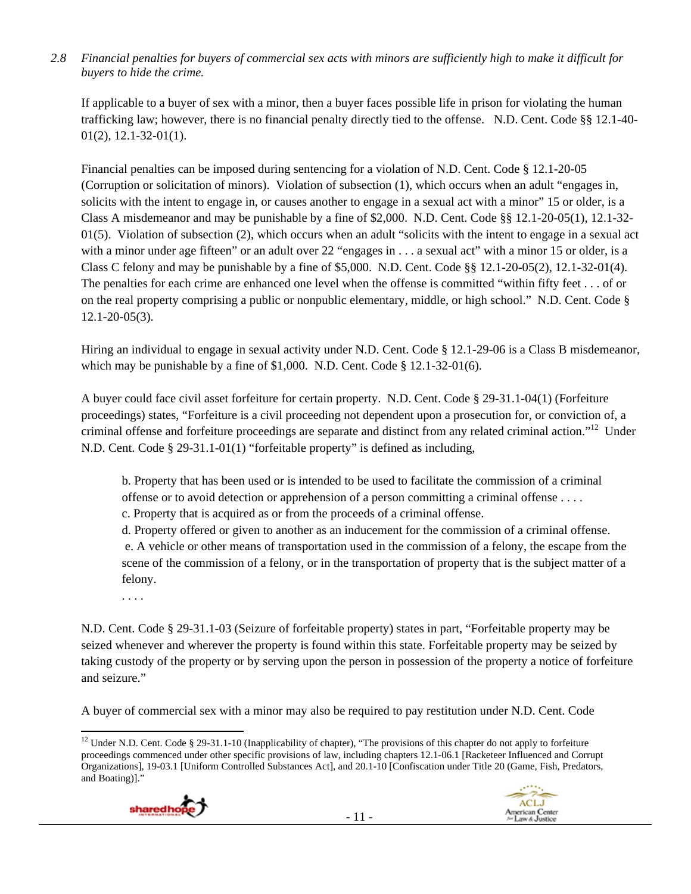*2.8 Financial penalties for buyers of commercial sex acts with minors are sufficiently high to make it difficult for buyers to hide the crime.*

If applicable to a buyer of sex with a minor, then a buyer faces possible life in prison for violating the human trafficking law; however, there is no financial penalty directly tied to the offense. N.D. Cent. Code §§ 12.1-40-01(2), 12.1-32-01(1).

Financial penalties can be imposed during sentencing for a violation of N.D. Cent. Code § 12.1-20-05 (Corruption or solicitation of minors). Violation of subsection (1), which occurs when an adult "engages in, solicits with the intent to engage in, or causes another to engage in a sexual act with a minor" 15 or older, is a Class A misdemeanor and may be punishable by a fine of $2,000. N.D. Cent. Code §§ 12.1-20-05(1), 12.1-32-01(5). Violation of subsection (2), which occurs when an adult "solicits with the intent to engage in a sexual act with a minor under age fifteen" or an adult over 22 "engages in . . . a sexual act" with a minor 15 or older, is a Class C felony and may be punishable by a fine of $5,000. N.D. Cent. Code §§ 12.1-20-05(2), 12.1-32-01(4). The penalties for each crime are enhanced one level when the offense is committed "within fifty feet . . . of or on the real property comprising a public or nonpublic elementary, middle, or high school." N.D. Cent. Code § 12.1-20-05(3).

Hiring an individual to engage in sexual activity under N.D. Cent. Code § 12.1-29-06 is a Class B misdemeanor, which may be punishable by a fine of $1,000. N.D. Cent. Code § 12.1-32-01(6).

A buyer could face civil asset forfeiture for certain property. N.D. Cent. Code § 29-31.1-04(1) (Forfeiture proceedings) states, "Forfeiture is a civil proceeding not dependent upon a prosecution for, or conviction of, a criminal offense and forfeiture proceedings are separate and distinct from any related criminal action."[12] Under N.D. Cent. Code § 29-31.1-01(1) "forfeitable property" is defined as including,

> b. Property that has been used or is intended to be used to facilitate the commission of a criminal offense or to avoid detection or apprehension of a person committing a criminal offense . . . .
> c. Property that is acquired as or from the proceeds of a criminal offense.
> d. Property offered or given to another as an inducement for the commission of a criminal offense.
> e. A vehicle or other means of transportation used in the commission of a felony, the escape from the scene of the commission of a felony, or in the transportation of property that is the subject matter of a felony.
> . . . .

N.D. Cent. Code § 29-31.1-03 (Seizure of forfeitable property) states in part, "Forfeitable property may be seized whenever and wherever the property is found within this state. Forfeitable property may be seized by taking custody of the property or by serving upon the person in possession of the property a notice of forfeiture and seizure."

A buyer of commercial sex with a minor may also be required to pay restitution under N.D. Cent. Code

---

[12] Under N.D. Cent. Code § 29-31.1-10 (Inapplicability of chapter), "The provisions of this chapter do not apply to forfeiture proceedings commenced under other specific provisions of law, including chapters 12.1-06.1 [Racketeer Influenced and Corrupt Organizations], 19-03.1 [Uniform Controlled Substances Act], and 20.1-10 [Confiscation under Title 20 (Game, Fish, Predators, and Boating)]."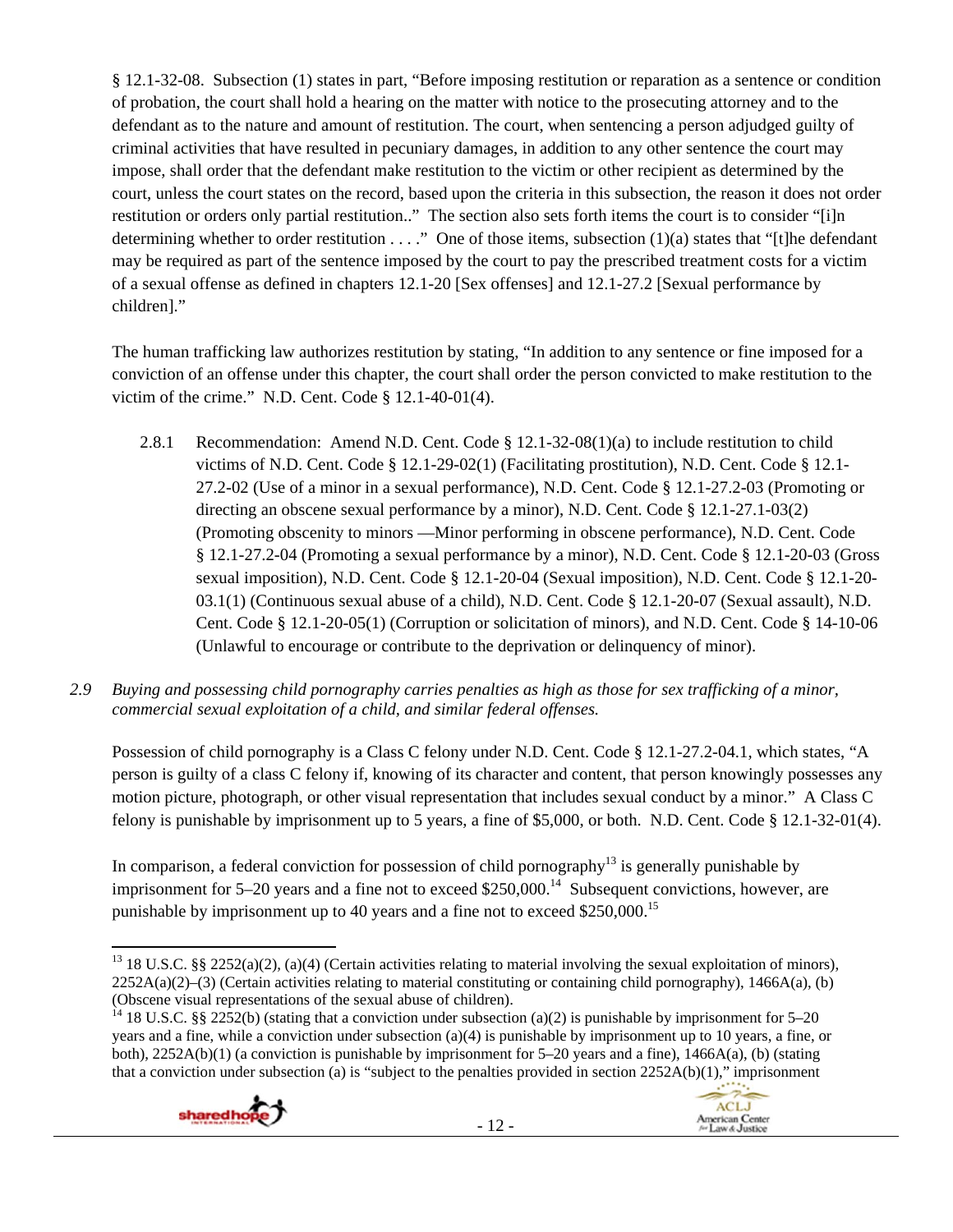§ 12.1-32-08. Subsection (1) states in part, "Before imposing restitution or reparation as a sentence or condition of probation, the court shall hold a hearing on the matter with notice to the prosecuting attorney and to the defendant as to the nature and amount of restitution. The court, when sentencing a person adjudged guilty of criminal activities that have resulted in pecuniary damages, in addition to any other sentence the court may impose, shall order that the defendant make restitution to the victim or other recipient as determined by the court, unless the court states on the record, based upon the criteria in this subsection, the reason it does not order restitution or orders only partial restitution.." The section also sets forth items the court is to consider "[i]n determining whether to order restitution . . . ." One of those items, subsection (1)(a) states that "[t]he defendant may be required as part of the sentence imposed by the court to pay the prescribed treatment costs for a victim of a sexual offense as defined in chapters 12.1-20 [Sex offenses] and 12.1-27.2 [Sexual performance by children]."

The human trafficking law authorizes restitution by stating, "In addition to any sentence or fine imposed for a conviction of an offense under this chapter, the court shall order the person convicted to make restitution to the victim of the crime." N.D. Cent. Code § 12.1-40-01(4).

2.8.1 Recommendation: Amend N.D. Cent. Code § 12.1-32-08(1)(a) to include restitution to child victims of N.D. Cent. Code § 12.1-29-02(1) (Facilitating prostitution), N.D. Cent. Code § 12.1-27.2-02 (Use of a minor in a sexual performance), N.D. Cent. Code § 12.1-27.2-03 (Promoting or directing an obscene sexual performance by a minor), N.D. Cent. Code § 12.1-27.1-03(2) (Promoting obscenity to minors —Minor performing in obscene performance), N.D. Cent. Code § 12.1-27.2-04 (Promoting a sexual performance by a minor), N.D. Cent. Code § 12.1-20-03 (Gross sexual imposition), N.D. Cent. Code § 12.1-20-04 (Sexual imposition), N.D. Cent. Code § 12.1-20-03.1(1) (Continuous sexual abuse of a child), N.D. Cent. Code § 12.1-20-07 (Sexual assault), N.D. Cent. Code § 12.1-20-05(1) (Corruption or solicitation of minors), and N.D. Cent. Code § 14-10-06 (Unlawful to encourage or contribute to the deprivation or delinquency of minor).

*2.9 Buying and possessing child pornography carries penalties as high as those for sex trafficking of a minor, commercial sexual exploitation of a child, and similar federal offenses.*

Possession of child pornography is a Class C felony under N.D. Cent. Code § 12.1-27.2-04.1, which states, "A person is guilty of a class C felony if, knowing of its character and content, that person knowingly possesses any motion picture, photograph, or other visual representation that includes sexual conduct by a minor." A Class C felony is punishable by imprisonment up to 5 years, a fine of $5,000, or both. N.D. Cent. Code § 12.1-32-01(4).

In comparison, a federal conviction for possession of child pornography[13] is generally punishable by imprisonment for 5–20 years and a fine not to exceed $250,000.[14] Subsequent convictions, however, are punishable by imprisonment up to 40 years and a fine not to exceed $250,000.[15]

---

[13] 18 U.S.C. §§ 2252(a)(2), (a)(4) (Certain activities relating to material involving the sexual exploitation of minors), 2252A(a)(2)–(3) (Certain activities relating to material constituting or containing child pornography), 1466A(a), (b) (Obscene visual representations of the sexual abuse of children).

[14] 18 U.S.C. §§ 2252(b) (stating that a conviction under subsection (a)(2) is punishable by imprisonment for 5–20 years and a fine, while a conviction under subsection (a)(4) is punishable by imprisonment up to 10 years, a fine, or both), 2252A(b)(1) (a conviction is punishable by imprisonment for 5–20 years and a fine), 1466A(a), (b) (stating that a conviction under subsection (a) is "subject to the penalties provided in section 2252A(b)(1)," imprisonment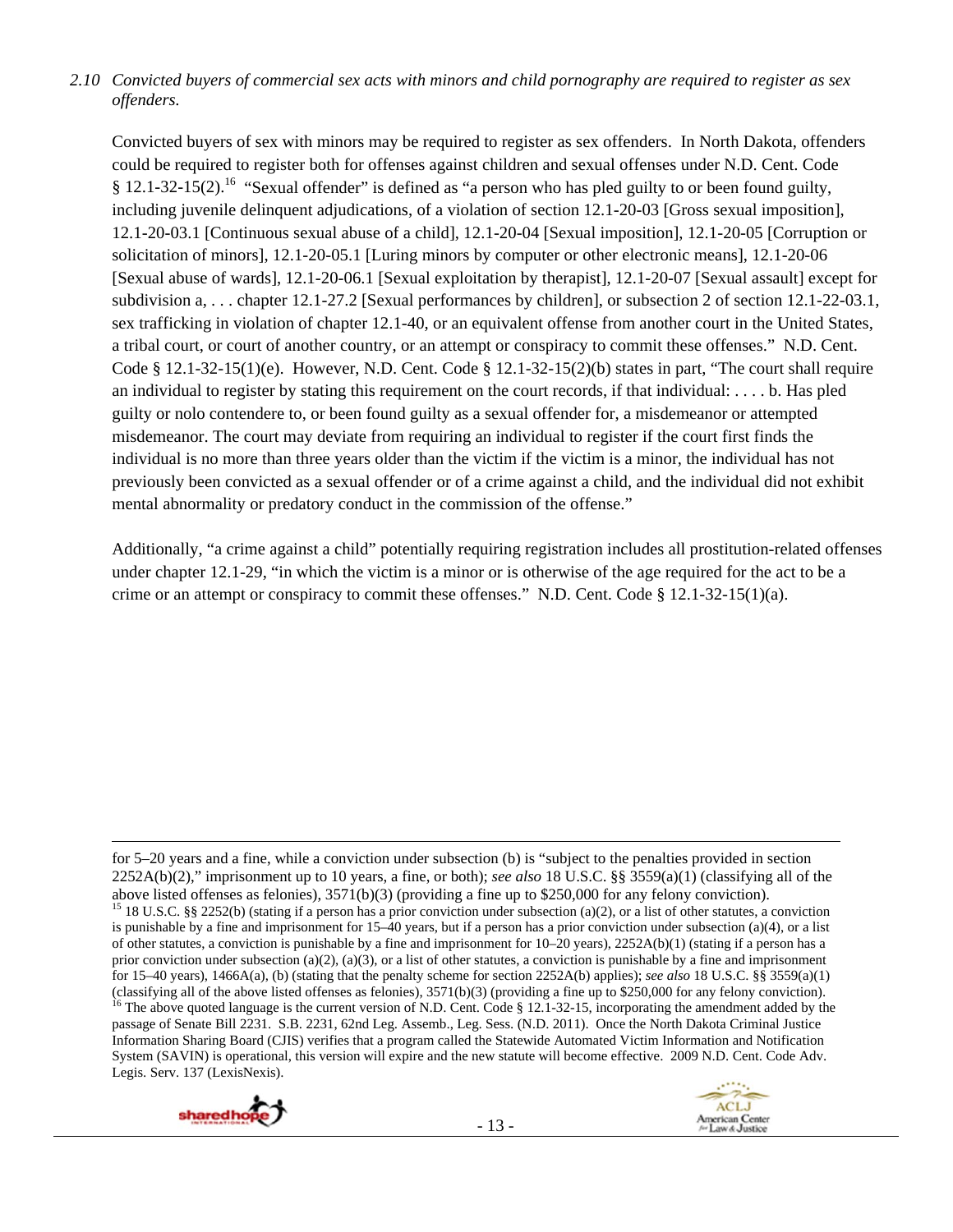*2.10 Convicted buyers of commercial sex acts with minors and child pornography are required to register as sex offenders.*

Convicted buyers of sex with minors may be required to register as sex offenders. In North Dakota, offenders could be required to register both for offenses against children and sexual offenses under N.D. Cent. Code § 12.1-32-15(2).[16] "Sexual offender" is defined as "a person who has pled guilty to or been found guilty, including juvenile delinquent adjudications, of a violation of section 12.1-20-03 [Gross sexual imposition], 12.1-20-03.1 [Continuous sexual abuse of a child], 12.1-20-04 [Sexual imposition], 12.1-20-05 [Corruption or solicitation of minors], 12.1-20-05.1 [Luring minors by computer or other electronic means], 12.1-20-06 [Sexual abuse of wards], 12.1-20-06.1 [Sexual exploitation by therapist], 12.1-20-07 [Sexual assault] except for subdivision a, . . . chapter 12.1-27.2 [Sexual performances by children], or subsection 2 of section 12.1-22-03.1, sex trafficking in violation of chapter 12.1-40, or an equivalent offense from another court in the United States, a tribal court, or court of another country, or an attempt or conspiracy to commit these offenses." N.D. Cent. Code § 12.1-32-15(1)(e). However, N.D. Cent. Code § 12.1-32-15(2)(b) states in part, "The court shall require an individual to register by stating this requirement on the court records, if that individual: . . . . b. Has pled guilty or nolo contendere to, or been found guilty as a sexual offender for, a misdemeanor or attempted misdemeanor. The court may deviate from requiring an individual to register if the court first finds the individual is no more than three years older than the victim if the victim is a minor, the individual has not previously been convicted as a sexual offender or of a crime against a child, and the individual did not exhibit mental abnormality or predatory conduct in the commission of the offense."

Additionally, "a crime against a child" potentially requiring registration includes all prostitution-related offenses under chapter 12.1-29, "in which the victim is a minor or is otherwise of the age required for the act to be a crime or an attempt or conspiracy to commit these offenses." N.D. Cent. Code § 12.1-32-15(1)(a).

---

for 5–20 years and a fine, while a conviction under subsection (b) is "subject to the penalties provided in section 2252A(b)(2)," imprisonment up to 10 years, a fine, or both); *see also* 18 U.S.C. §§ 3559(a)(1) (classifying all of the above listed offenses as felonies), 3571(b)(3) (providing a fine up to $250,000 for any felony conviction).

[15] 18 U.S.C. §§ 2252(b) (stating if a person has a prior conviction under subsection (a)(2), or a list of other statutes, a conviction is punishable by a fine and imprisonment for 15–40 years, but if a person has a prior conviction under subsection (a)(4), or a list of other statutes, a conviction is punishable by a fine and imprisonment for 10–20 years), 2252A(b)(1) (stating if a person has a prior conviction under subsection (a)(2), (a)(3), or a list of other statutes, a conviction is punishable by a fine and imprisonment for 15–40 years), 1466A(a), (b) (stating that the penalty scheme for section 2252A(b) applies); *see also* 18 U.S.C. §§ 3559(a)(1) (classifying all of the above listed offenses as felonies), 3571(b)(3) (providing a fine up to $250,000 for any felony conviction).

[16] The above quoted language is the current version of N.D. Cent. Code § 12.1-32-15, incorporating the amendment added by the passage of Senate Bill 2231. S.B. 2231, 62nd Leg. Assemb., Leg. Sess. (N.D. 2011). Once the North Dakota Criminal Justice Information Sharing Board (CJIS) verifies that a program called the Statewide Automated Victim Information and Notification System (SAVIN) is operational, this version will expire and the new statute will become effective. 2009 N.D. Cent. Code Adv. Legis. Serv. 137 (LexisNexis).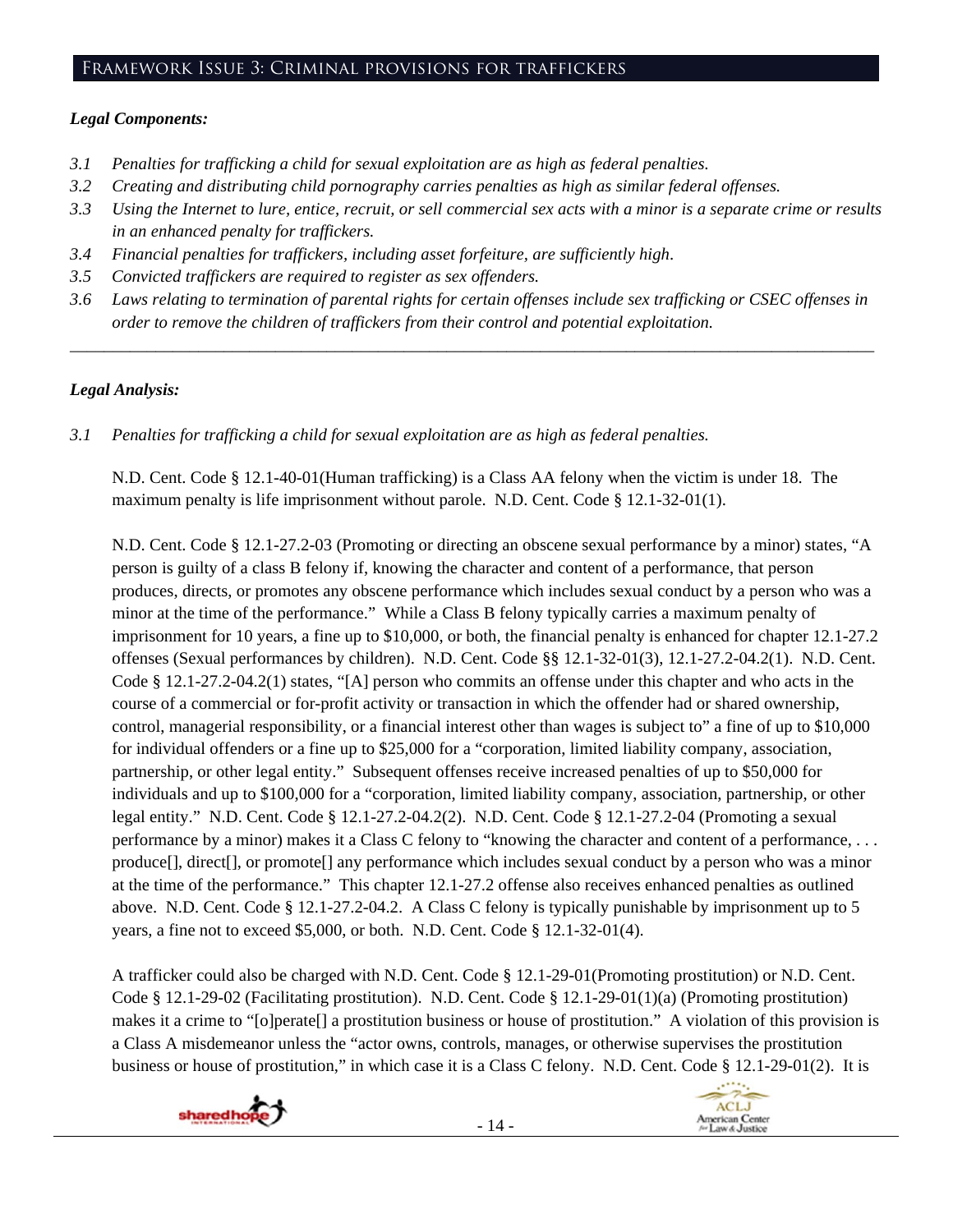## Framework Issue 3: Criminal provisions for traffickers

***Legal Components:***

- *3.1 Penalties for trafficking a child for sexual exploitation are as high as federal penalties.*
- *3.2 Creating and distributing child pornography carries penalties as high as similar federal offenses.*
- *3.3 Using the Internet to lure, entice, recruit, or sell commercial sex acts with a minor is a separate crime or results in an enhanced penalty for traffickers.*
- *3.4 Financial penalties for traffickers, including asset forfeiture, are sufficiently high.*
- *3.5 Convicted traffickers are required to register as sex offenders.*
- *3.6 Laws relating to termination of parental rights for certain offenses include sex trafficking or CSEC offenses in order to remove the children of traffickers from their control and potential exploitation.*

---

***Legal Analysis:***

*3.1 Penalties for trafficking a child for sexual exploitation are as high as federal penalties.*

N.D. Cent. Code § 12.1-40-01(Human trafficking) is a Class AA felony when the victim is under 18. The maximum penalty is life imprisonment without parole. N.D. Cent. Code § 12.1-32-01(1).

N.D. Cent. Code § 12.1-27.2-03 (Promoting or directing an obscene sexual performance by a minor) states, "A person is guilty of a class B felony if, knowing the character and content of a performance, that person produces, directs, or promotes any obscene performance which includes sexual conduct by a person who was a minor at the time of the performance." While a Class B felony typically carries a maximum penalty of imprisonment for 10 years, a fine up to $10,000, or both, the financial penalty is enhanced for chapter 12.1-27.2 offenses (Sexual performances by children). N.D. Cent. Code §§ 12.1-32-01(3), 12.1-27.2-04.2(1). N.D. Cent. Code § 12.1-27.2-04.2(1) states, "[A] person who commits an offense under this chapter and who acts in the course of a commercial or for-profit activity or transaction in which the offender had or shared ownership, control, managerial responsibility, or a financial interest other than wages is subject to" a fine of up to $10,000 for individual offenders or a fine up to $25,000 for a "corporation, limited liability company, association, partnership, or other legal entity." Subsequent offenses receive increased penalties of up to $50,000 for individuals and up to $100,000 for a "corporation, limited liability company, association, partnership, or other legal entity." N.D. Cent. Code § 12.1-27.2-04.2(2). N.D. Cent. Code § 12.1-27.2-04 (Promoting a sexual performance by a minor) makes it a Class C felony to "knowing the character and content of a performance, . . . produce[], direct[], or promote[] any performance which includes sexual conduct by a person who was a minor at the time of the performance." This chapter 12.1-27.2 offense also receives enhanced penalties as outlined above. N.D. Cent. Code § 12.1-27.2-04.2. A Class C felony is typically punishable by imprisonment up to 5 years, a fine not to exceed $5,000, or both. N.D. Cent. Code § 12.1-32-01(4).

A trafficker could also be charged with N.D. Cent. Code § 12.1-29-01(Promoting prostitution) or N.D. Cent. Code § 12.1-29-02 (Facilitating prostitution). N.D. Cent. Code § 12.1-29-01(1)(a) (Promoting prostitution) makes it a crime to "[o]perate[] a prostitution business or house of prostitution." A violation of this provision is a Class A misdemeanor unless the "actor owns, controls, manages, or otherwise supervises the prostitution business or house of prostitution," in which case it is a Class C felony. N.D. Cent. Code § 12.1-29-01(2). It is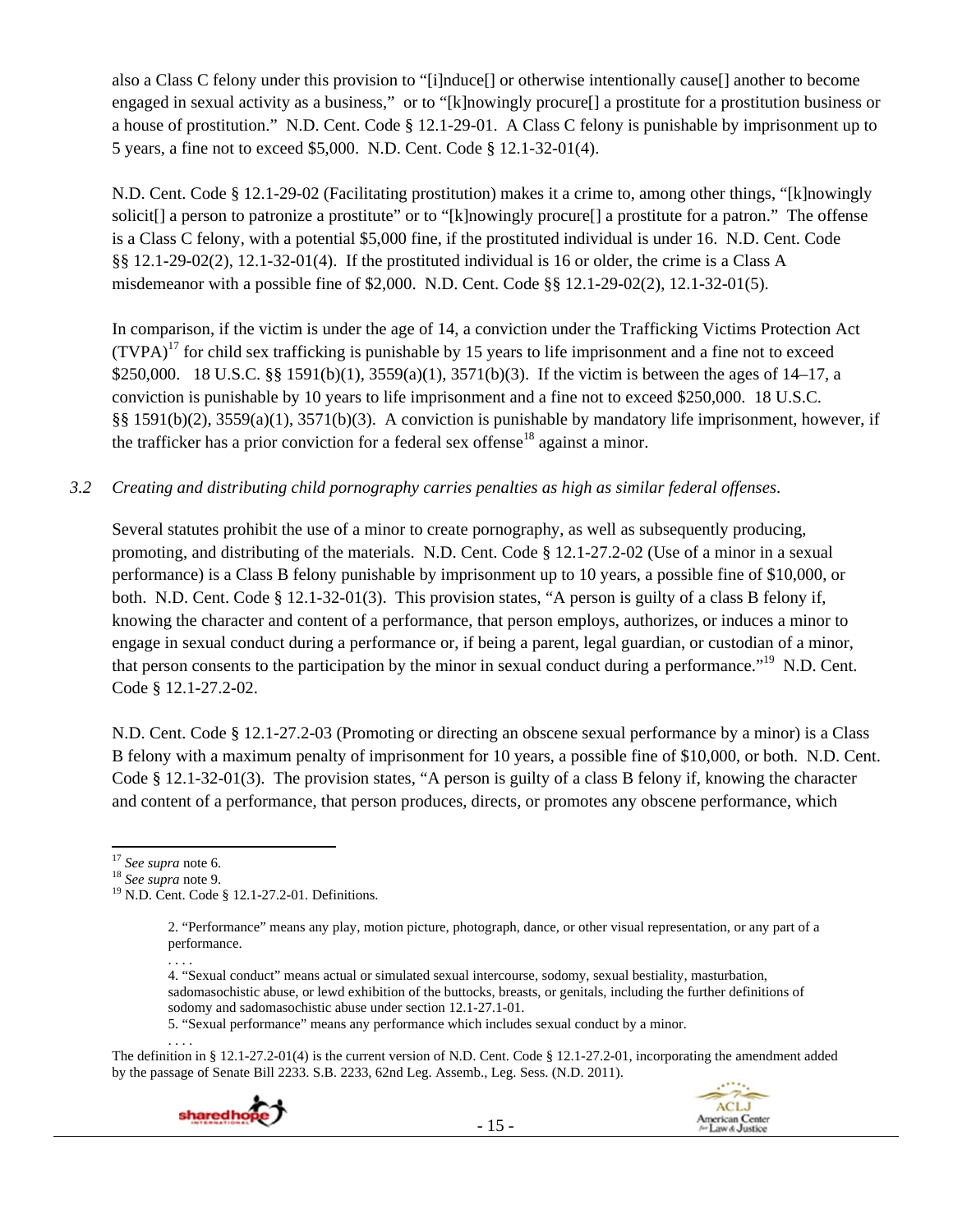also a Class C felony under this provision to "[i]nduce[] or otherwise intentionally cause[] another to become engaged in sexual activity as a business," or to "[k]nowingly procure[] a prostitute for a prostitution business or a house of prostitution." N.D. Cent. Code § 12.1-29-01. A Class C felony is punishable by imprisonment up to 5 years, a fine not to exceed $5,000. N.D. Cent. Code § 12.1-32-01(4).

N.D. Cent. Code § 12.1-29-02 (Facilitating prostitution) makes it a crime to, among other things, "[k]nowingly solicit[] a person to patronize a prostitute" or to "[k]nowingly procure[] a prostitute for a patron." The offense is a Class C felony, with a potential $5,000 fine, if the prostituted individual is under 16. N.D. Cent. Code §§ 12.1-29-02(2), 12.1-32-01(4). If the prostituted individual is 16 or older, the crime is a Class A misdemeanor with a possible fine of $2,000. N.D. Cent. Code §§ 12.1-29-02(2), 12.1-32-01(5).

In comparison, if the victim is under the age of 14, a conviction under the Trafficking Victims Protection Act (TVPA)[17] for child sex trafficking is punishable by 15 years to life imprisonment and a fine not to exceed $250,000. 18 U.S.C. §§ 1591(b)(1), 3559(a)(1), 3571(b)(3). If the victim is between the ages of 14–17, a conviction is punishable by 10 years to life imprisonment and a fine not to exceed $250,000. 18 U.S.C. §§ 1591(b)(2), 3559(a)(1), 3571(b)(3). A conviction is punishable by mandatory life imprisonment, however, if the trafficker has a prior conviction for a federal sex offense[18] against a minor.

*3.2 Creating and distributing child pornography carries penalties as high as similar federal offenses.*

Several statutes prohibit the use of a minor to create pornography, as well as subsequently producing, promoting, and distributing of the materials. N.D. Cent. Code § 12.1-27.2-02 (Use of a minor in a sexual performance) is a Class B felony punishable by imprisonment up to 10 years, a possible fine of $10,000, or both. N.D. Cent. Code § 12.1-32-01(3). This provision states, "A person is guilty of a class B felony if, knowing the character and content of a performance, that person employs, authorizes, or induces a minor to engage in sexual conduct during a performance or, if being a parent, legal guardian, or custodian of a minor, that person consents to the participation by the minor in sexual conduct during a performance."[19] N.D. Cent. Code § 12.1-27.2-02.

N.D. Cent. Code § 12.1-27.2-03 (Promoting or directing an obscene sexual performance by a minor) is a Class B felony with a maximum penalty of imprisonment for 10 years, a possible fine of $10,000, or both. N.D. Cent. Code § 12.1-32-01(3). The provision states, "A person is guilty of a class B felony if, knowing the character and content of a performance, that person produces, directs, or promotes any obscene performance, which

---

[17] *See supra* note 6.

[18] *See supra* note 9.

[19] N.D. Cent. Code § 12.1-27.2-01. Definitions.

> 2. "Performance" means any play, motion picture, photograph, dance, or other visual representation, or any part of a performance.
>
> . . . .
>
> 4. "Sexual conduct" means actual or simulated sexual intercourse, sodomy, sexual bestiality, masturbation, sadomasochistic abuse, or lewd exhibition of the buttocks, breasts, or genitals, including the further definitions of sodomy and sadomasochistic abuse under section 12.1-27.1-01.
>
> 5. "Sexual performance" means any performance which includes sexual conduct by a minor.
>
> . . . .

The definition in § 12.1-27.2-01(4) is the current version of N.D. Cent. Code § 12.1-27.2-01, incorporating the amendment added by the passage of Senate Bill 2233. S.B. 2233, 62nd Leg. Assemb., Leg. Sess. (N.D. 2011).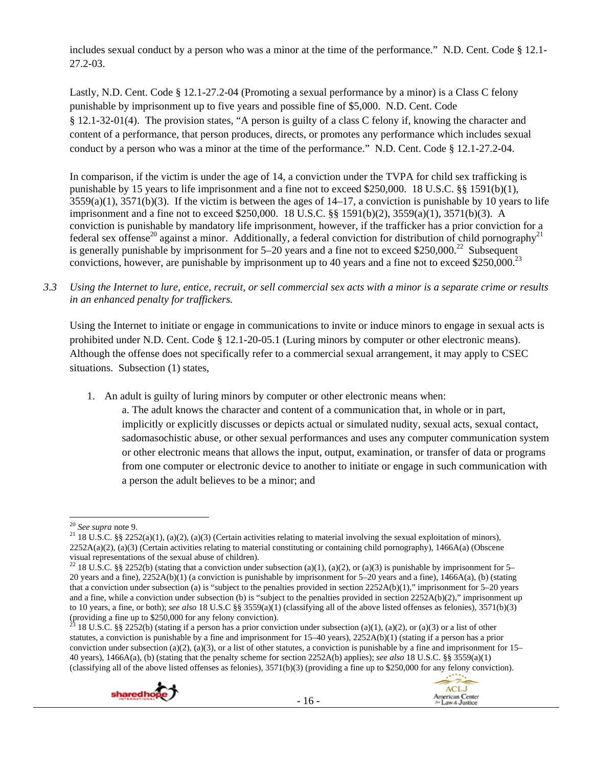includes sexual conduct by a person who was a minor at the time of the performance." N.D. Cent. Code § 12.1-27.2-03.

Lastly, N.D. Cent. Code § 12.1-27.2-04 (Promoting a sexual performance by a minor) is a Class C felony punishable by imprisonment up to five years and possible fine of $5,000. N.D. Cent. Code § 12.1-32-01(4). The provision states, "A person is guilty of a class C felony if, knowing the character and content of a performance, that person produces, directs, or promotes any performance which includes sexual conduct by a person who was a minor at the time of the performance." N.D. Cent. Code § 12.1-27.2-04.

In comparison, if the victim is under the age of 14, a conviction under the TVPA for child sex trafficking is punishable by 15 years to life imprisonment and a fine not to exceed $250,000. 18 U.S.C. §§ 1591(b)(1), 3559(a)(1), 3571(b)(3). If the victim is between the ages of 14–17, a conviction is punishable by 10 years to life imprisonment and a fine not to exceed $250,000. 18 U.S.C. §§ 1591(b)(2), 3559(a)(1), 3571(b)(3). A conviction is punishable by mandatory life imprisonment, however, if the trafficker has a prior conviction for a federal sex offense[20] against a minor. Additionally, a federal conviction for distribution of child pornography[21] is generally punishable by imprisonment for 5–20 years and a fine not to exceed $250,000.[22] Subsequent convictions, however, are punishable by imprisonment up to 40 years and a fine not to exceed $250,000.[23]

*3.3 Using the Internet to lure, entice, recruit, or sell commercial sex acts with a minor is a separate crime or results in an enhanced penalty for traffickers.*

Using the Internet to initiate or engage in communications to invite or induce minors to engage in sexual acts is prohibited under N.D. Cent. Code § 12.1-20-05.1 (Luring minors by computer or other electronic means). Although the offense does not specifically refer to a commercial sexual arrangement, it may apply to CSEC situations. Subsection (1) states,

> 1. An adult is guilty of luring minors by computer or other electronic means when:
>
>    a. The adult knows the character and content of a communication that, in whole or in part, implicitly or explicitly discusses or depicts actual or simulated nudity, sexual acts, sexual contact, sadomasochistic abuse, or other sexual performances and uses any computer communication system or other electronic means that allows the input, output, examination, or transfer of data or programs from one computer or electronic device to another to initiate or engage in such communication with a person the adult believes to be a minor; and

---

[20] *See supra* note 9.

[21] 18 U.S.C. §§ 2252(a)(1), (a)(2), (a)(3) (Certain activities relating to material involving the sexual exploitation of minors), 2252A(a)(2), (a)(3) (Certain activities relating to material constituting or containing child pornography), 1466A(a) (Obscene visual representations of the sexual abuse of children).

[22] 18 U.S.C. §§ 2252(b) (stating that a conviction under subsection (a)(1), (a)(2), or (a)(3) is punishable by imprisonment for 5–20 years and a fine), 2252A(b)(1) (a conviction is punishable by imprisonment for 5–20 years and a fine), 1466A(a), (b) (stating that a conviction under subsection (a) is "subject to the penalties provided in section 2252A(b)(1)," imprisonment for 5–20 years and a fine, while a conviction under subsection (b) is "subject to the penalties provided in section 2252A(b)(2)," imprisonment up to 10 years, a fine, or both); *see also* 18 U.S.C §§ 3559(a)(1) (classifying all of the above listed offenses as felonies), 3571(b)(3) (providing a fine up to $250,000 for any felony conviction).

[23] 18 U.S.C. §§ 2252(b) (stating if a person has a prior conviction under subsection (a)(1), (a)(2), or (a)(3) or a list of other statutes, a conviction is punishable by a fine and imprisonment for 15–40 years), 2252A(b)(1) (stating if a person has a prior conviction under subsection (a)(2), (a)(3), or a list of other statutes, a conviction is punishable by a fine and imprisonment for 15–40 years), 1466A(a), (b) (stating that the penalty scheme for section 2252A(b) applies); *see also* 18 U.S.C. §§ 3559(a)(1) (classifying all of the above listed offenses as felonies), 3571(b)(3) (providing a fine up to $250,000 for any felony conviction).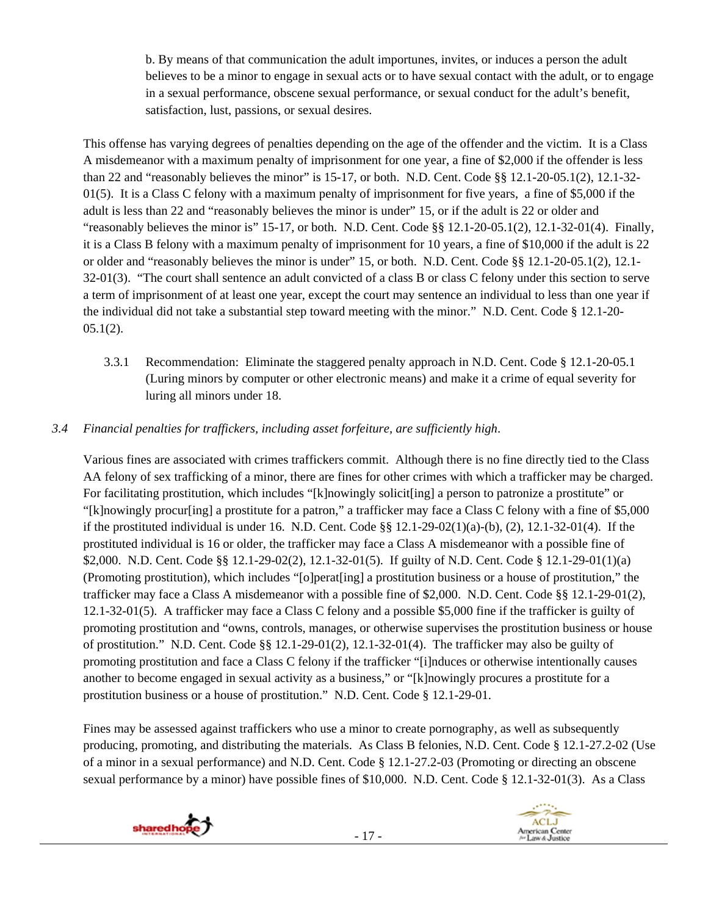b. By means of that communication the adult importunes, invites, or induces a person the adult believes to be a minor to engage in sexual acts or to have sexual contact with the adult, or to engage in a sexual performance, obscene sexual performance, or sexual conduct for the adult's benefit, satisfaction, lust, passions, or sexual desires.

This offense has varying degrees of penalties depending on the age of the offender and the victim. It is a Class A misdemeanor with a maximum penalty of imprisonment for one year, a fine of $2,000 if the offender is less than 22 and "reasonably believes the minor" is 15-17, or both. N.D. Cent. Code §§ 12.1-20-05.1(2), 12.1-32-01(5). It is a Class C felony with a maximum penalty of imprisonment for five years, a fine of $5,000 if the adult is less than 22 and "reasonably believes the minor is under" 15, or if the adult is 22 or older and "reasonably believes the minor is" 15-17, or both. N.D. Cent. Code §§ 12.1-20-05.1(2), 12.1-32-01(4). Finally, it is a Class B felony with a maximum penalty of imprisonment for 10 years, a fine of $10,000 if the adult is 22 or older and "reasonably believes the minor is under" 15, or both. N.D. Cent. Code §§ 12.1-20-05.1(2), 12.1-32-01(3). "The court shall sentence an adult convicted of a class B or class C felony under this section to serve a term of imprisonment of at least one year, except the court may sentence an individual to less than one year if the individual did not take a substantial step toward meeting with the minor." N.D. Cent. Code § 12.1-20-05.1(2).

3.3.1 Recommendation: Eliminate the staggered penalty approach in N.D. Cent. Code § 12.1-20-05.1 (Luring minors by computer or other electronic means) and make it a crime of equal severity for luring all minors under 18.

*3.4 Financial penalties for traffickers, including asset forfeiture, are sufficiently high.*

Various fines are associated with crimes traffickers commit. Although there is no fine directly tied to the Class AA felony of sex trafficking of a minor, there are fines for other crimes with which a trafficker may be charged. For facilitating prostitution, which includes "[k]nowingly solicit[ing] a person to patronize a prostitute" or "[k]nowingly procur[ing] a prostitute for a patron," a trafficker may face a Class C felony with a fine of $5,000 if the prostituted individual is under 16. N.D. Cent. Code §§ 12.1-29-02(1)(a)-(b), (2), 12.1-32-01(4). If the prostituted individual is 16 or older, the trafficker may face a Class A misdemeanor with a possible fine of $2,000. N.D. Cent. Code §§ 12.1-29-02(2), 12.1-32-01(5). If guilty of N.D. Cent. Code § 12.1-29-01(1)(a) (Promoting prostitution), which includes "[o]perat[ing] a prostitution business or a house of prostitution," the trafficker may face a Class A misdemeanor with a possible fine of $2,000. N.D. Cent. Code §§ 12.1-29-01(2), 12.1-32-01(5). A trafficker may face a Class C felony and a possible $5,000 fine if the trafficker is guilty of promoting prostitution and "owns, controls, manages, or otherwise supervises the prostitution business or house of prostitution." N.D. Cent. Code §§ 12.1-29-01(2), 12.1-32-01(4). The trafficker may also be guilty of promoting prostitution and face a Class C felony if the trafficker "[i]nduces or otherwise intentionally causes another to become engaged in sexual activity as a business," or "[k]nowingly procures a prostitute for a prostitution business or a house of prostitution." N.D. Cent. Code § 12.1-29-01.

Fines may be assessed against traffickers who use a minor to create pornography, as well as subsequently producing, promoting, and distributing the materials. As Class B felonies, N.D. Cent. Code § 12.1-27.2-02 (Use of a minor in a sexual performance) and N.D. Cent. Code § 12.1-27.2-03 (Promoting or directing an obscene sexual performance by a minor) have possible fines of $10,000. N.D. Cent. Code § 12.1-32-01(3). As a Class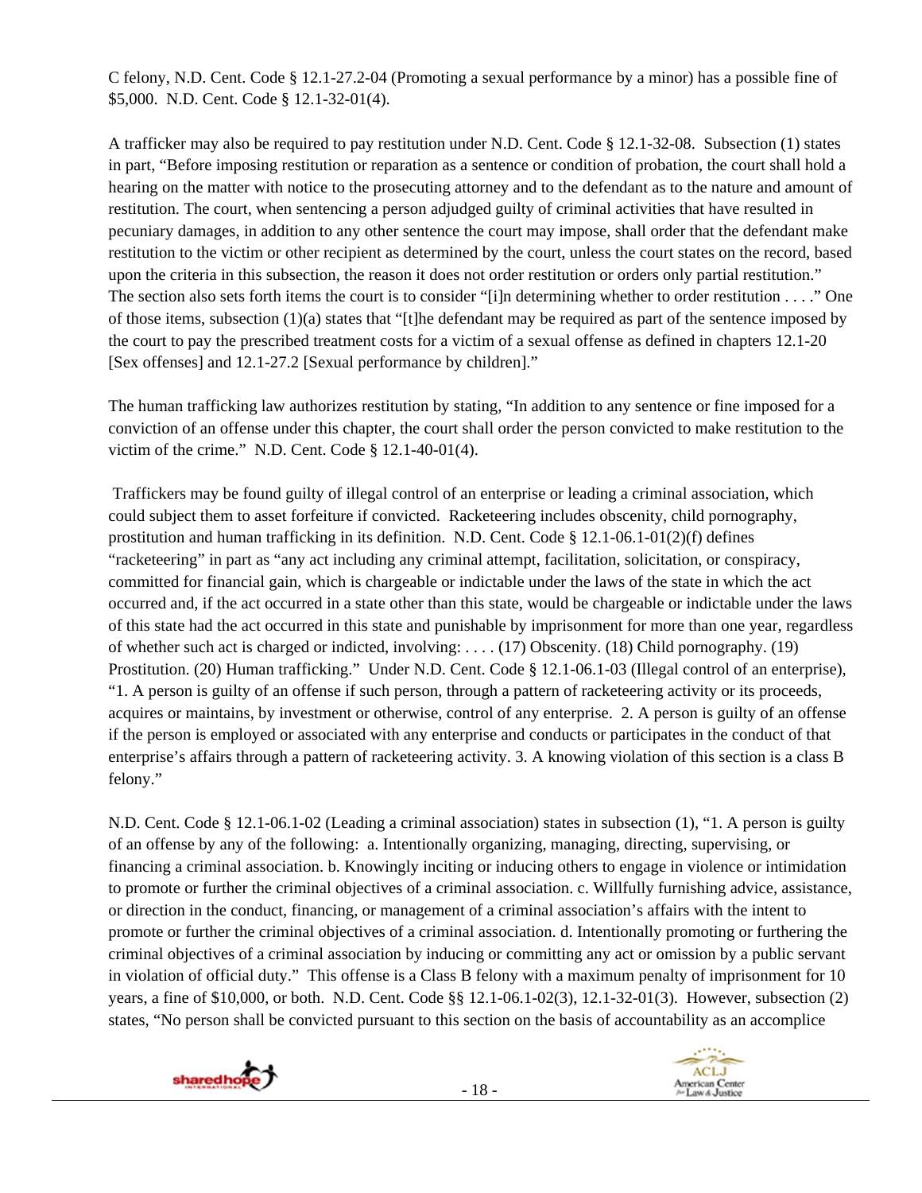C felony, N.D. Cent. Code § 12.1-27.2-04 (Promoting a sexual performance by a minor) has a possible fine of $5,000. N.D. Cent. Code § 12.1-32-01(4).

A trafficker may also be required to pay restitution under N.D. Cent. Code § 12.1-32-08. Subsection (1) states in part, "Before imposing restitution or reparation as a sentence or condition of probation, the court shall hold a hearing on the matter with notice to the prosecuting attorney and to the defendant as to the nature and amount of restitution. The court, when sentencing a person adjudged guilty of criminal activities that have resulted in pecuniary damages, in addition to any other sentence the court may impose, shall order that the defendant make restitution to the victim or other recipient as determined by the court, unless the court states on the record, based upon the criteria in this subsection, the reason it does not order restitution or orders only partial restitution." The section also sets forth items the court is to consider "[i]n determining whether to order restitution . . . ." One of those items, subsection (1)(a) states that "[t]he defendant may be required as part of the sentence imposed by the court to pay the prescribed treatment costs for a victim of a sexual offense as defined in chapters 12.1-20 [Sex offenses] and 12.1-27.2 [Sexual performance by children]."

The human trafficking law authorizes restitution by stating, "In addition to any sentence or fine imposed for a conviction of an offense under this chapter, the court shall order the person convicted to make restitution to the victim of the crime." N.D. Cent. Code § 12.1-40-01(4).

Traffickers may be found guilty of illegal control of an enterprise or leading a criminal association, which could subject them to asset forfeiture if convicted. Racketeering includes obscenity, child pornography, prostitution and human trafficking in its definition. N.D. Cent. Code § 12.1-06.1-01(2)(f) defines "racketeering" in part as "any act including any criminal attempt, facilitation, solicitation, or conspiracy, committed for financial gain, which is chargeable or indictable under the laws of the state in which the act occurred and, if the act occurred in a state other than this state, would be chargeable or indictable under the laws of this state had the act occurred in this state and punishable by imprisonment for more than one year, regardless of whether such act is charged or indicted, involving: . . . . (17) Obscenity. (18) Child pornography. (19) Prostitution. (20) Human trafficking." Under N.D. Cent. Code § 12.1-06.1-03 (Illegal control of an enterprise), "1. A person is guilty of an offense if such person, through a pattern of racketeering activity or its proceeds, acquires or maintains, by investment or otherwise, control of any enterprise. 2. A person is guilty of an offense if the person is employed or associated with any enterprise and conducts or participates in the conduct of that enterprise's affairs through a pattern of racketeering activity. 3. A knowing violation of this section is a class B felony."

N.D. Cent. Code § 12.1-06.1-02 (Leading a criminal association) states in subsection (1), "1. A person is guilty of an offense by any of the following: a. Intentionally organizing, managing, directing, supervising, or financing a criminal association. b. Knowingly inciting or inducing others to engage in violence or intimidation to promote or further the criminal objectives of a criminal association. c. Willfully furnishing advice, assistance, or direction in the conduct, financing, or management of a criminal association's affairs with the intent to promote or further the criminal objectives of a criminal association. d. Intentionally promoting or furthering the criminal objectives of a criminal association by inducing or committing any act or omission by a public servant in violation of official duty." This offense is a Class B felony with a maximum penalty of imprisonment for 10 years, a fine of $10,000, or both. N.D. Cent. Code §§ 12.1-06.1-02(3), 12.1-32-01(3). However, subsection (2) states, "No person shall be convicted pursuant to this section on the basis of accountability as an accomplice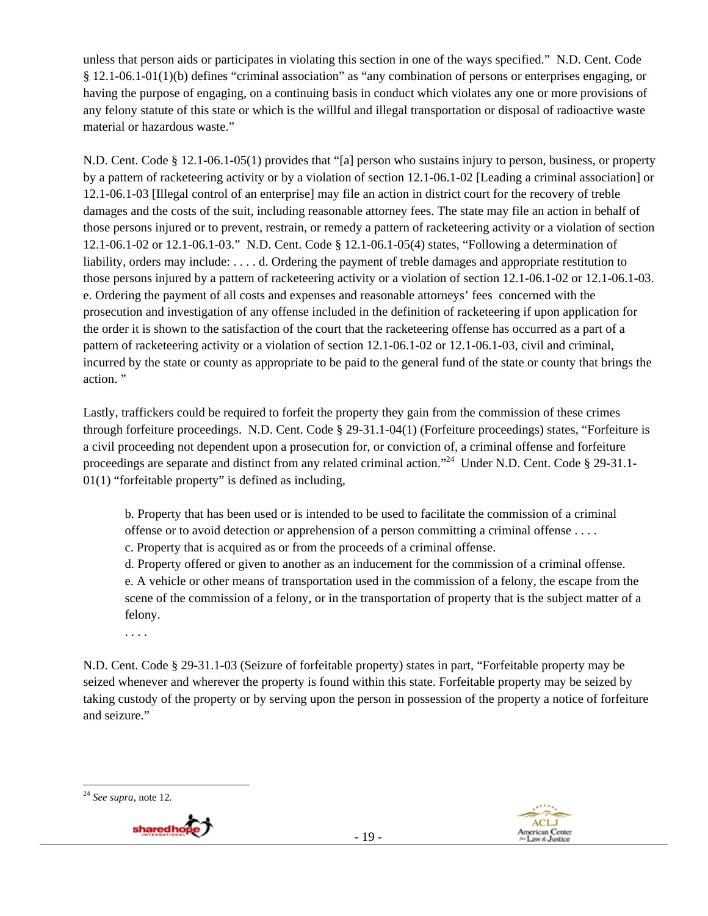unless that person aids or participates in violating this section in one of the ways specified." N.D. Cent. Code § 12.1-06.1-01(1)(b) defines "criminal association" as "any combination of persons or enterprises engaging, or having the purpose of engaging, on a continuing basis in conduct which violates any one or more provisions of any felony statute of this state or which is the willful and illegal transportation or disposal of radioactive waste material or hazardous waste."

N.D. Cent. Code § 12.1-06.1-05(1) provides that "[a] person who sustains injury to person, business, or property by a pattern of racketeering activity or by a violation of section 12.1-06.1-02 [Leading a criminal association] or 12.1-06.1-03 [Illegal control of an enterprise] may file an action in district court for the recovery of treble damages and the costs of the suit, including reasonable attorney fees. The state may file an action in behalf of those persons injured or to prevent, restrain, or remedy a pattern of racketeering activity or a violation of section 12.1-06.1-02 or 12.1-06.1-03." N.D. Cent. Code § 12.1-06.1-05(4) states, "Following a determination of liability, orders may include: . . . . d. Ordering the payment of treble damages and appropriate restitution to those persons injured by a pattern of racketeering activity or a violation of section 12.1-06.1-02 or 12.1-06.1-03. e. Ordering the payment of all costs and expenses and reasonable attorneys' fees concerned with the prosecution and investigation of any offense included in the definition of racketeering if upon application for the order it is shown to the satisfaction of the court that the racketeering offense has occurred as a part of a pattern of racketeering activity or a violation of section 12.1-06.1-02 or 12.1-06.1-03, civil and criminal, incurred by the state or county as appropriate to be paid to the general fund of the state or county that brings the action. "

Lastly, traffickers could be required to forfeit the property they gain from the commission of these crimes through forfeiture proceedings. N.D. Cent. Code § 29-31.1-04(1) (Forfeiture proceedings) states, "Forfeiture is a civil proceeding not dependent upon a prosecution for, or conviction of, a criminal offense and forfeiture proceedings are separate and distinct from any related criminal action."[24] Under N.D. Cent. Code § 29-31.1-01(1) "forfeitable property" is defined as including,

> b. Property that has been used or is intended to be used to facilitate the commission of a criminal offense or to avoid detection or apprehension of a person committing a criminal offense . . . .
> c. Property that is acquired as or from the proceeds of a criminal offense.
> d. Property offered or given to another as an inducement for the commission of a criminal offense.
> e. A vehicle or other means of transportation used in the commission of a felony, the escape from the scene of the commission of a felony, or in the transportation of property that is the subject matter of a felony.
> . . . .

N.D. Cent. Code § 29-31.1-03 (Seizure of forfeitable property) states in part, "Forfeitable property may be seized whenever and wherever the property is found within this state. Forfeitable property may be seized by taking custody of the property or by serving upon the person in possession of the property a notice of forfeiture and seizure."

---

[24] *See supra*, note 12.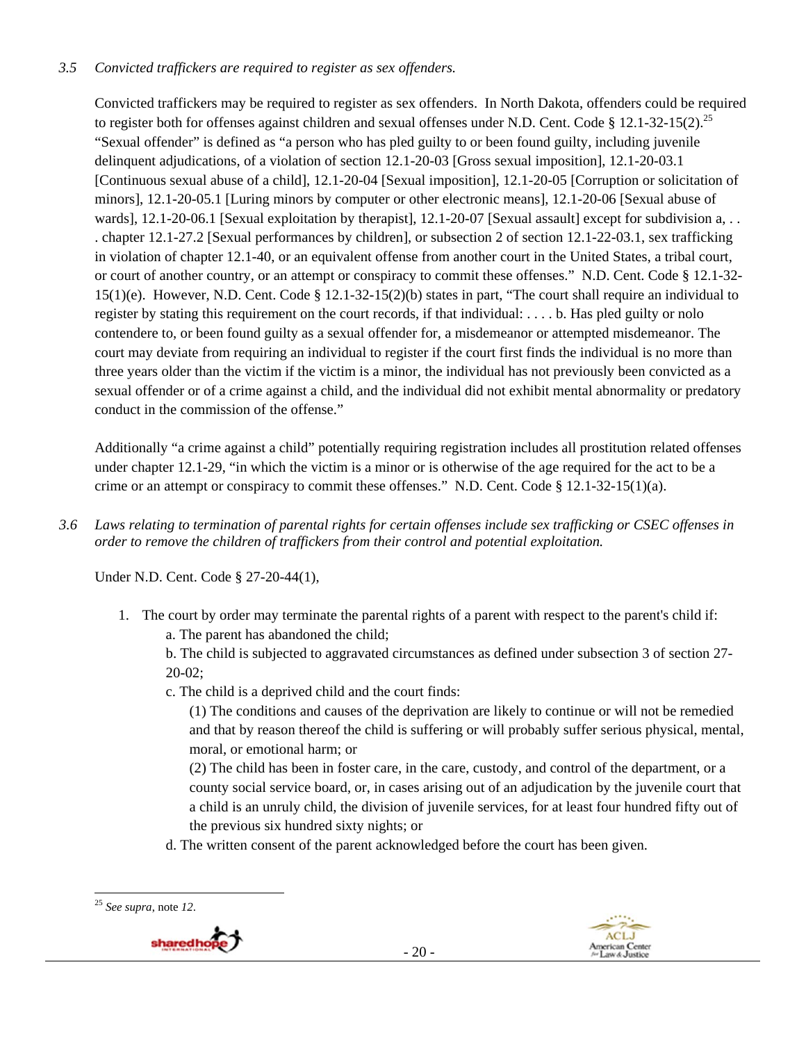*3.5 Convicted traffickers are required to register as sex offenders.*

Convicted traffickers may be required to register as sex offenders. In North Dakota, offenders could be required to register both for offenses against children and sexual offenses under N.D. Cent. Code § 12.1-32-15(2).[25] "Sexual offender" is defined as "a person who has pled guilty to or been found guilty, including juvenile delinquent adjudications, of a violation of section 12.1-20-03 [Gross sexual imposition], 12.1-20-03.1 [Continuous sexual abuse of a child], 12.1-20-04 [Sexual imposition], 12.1-20-05 [Corruption or solicitation of minors], 12.1-20-05.1 [Luring minors by computer or other electronic means], 12.1-20-06 [Sexual abuse of wards], 12.1-20-06.1 [Sexual exploitation by therapist], 12.1-20-07 [Sexual assault] except for subdivision a, . . . chapter 12.1-27.2 [Sexual performances by children], or subsection 2 of section 12.1-22-03.1, sex trafficking in violation of chapter 12.1-40, or an equivalent offense from another court in the United States, a tribal court, or court of another country, or an attempt or conspiracy to commit these offenses." N.D. Cent. Code § 12.1-32-15(1)(e). However, N.D. Cent. Code § 12.1-32-15(2)(b) states in part, "The court shall require an individual to register by stating this requirement on the court records, if that individual: . . . . b. Has pled guilty or nolo contendere to, or been found guilty as a sexual offender for, a misdemeanor or attempted misdemeanor. The court may deviate from requiring an individual to register if the court first finds the individual is no more than three years older than the victim if the victim is a minor, the individual has not previously been convicted as a sexual offender or of a crime against a child, and the individual did not exhibit mental abnormality or predatory conduct in the commission of the offense."

Additionally "a crime against a child" potentially requiring registration includes all prostitution related offenses under chapter 12.1-29, "in which the victim is a minor or is otherwise of the age required for the act to be a crime or an attempt or conspiracy to commit these offenses." N.D. Cent. Code § 12.1-32-15(1)(a).

*3.6 Laws relating to termination of parental rights for certain offenses include sex trafficking or CSEC offenses in order to remove the children of traffickers from their control and potential exploitation.*

Under N.D. Cent. Code § 27-20-44(1),

1. The court by order may terminate the parental rights of a parent with respect to the parent's child if:
   a. The parent has abandoned the child;
   b. The child is subjected to aggravated circumstances as defined under subsection 3 of section 27-20-02;
   c. The child is a deprived child and the court finds:
      (1) The conditions and causes of the deprivation are likely to continue or will not be remedied and that by reason thereof the child is suffering or will probably suffer serious physical, mental, moral, or emotional harm; or
      (2) The child has been in foster care, in the care, custody, and control of the department, or a county social service board, or, in cases arising out of an adjudication by the juvenile court that a child is an unruly child, the division of juvenile services, for at least four hundred fifty out of the previous six hundred sixty nights; or
   d. The written consent of the parent acknowledged before the court has been given.

[25] *See supra*, note *12*.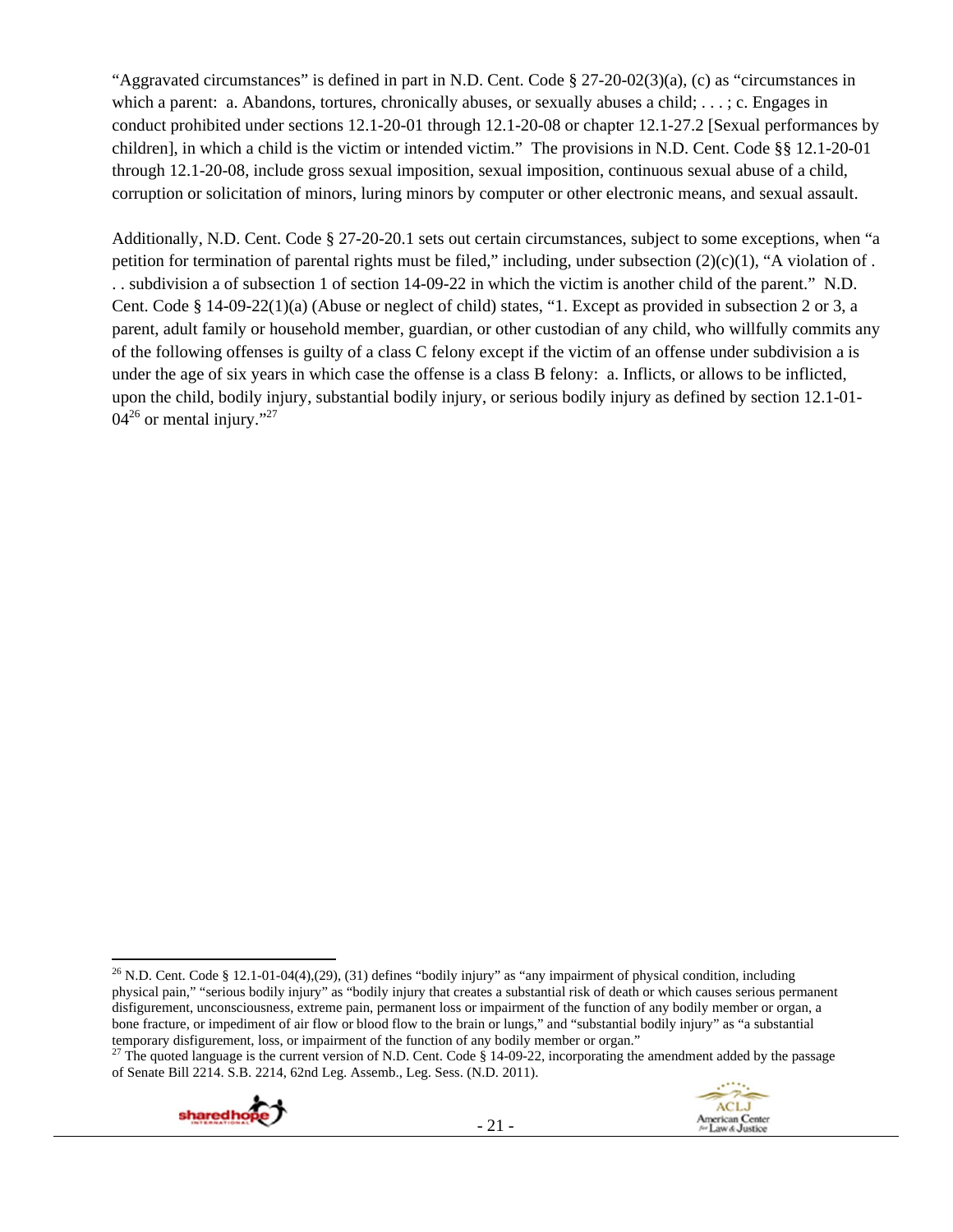"Aggravated circumstances" is defined in part in N.D. Cent. Code § 27-20-02(3)(a), (c) as "circumstances in which a parent: a. Abandons, tortures, chronically abuses, or sexually abuses a child; . . . ; c. Engages in conduct prohibited under sections 12.1-20-01 through 12.1-20-08 or chapter 12.1-27.2 [Sexual performances by children], in which a child is the victim or intended victim." The provisions in N.D. Cent. Code §§ 12.1-20-01 through 12.1-20-08, include gross sexual imposition, sexual imposition, continuous sexual abuse of a child, corruption or solicitation of minors, luring minors by computer or other electronic means, and sexual assault.

Additionally, N.D. Cent. Code § 27-20-20.1 sets out certain circumstances, subject to some exceptions, when "a petition for termination of parental rights must be filed," including, under subsection (2)(c)(1), "A violation of . . . subdivision a of subsection 1 of section 14-09-22 in which the victim is another child of the parent." N.D. Cent. Code § 14-09-22(1)(a) (Abuse or neglect of child) states, "1. Except as provided in subsection 2 or 3, a parent, adult family or household member, guardian, or other custodian of any child, who willfully commits any of the following offenses is guilty of a class C felony except if the victim of an offense under subdivision a is under the age of six years in which case the offense is a class B felony: a. Inflicts, or allows to be inflicted, upon the child, bodily injury, substantial bodily injury, or serious bodily injury as defined by section 12.1-01-04[26] or mental injury."[27]

---

[26] N.D. Cent. Code § 12.1-01-04(4),(29), (31) defines "bodily injury" as "any impairment of physical condition, including physical pain," "serious bodily injury" as "bodily injury that creates a substantial risk of death or which causes serious permanent disfigurement, unconsciousness, extreme pain, permanent loss or impairment of the function of any bodily member or organ, a bone fracture, or impediment of air flow or blood flow to the brain or lungs," and "substantial bodily injury" as "a substantial temporary disfigurement, loss, or impairment of the function of any bodily member or organ."

[27] The quoted language is the current version of N.D. Cent. Code § 14-09-22, incorporating the amendment added by the passage of Senate Bill 2214. S.B. 2214, 62nd Leg. Assemb., Leg. Sess. (N.D. 2011).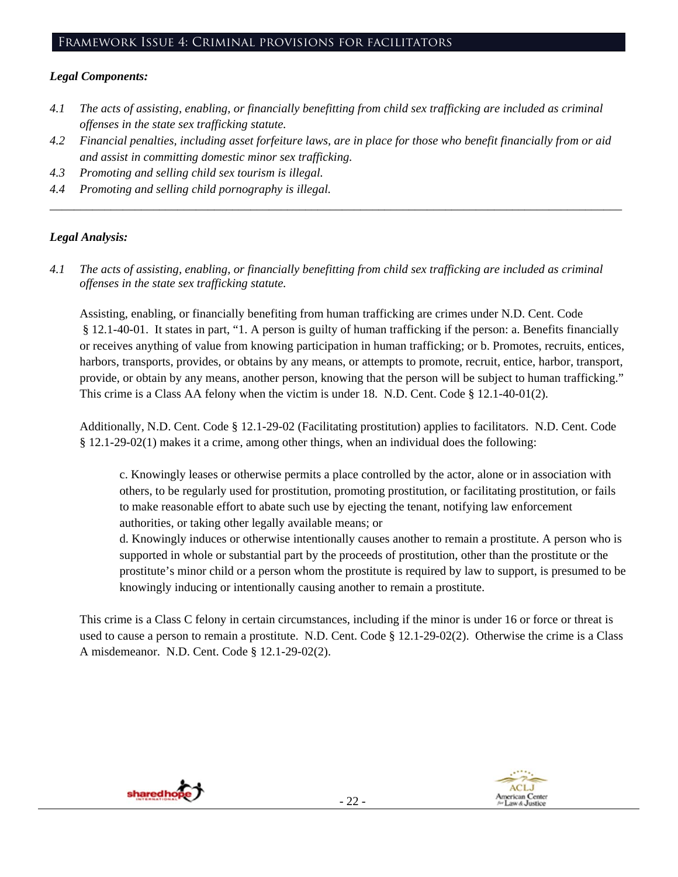## Framework Issue 4: Criminal provisions for facilitators

***Legal Components:***

*4.1 The acts of assisting, enabling, or financially benefitting from child sex trafficking are included as criminal offenses in the state sex trafficking statute.*

*4.2 Financial penalties, including asset forfeiture laws, are in place for those who benefit financially from or aid and assist in committing domestic minor sex trafficking.*

*4.3 Promoting and selling child sex tourism is illegal.*

*4.4 Promoting and selling child pornography is illegal.*

---

***Legal Analysis:***

*4.1 The acts of assisting, enabling, or financially benefitting from child sex trafficking are included as criminal offenses in the state sex trafficking statute.*

Assisting, enabling, or financially benefiting from human trafficking are crimes under N.D. Cent. Code § 12.1-40-01. It states in part, "1. A person is guilty of human trafficking if the person: a. Benefits financially or receives anything of value from knowing participation in human trafficking; or b. Promotes, recruits, entices, harbors, transports, provides, or obtains by any means, or attempts to promote, recruit, entice, harbor, transport, provide, or obtain by any means, another person, knowing that the person will be subject to human trafficking." This crime is a Class AA felony when the victim is under 18. N.D. Cent. Code § 12.1-40-01(2).

Additionally, N.D. Cent. Code § 12.1-29-02 (Facilitating prostitution) applies to facilitators. N.D. Cent. Code § 12.1-29-02(1) makes it a crime, among other things, when an individual does the following:

> c. Knowingly leases or otherwise permits a place controlled by the actor, alone or in association with others, to be regularly used for prostitution, promoting prostitution, or facilitating prostitution, or fails to make reasonable effort to abate such use by ejecting the tenant, notifying law enforcement authorities, or taking other legally available means; or
>
> d. Knowingly induces or otherwise intentionally causes another to remain a prostitute. A person who is supported in whole or substantial part by the proceeds of prostitution, other than the prostitute or the prostitute's minor child or a person whom the prostitute is required by law to support, is presumed to be knowingly inducing or intentionally causing another to remain a prostitute.

This crime is a Class C felony in certain circumstances, including if the minor is under 16 or force or threat is used to cause a person to remain a prostitute. N.D. Cent. Code § 12.1-29-02(2). Otherwise the crime is a Class A misdemeanor. N.D. Cent. Code § 12.1-29-02(2).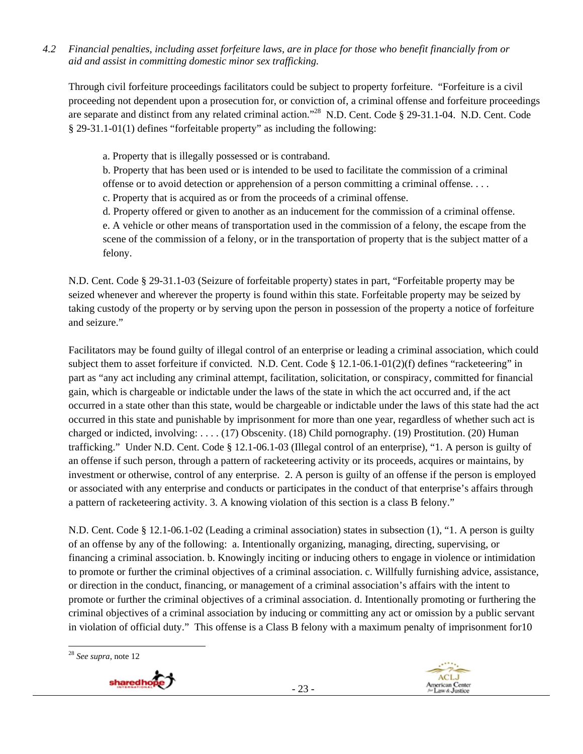*4.2 Financial penalties, including asset forfeiture laws, are in place for those who benefit financially from or aid and assist in committing domestic minor sex trafficking.*

Through civil forfeiture proceedings facilitators could be subject to property forfeiture. "Forfeiture is a civil proceeding not dependent upon a prosecution for, or conviction of, a criminal offense and forfeiture proceedings are separate and distinct from any related criminal action."[28] N.D. Cent. Code § 29-31.1-04. N.D. Cent. Code § 29-31.1-01(1) defines "forfeitable property" as including the following:

> a. Property that is illegally possessed or is contraband.
> b. Property that has been used or is intended to be used to facilitate the commission of a criminal offense or to avoid detection or apprehension of a person committing a criminal offense. . . .
> c. Property that is acquired as or from the proceeds of a criminal offense.
> d. Property offered or given to another as an inducement for the commission of a criminal offense.
> e. A vehicle or other means of transportation used in the commission of a felony, the escape from the scene of the commission of a felony, or in the transportation of property that is the subject matter of a felony.

N.D. Cent. Code § 29-31.1-03 (Seizure of forfeitable property) states in part, "Forfeitable property may be seized whenever and wherever the property is found within this state. Forfeitable property may be seized by taking custody of the property or by serving upon the person in possession of the property a notice of forfeiture and seizure."

Facilitators may be found guilty of illegal control of an enterprise or leading a criminal association, which could subject them to asset forfeiture if convicted. N.D. Cent. Code § 12.1-06.1-01(2)(f) defines "racketeering" in part as "any act including any criminal attempt, facilitation, solicitation, or conspiracy, committed for financial gain, which is chargeable or indictable under the laws of the state in which the act occurred and, if the act occurred in a state other than this state, would be chargeable or indictable under the laws of this state had the act occurred in this state and punishable by imprisonment for more than one year, regardless of whether such act is charged or indicted, involving: . . . . (17) Obscenity. (18) Child pornography. (19) Prostitution. (20) Human trafficking." Under N.D. Cent. Code § 12.1-06.1-03 (Illegal control of an enterprise), "1. A person is guilty of an offense if such person, through a pattern of racketeering activity or its proceeds, acquires or maintains, by investment or otherwise, control of any enterprise. 2. A person is guilty of an offense if the person is employed or associated with any enterprise and conducts or participates in the conduct of that enterprise's affairs through a pattern of racketeering activity. 3. A knowing violation of this section is a class B felony."

N.D. Cent. Code § 12.1-06.1-02 (Leading a criminal association) states in subsection (1), "1. A person is guilty of an offense by any of the following: a. Intentionally organizing, managing, directing, supervising, or financing a criminal association. b. Knowingly inciting or inducing others to engage in violence or intimidation to promote or further the criminal objectives of a criminal association. c. Willfully furnishing advice, assistance, or direction in the conduct, financing, or management of a criminal association's affairs with the intent to promote or further the criminal objectives of a criminal association. d. Intentionally promoting or furthering the criminal objectives of a criminal association by inducing or committing any act or omission by a public servant in violation of official duty." This offense is a Class B felony with a maximum penalty of imprisonment for10

---

[28] *See supra*, note 12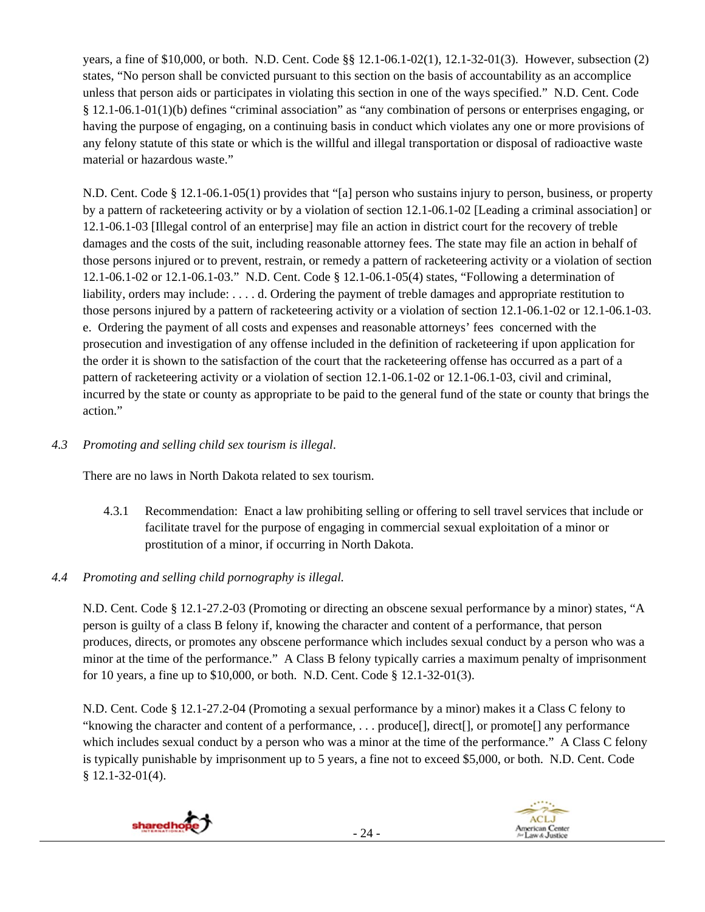years, a fine of $10,000, or both. N.D. Cent. Code §§ 12.1-06.1-02(1), 12.1-32-01(3). However, subsection (2) states, "No person shall be convicted pursuant to this section on the basis of accountability as an accomplice unless that person aids or participates in violating this section in one of the ways specified." N.D. Cent. Code § 12.1-06.1-01(1)(b) defines "criminal association" as "any combination of persons or enterprises engaging, or having the purpose of engaging, on a continuing basis in conduct which violates any one or more provisions of any felony statute of this state or which is the willful and illegal transportation or disposal of radioactive waste material or hazardous waste."

N.D. Cent. Code § 12.1-06.1-05(1) provides that "[a] person who sustains injury to person, business, or property by a pattern of racketeering activity or by a violation of section 12.1-06.1-02 [Leading a criminal association] or 12.1-06.1-03 [Illegal control of an enterprise] may file an action in district court for the recovery of treble damages and the costs of the suit, including reasonable attorney fees. The state may file an action in behalf of those persons injured or to prevent, restrain, or remedy a pattern of racketeering activity or a violation of section 12.1-06.1-02 or 12.1-06.1-03." N.D. Cent. Code § 12.1-06.1-05(4) states, "Following a determination of liability, orders may include: . . . . d. Ordering the payment of treble damages and appropriate restitution to those persons injured by a pattern of racketeering activity or a violation of section 12.1-06.1-02 or 12.1-06.1-03. e. Ordering the payment of all costs and expenses and reasonable attorneys' fees concerned with the prosecution and investigation of any offense included in the definition of racketeering if upon application for the order it is shown to the satisfaction of the court that the racketeering offense has occurred as a part of a pattern of racketeering activity or a violation of section 12.1-06.1-02 or 12.1-06.1-03, civil and criminal, incurred by the state or county as appropriate to be paid to the general fund of the state or county that brings the action."

*4.3 Promoting and selling child sex tourism is illegal.*

There are no laws in North Dakota related to sex tourism.

4.3.1 Recommendation: Enact a law prohibiting selling or offering to sell travel services that include or facilitate travel for the purpose of engaging in commercial sexual exploitation of a minor or prostitution of a minor, if occurring in North Dakota.

*4.4 Promoting and selling child pornography is illegal.*

N.D. Cent. Code § 12.1-27.2-03 (Promoting or directing an obscene sexual performance by a minor) states, "A person is guilty of a class B felony if, knowing the character and content of a performance, that person produces, directs, or promotes any obscene performance which includes sexual conduct by a person who was a minor at the time of the performance." A Class B felony typically carries a maximum penalty of imprisonment for 10 years, a fine up to $10,000, or both. N.D. Cent. Code § 12.1-32-01(3).

N.D. Cent. Code § 12.1-27.2-04 (Promoting a sexual performance by a minor) makes it a Class C felony to "knowing the character and content of a performance, . . . produce[], direct[], or promote[] any performance which includes sexual conduct by a person who was a minor at the time of the performance." A Class C felony is typically punishable by imprisonment up to 5 years, a fine not to exceed $5,000, or both. N.D. Cent. Code § 12.1-32-01(4).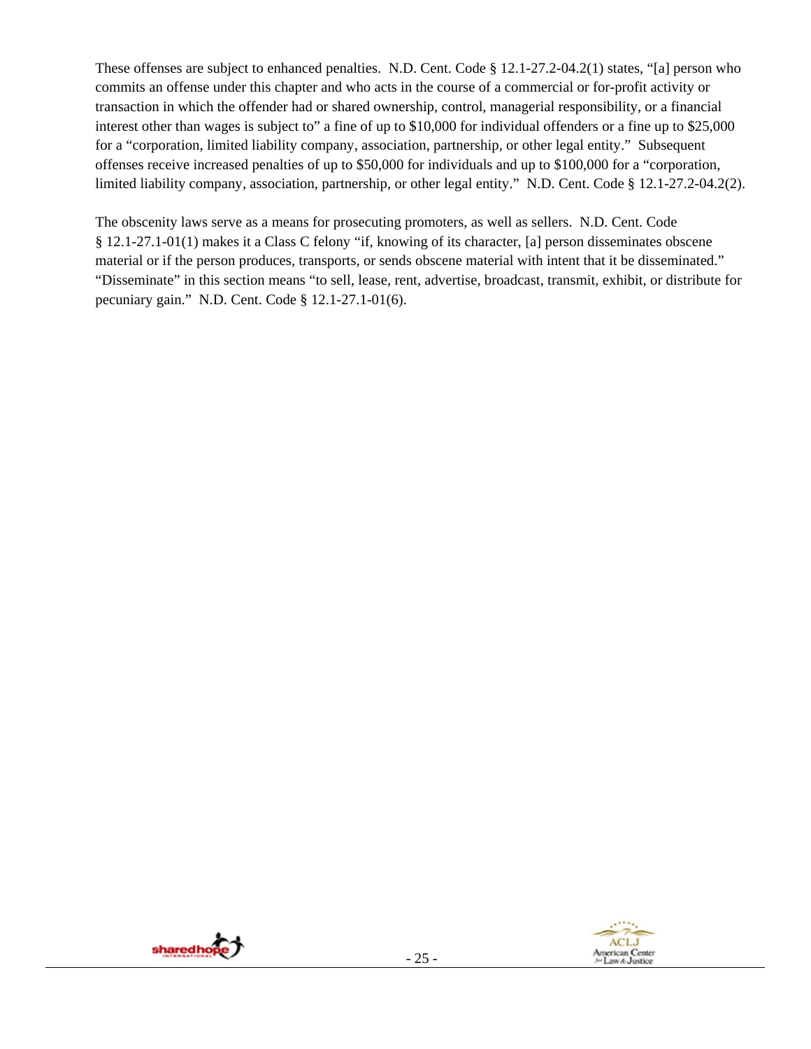These offenses are subject to enhanced penalties. N.D. Cent. Code § 12.1-27.2-04.2(1) states, "[a] person who commits an offense under this chapter and who acts in the course of a commercial or for-profit activity or transaction in which the offender had or shared ownership, control, managerial responsibility, or a financial interest other than wages is subject to" a fine of up to $10,000 for individual offenders or a fine up to $25,000 for a "corporation, limited liability company, association, partnership, or other legal entity." Subsequent offenses receive increased penalties of up to $50,000 for individuals and up to $100,000 for a "corporation, limited liability company, association, partnership, or other legal entity." N.D. Cent. Code § 12.1-27.2-04.2(2).

The obscenity laws serve as a means for prosecuting promoters, as well as sellers. N.D. Cent. Code § 12.1-27.1-01(1) makes it a Class C felony "if, knowing of its character, [a] person disseminates obscene material or if the person produces, transports, or sends obscene material with intent that it be disseminated." "Disseminate" in this section means "to sell, lease, rent, advertise, broadcast, transmit, exhibit, or distribute for pecuniary gain." N.D. Cent. Code § 12.1-27.1-01(6).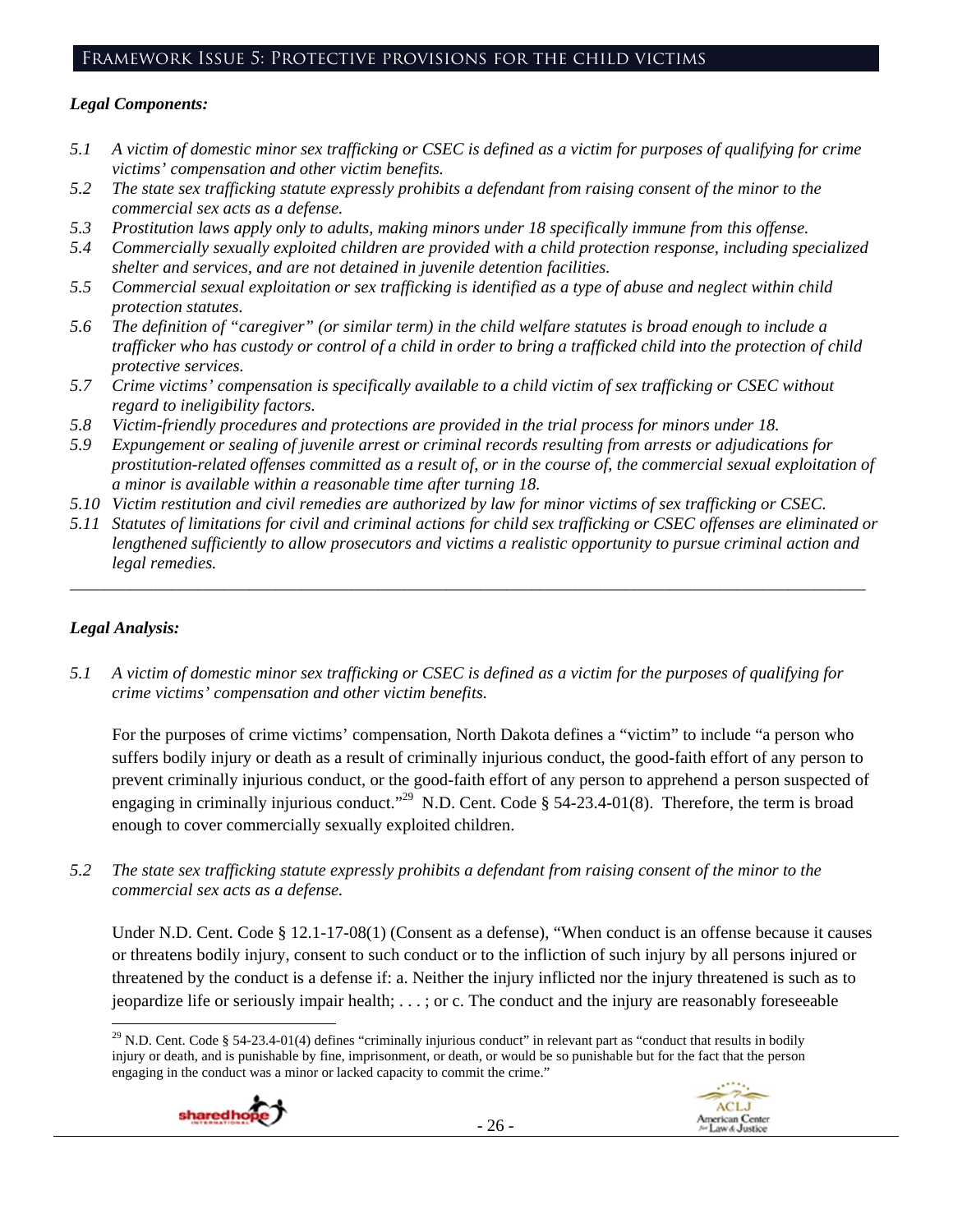## Framework Issue 5: Protective provisions for the child victims

### *Legal Components:*

*5.1 A victim of domestic minor sex trafficking or CSEC is defined as a victim for purposes of qualifying for crime victims' compensation and other victim benefits.*

*5.2 The state sex trafficking statute expressly prohibits a defendant from raising consent of the minor to the commercial sex acts as a defense.*

*5.3 Prostitution laws apply only to adults, making minors under 18 specifically immune from this offense.*

*5.4 Commercially sexually exploited children are provided with a child protection response, including specialized shelter and services, and are not detained in juvenile detention facilities.*

*5.5 Commercial sexual exploitation or sex trafficking is identified as a type of abuse and neglect within child protection statutes.*

*5.6 The definition of "caregiver" (or similar term) in the child welfare statutes is broad enough to include a trafficker who has custody or control of a child in order to bring a trafficked child into the protection of child protective services.*

*5.7 Crime victims' compensation is specifically available to a child victim of sex trafficking or CSEC without regard to ineligibility factors.*

*5.8 Victim-friendly procedures and protections are provided in the trial process for minors under 18.*

*5.9 Expungement or sealing of juvenile arrest or criminal records resulting from arrests or adjudications for prostitution-related offenses committed as a result of, or in the course of, the commercial sexual exploitation of a minor is available within a reasonable time after turning 18.*

*5.10 Victim restitution and civil remedies are authorized by law for minor victims of sex trafficking or CSEC.*

*5.11 Statutes of limitations for civil and criminal actions for child sex trafficking or CSEC offenses are eliminated or lengthened sufficiently to allow prosecutors and victims a realistic opportunity to pursue criminal action and legal remedies.*

---

### *Legal Analysis:*

*5.1 A victim of domestic minor sex trafficking or CSEC is defined as a victim for the purposes of qualifying for crime victims' compensation and other victim benefits.*

For the purposes of crime victims' compensation, North Dakota defines a "victim" to include "a person who suffers bodily injury or death as a result of criminally injurious conduct, the good-faith effort of any person to prevent criminally injurious conduct, or the good-faith effort of any person to apprehend a person suspected of engaging in criminally injurious conduct."[29] N.D. Cent. Code § 54-23.4-01(8). Therefore, the term is broad enough to cover commercially sexually exploited children.

*5.2 The state sex trafficking statute expressly prohibits a defendant from raising consent of the minor to the commercial sex acts as a defense.*

Under N.D. Cent. Code § 12.1-17-08(1) (Consent as a defense), "When conduct is an offense because it causes or threatens bodily injury, consent to such conduct or to the infliction of such injury by all persons injured or threatened by the conduct is a defense if: a. Neither the injury inflicted nor the injury threatened is such as to jeopardize life or seriously impair health; . . . ; or c. The conduct and the injury are reasonably foreseeable

---

[29] N.D. Cent. Code § 54-23.4-01(4) defines "criminally injurious conduct" in relevant part as "conduct that results in bodily injury or death, and is punishable by fine, imprisonment, or death, or would be so punishable but for the fact that the person engaging in the conduct was a minor or lacked capacity to commit the crime."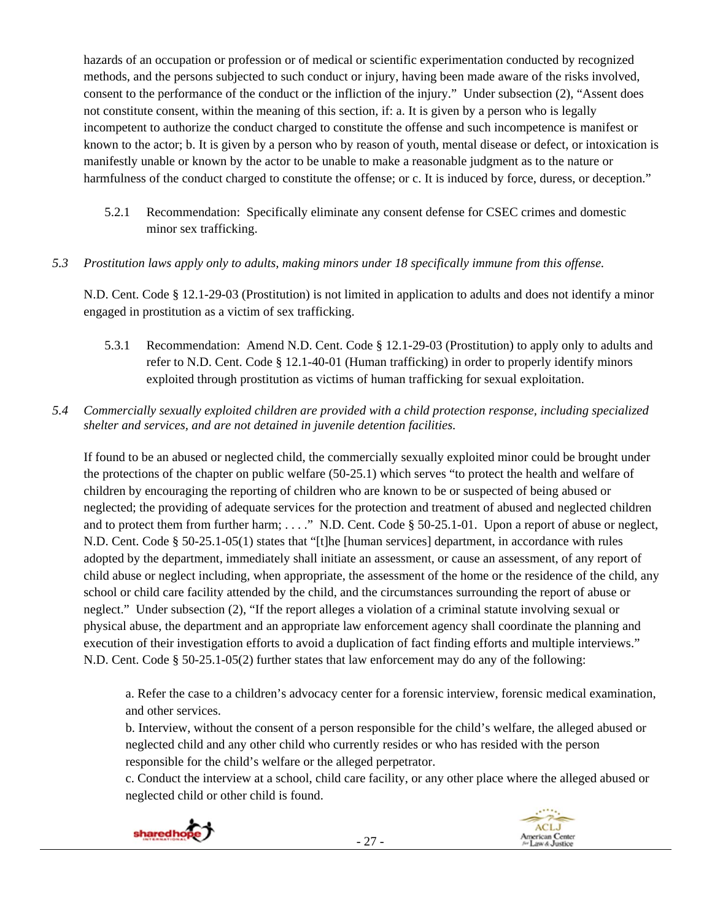hazards of an occupation or profession or of medical or scientific experimentation conducted by recognized methods, and the persons subjected to such conduct or injury, having been made aware of the risks involved, consent to the performance of the conduct or the infliction of the injury." Under subsection (2), "Assent does not constitute consent, within the meaning of this section, if: a. It is given by a person who is legally incompetent to authorize the conduct charged to constitute the offense and such incompetence is manifest or known to the actor; b. It is given by a person who by reason of youth, mental disease or defect, or intoxication is manifestly unable or known by the actor to be unable to make a reasonable judgment as to the nature or harmfulness of the conduct charged to constitute the offense; or c. It is induced by force, duress, or deception."

5.2.1 Recommendation: Specifically eliminate any consent defense for CSEC crimes and domestic minor sex trafficking.

*5.3 Prostitution laws apply only to adults, making minors under 18 specifically immune from this offense.*

N.D. Cent. Code § 12.1-29-03 (Prostitution) is not limited in application to adults and does not identify a minor engaged in prostitution as a victim of sex trafficking.

5.3.1 Recommendation: Amend N.D. Cent. Code § 12.1-29-03 (Prostitution) to apply only to adults and refer to N.D. Cent. Code § 12.1-40-01 (Human trafficking) in order to properly identify minors exploited through prostitution as victims of human trafficking for sexual exploitation.

*5.4 Commercially sexually exploited children are provided with a child protection response, including specialized shelter and services, and are not detained in juvenile detention facilities.*

If found to be an abused or neglected child, the commercially sexually exploited minor could be brought under the protections of the chapter on public welfare (50-25.1) which serves "to protect the health and welfare of children by encouraging the reporting of children who are known to be or suspected of being abused or neglected; the providing of adequate services for the protection and treatment of abused and neglected children and to protect them from further harm; . . . ." N.D. Cent. Code § 50-25.1-01. Upon a report of abuse or neglect, N.D. Cent. Code § 50-25.1-05(1) states that "[t]he [human services] department, in accordance with rules adopted by the department, immediately shall initiate an assessment, or cause an assessment, of any report of child abuse or neglect including, when appropriate, the assessment of the home or the residence of the child, any school or child care facility attended by the child, and the circumstances surrounding the report of abuse or neglect." Under subsection (2), "If the report alleges a violation of a criminal statute involving sexual or physical abuse, the department and an appropriate law enforcement agency shall coordinate the planning and execution of their investigation efforts to avoid a duplication of fact finding efforts and multiple interviews." N.D. Cent. Code § 50-25.1-05(2) further states that law enforcement may do any of the following:

a. Refer the case to a children's advocacy center for a forensic interview, forensic medical examination, and other services.
b. Interview, without the consent of a person responsible for the child's welfare, the alleged abused or neglected child and any other child who currently resides or who has resided with the person responsible for the child's welfare or the alleged perpetrator.
c. Conduct the interview at a school, child care facility, or any other place where the alleged abused or neglected child or other child is found.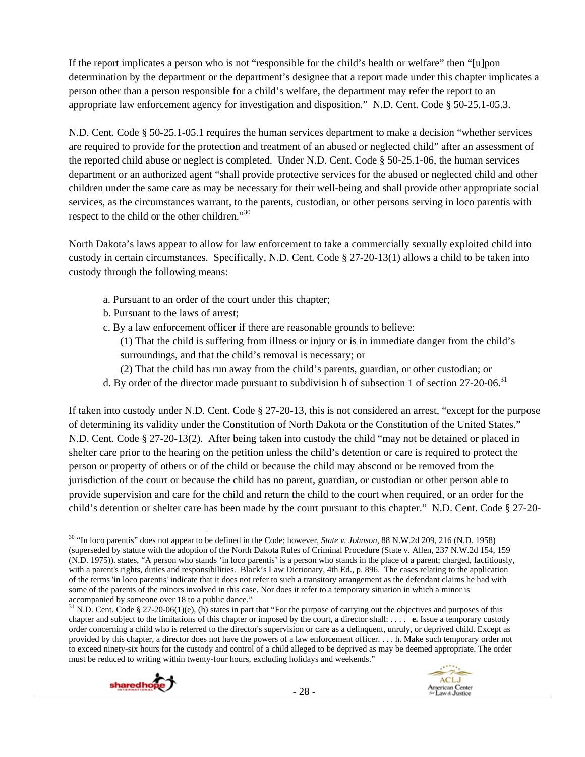If the report implicates a person who is not "responsible for the child's health or welfare" then "[u]pon determination by the department or the department's designee that a report made under this chapter implicates a person other than a person responsible for a child's welfare, the department may refer the report to an appropriate law enforcement agency for investigation and disposition." N.D. Cent. Code § 50-25.1-05.3.

N.D. Cent. Code § 50-25.1-05.1 requires the human services department to make a decision "whether services are required to provide for the protection and treatment of an abused or neglected child" after an assessment of the reported child abuse or neglect is completed. Under N.D. Cent. Code § 50-25.1-06, the human services department or an authorized agent "shall provide protective services for the abused or neglected child and other children under the same care as may be necessary for their well-being and shall provide other appropriate social services, as the circumstances warrant, to the parents, custodian, or other persons serving in loco parentis with respect to the child or the other children."[30]

North Dakota's laws appear to allow for law enforcement to take a commercially sexually exploited child into custody in certain circumstances. Specifically, N.D. Cent. Code § 27-20-13(1) allows a child to be taken into custody through the following means:

a. Pursuant to an order of the court under this chapter;
b. Pursuant to the laws of arrest;
c. By a law enforcement officer if there are reasonable grounds to believe:
 (1) That the child is suffering from illness or injury or is in immediate danger from the child's surroundings, and that the child's removal is necessary; or
 (2) That the child has run away from the child's parents, guardian, or other custodian; or
d. By order of the director made pursuant to subdivision h of subsection 1 of section 27-20-06.[31]

If taken into custody under N.D. Cent. Code § 27-20-13, this is not considered an arrest, "except for the purpose of determining its validity under the Constitution of North Dakota or the Constitution of the United States." N.D. Cent. Code § 27-20-13(2). After being taken into custody the child "may not be detained or placed in shelter care prior to the hearing on the petition unless the child's detention or care is required to protect the person or property of others or of the child or because the child may abscond or be removed from the jurisdiction of the court or because the child has no parent, guardian, or custodian or other person able to provide supervision and care for the child and return the child to the court when required, or an order for the child's detention or shelter care has been made by the court pursuant to this chapter." N.D. Cent. Code § 27-20-

[30] "In loco parentis" does not appear to be defined in the Code; however, *State v. Johnson*, 88 N.W.2d 209, 216 (N.D. 1958) (superseded by statute with the adoption of the North Dakota Rules of Criminal Procedure (State v. Allen, 237 N.W.2d 154, 159 (N.D. 1975)). states, "A person who stands 'in loco parentis' is a person who stands in the place of a parent; charged, factitiously, with a parent's rights, duties and responsibilities. Black's Law Dictionary, 4th Ed., p. 896. The cases relating to the application of the terms 'in loco parentis' indicate that it does not refer to such a transitory arrangement as the defendant claims he had with some of the parents of the minors involved in this case. Nor does it refer to a temporary situation in which a minor is accompanied by someone over 18 to a public dance."

[31] N.D. Cent. Code § 27-20-06(1)(e), (h) states in part that "For the purpose of carrying out the objectives and purposes of this chapter and subject to the limitations of this chapter or imposed by the court, a director shall: . . . . **e.** Issue a temporary custody order concerning a child who is referred to the director's supervision or care as a delinquent, unruly, or deprived child. Except as provided by this chapter, a director does not have the powers of a law enforcement officer. . . . h. Make such temporary order not to exceed ninety-six hours for the custody and control of a child alleged to be deprived as may be deemed appropriate. The order must be reduced to writing within twenty-four hours, excluding holidays and weekends."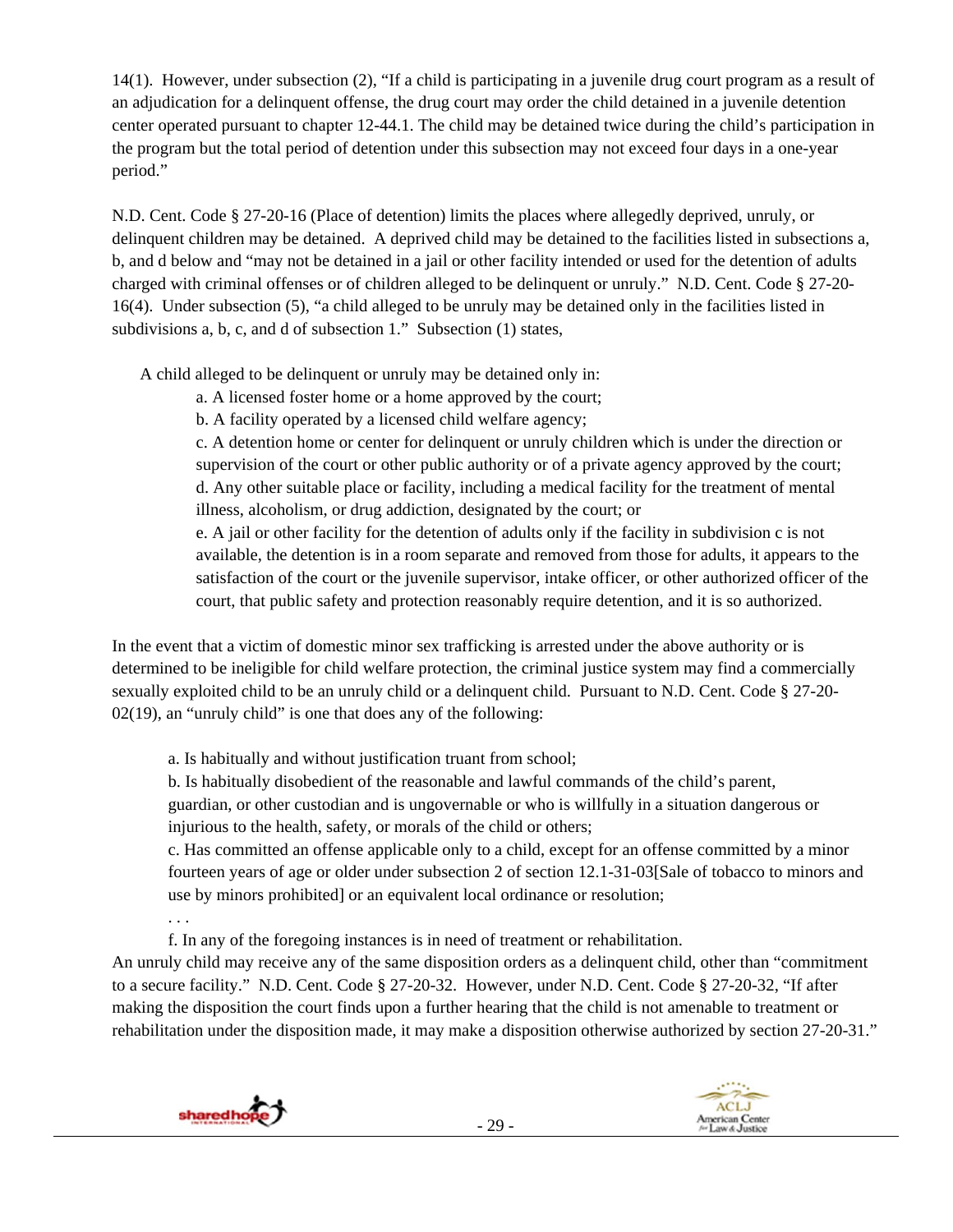14(1). However, under subsection (2), "If a child is participating in a juvenile drug court program as a result of an adjudication for a delinquent offense, the drug court may order the child detained in a juvenile detention center operated pursuant to chapter 12-44.1. The child may be detained twice during the child's participation in the program but the total period of detention under this subsection may not exceed four days in a one-year period."

N.D. Cent. Code § 27-20-16 (Place of detention) limits the places where allegedly deprived, unruly, or delinquent children may be detained. A deprived child may be detained to the facilities listed in subsections a, b, and d below and "may not be detained in a jail or other facility intended or used for the detention of adults charged with criminal offenses or of children alleged to be delinquent or unruly." N.D. Cent. Code § 27-20-16(4). Under subsection (5), "a child alleged to be unruly may be detained only in the facilities listed in subdivisions a, b, c, and d of subsection 1." Subsection (1) states,

> A child alleged to be delinquent or unruly may be detained only in:
>
> a. A licensed foster home or a home approved by the court;
>
> b. A facility operated by a licensed child welfare agency;
>
> c. A detention home or center for delinquent or unruly children which is under the direction or supervision of the court or other public authority or of a private agency approved by the court;
>
> d. Any other suitable place or facility, including a medical facility for the treatment of mental illness, alcoholism, or drug addiction, designated by the court; or
>
> e. A jail or other facility for the detention of adults only if the facility in subdivision c is not available, the detention is in a room separate and removed from those for adults, it appears to the satisfaction of the court or the juvenile supervisor, intake officer, or other authorized officer of the court, that public safety and protection reasonably require detention, and it is so authorized.

In the event that a victim of domestic minor sex trafficking is arrested under the above authority or is determined to be ineligible for child welfare protection, the criminal justice system may find a commercially sexually exploited child to be an unruly child or a delinquent child. Pursuant to N.D. Cent. Code § 27-20-02(19), an "unruly child" is one that does any of the following:

> a. Is habitually and without justification truant from school;
>
> b. Is habitually disobedient of the reasonable and lawful commands of the child's parent, guardian, or other custodian and is ungovernable or who is willfully in a situation dangerous or injurious to the health, safety, or morals of the child or others;
>
> c. Has committed an offense applicable only to a child, except for an offense committed by a minor fourteen years of age or older under subsection 2 of section 12.1-31-03[Sale of tobacco to minors and use by minors prohibited] or an equivalent local ordinance or resolution;
>
> . . .
>
> f. In any of the foregoing instances is in need of treatment or rehabilitation.

An unruly child may receive any of the same disposition orders as a delinquent child, other than "commitment to a secure facility." N.D. Cent. Code § 27-20-32. However, under N.D. Cent. Code § 27-20-32, "If after making the disposition the court finds upon a further hearing that the child is not amenable to treatment or rehabilitation under the disposition made, it may make a disposition otherwise authorized by section 27-20-31."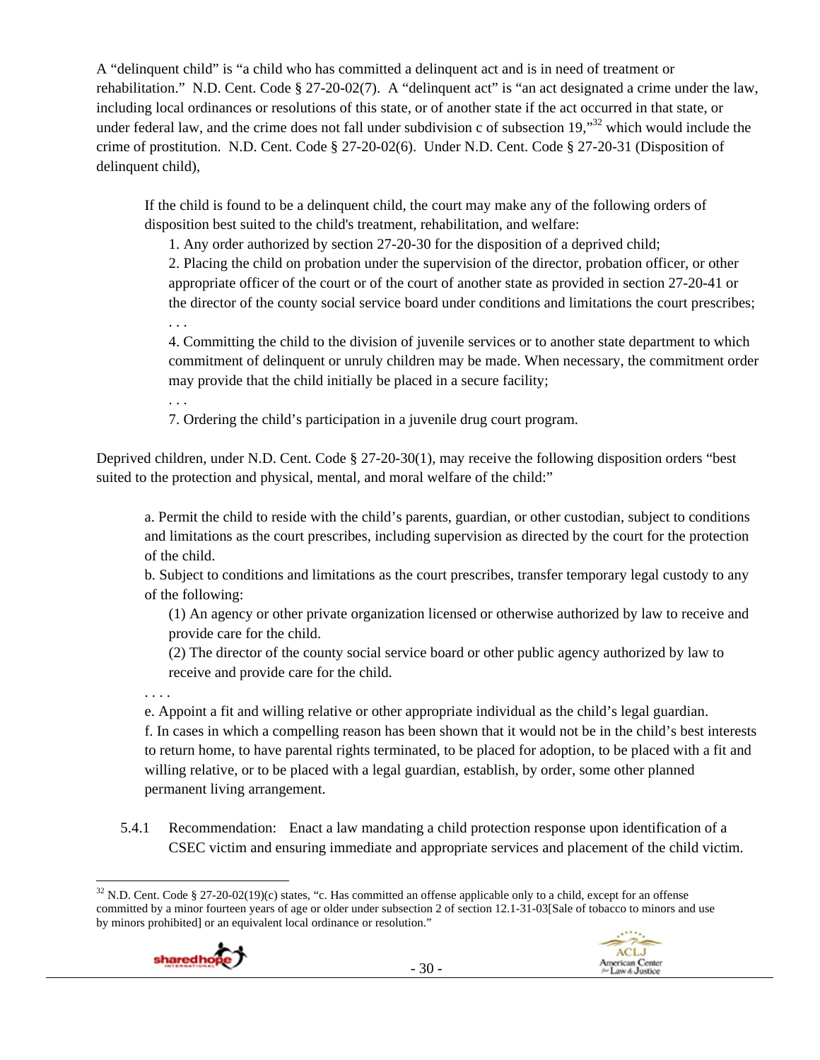A "delinquent child" is "a child who has committed a delinquent act and is in need of treatment or rehabilitation." N.D. Cent. Code § 27-20-02(7). A "delinquent act" is "an act designated a crime under the law, including local ordinances or resolutions of this state, or of another state if the act occurred in that state, or under federal law, and the crime does not fall under subdivision c of subsection 19,"[32] which would include the crime of prostitution. N.D. Cent. Code § 27-20-02(6). Under N.D. Cent. Code § 27-20-31 (Disposition of delinquent child),

> If the child is found to be a delinquent child, the court may make any of the following orders of disposition best suited to the child's treatment, rehabilitation, and welfare:
>
> 1. Any order authorized by section 27-20-30 for the disposition of a deprived child;
> 2. Placing the child on probation under the supervision of the director, probation officer, or other appropriate officer of the court or of the court of another state as provided in section 27-20-41 or the director of the county social service board under conditions and limitations the court prescribes;
>
> . . .
>
> 4. Committing the child to the division of juvenile services or to another state department to which commitment of delinquent or unruly children may be made. When necessary, the commitment order may provide that the child initially be placed in a secure facility;
>
> . . .
>
> 7. Ordering the child's participation in a juvenile drug court program.

Deprived children, under N.D. Cent. Code § 27-20-30(1), may receive the following disposition orders "best suited to the protection and physical, mental, and moral welfare of the child:"

> a. Permit the child to reside with the child's parents, guardian, or other custodian, subject to conditions and limitations as the court prescribes, including supervision as directed by the court for the protection of the child.
>
> b. Subject to conditions and limitations as the court prescribes, transfer temporary legal custody to any of the following:
>
> (1) An agency or other private organization licensed or otherwise authorized by law to receive and provide care for the child.
>
> (2) The director of the county social service board or other public agency authorized by law to receive and provide care for the child.
>
> . . . .
>
> e. Appoint a fit and willing relative or other appropriate individual as the child's legal guardian.
>
> f. In cases in which a compelling reason has been shown that it would not be in the child's best interests to return home, to have parental rights terminated, to be placed for adoption, to be placed with a fit and willing relative, or to be placed with a legal guardian, establish, by order, some other planned permanent living arrangement.

5.4.1 Recommendation: Enact a law mandating a child protection response upon identification of a CSEC victim and ensuring immediate and appropriate services and placement of the child victim.

---

[32] N.D. Cent. Code § 27-20-02(19)(c) states, "c. Has committed an offense applicable only to a child, except for an offense committed by a minor fourteen years of age or older under subsection 2 of section 12.1-31-03[Sale of tobacco to minors and use by minors prohibited] or an equivalent local ordinance or resolution."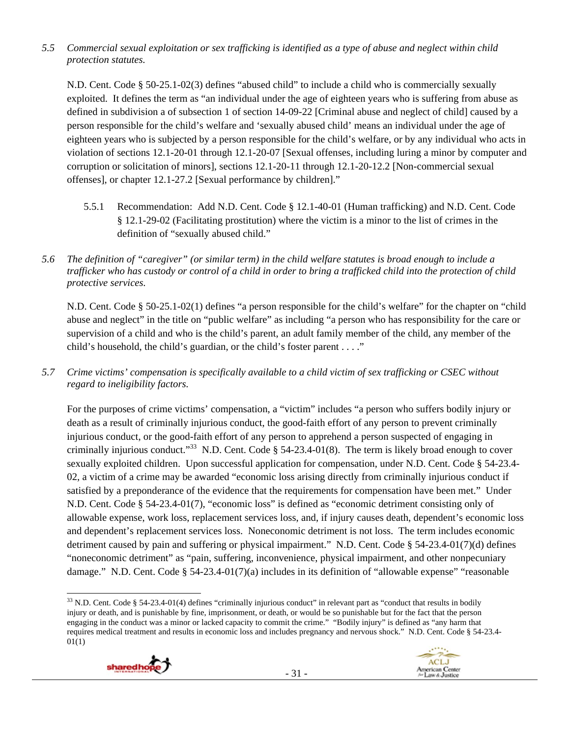*5.5 Commercial sexual exploitation or sex trafficking is identified as a type of abuse and neglect within child protection statutes.*

N.D. Cent. Code § 50-25.1-02(3) defines "abused child" to include a child who is commercially sexually exploited. It defines the term as "an individual under the age of eighteen years who is suffering from abuse as defined in subdivision a of subsection 1 of section 14-09-22 [Criminal abuse and neglect of child] caused by a person responsible for the child's welfare and 'sexually abused child' means an individual under the age of eighteen years who is subjected by a person responsible for the child's welfare, or by any individual who acts in violation of sections 12.1-20-01 through 12.1-20-07 [Sexual offenses, including luring a minor by computer and corruption or solicitation of minors], sections 12.1-20-11 through 12.1-20-12.2 [Non-commercial sexual offenses], or chapter 12.1-27.2 [Sexual performance by children]."

5.5.1 Recommendation: Add N.D. Cent. Code § 12.1-40-01 (Human trafficking) and N.D. Cent. Code § 12.1-29-02 (Facilitating prostitution) where the victim is a minor to the list of crimes in the definition of "sexually abused child."

*5.6 The definition of "caregiver" (or similar term) in the child welfare statutes is broad enough to include a trafficker who has custody or control of a child in order to bring a trafficked child into the protection of child protective services.*

N.D. Cent. Code § 50-25.1-02(1) defines "a person responsible for the child's welfare" for the chapter on "child abuse and neglect" in the title on "public welfare" as including "a person who has responsibility for the care or supervision of a child and who is the child's parent, an adult family member of the child, any member of the child's household, the child's guardian, or the child's foster parent . . . ."

*5.7 Crime victims' compensation is specifically available to a child victim of sex trafficking or CSEC without regard to ineligibility factors.*

For the purposes of crime victims' compensation, a "victim" includes "a person who suffers bodily injury or death as a result of criminally injurious conduct, the good-faith effort of any person to prevent criminally injurious conduct, or the good-faith effort of any person to apprehend a person suspected of engaging in criminally injurious conduct."[33] N.D. Cent. Code § 54-23.4-01(8). The term is likely broad enough to cover sexually exploited children. Upon successful application for compensation, under N.D. Cent. Code § 54-23.4-02, a victim of a crime may be awarded "economic loss arising directly from criminally injurious conduct if satisfied by a preponderance of the evidence that the requirements for compensation have been met." Under N.D. Cent. Code § 54-23.4-01(7), "economic loss" is defined as "economic detriment consisting only of allowable expense, work loss, replacement services loss, and, if injury causes death, dependent's economic loss and dependent's replacement services loss. Noneconomic detriment is not loss. The term includes economic detriment caused by pain and suffering or physical impairment." N.D. Cent. Code § 54-23.4-01(7)(d) defines "noneconomic detriment" as "pain, suffering, inconvenience, physical impairment, and other nonpecuniary damage." N.D. Cent. Code § 54-23.4-01(7)(a) includes in its definition of "allowable expense" "reasonable

[33] N.D. Cent. Code § 54-23.4-01(4) defines "criminally injurious conduct" in relevant part as "conduct that results in bodily injury or death, and is punishable by fine, imprisonment, or death, or would be so punishable but for the fact that the person engaging in the conduct was a minor or lacked capacity to commit the crime." "Bodily injury" is defined as "any harm that requires medical treatment and results in economic loss and includes pregnancy and nervous shock." N.D. Cent. Code § 54-23.4-01(1)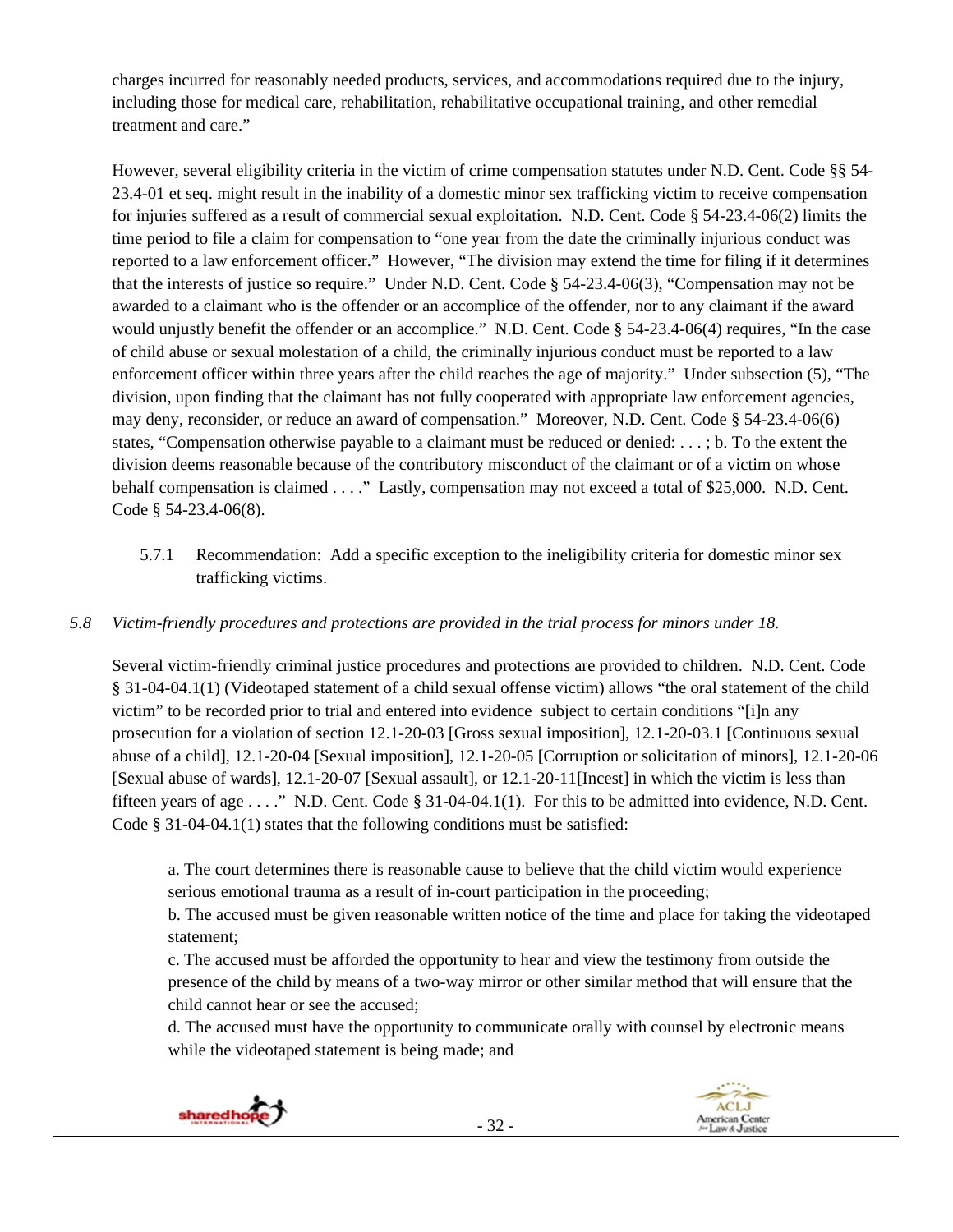charges incurred for reasonably needed products, services, and accommodations required due to the injury, including those for medical care, rehabilitation, rehabilitative occupational training, and other remedial treatment and care."

However, several eligibility criteria in the victim of crime compensation statutes under N.D. Cent. Code §§ 54-23.4-01 et seq. might result in the inability of a domestic minor sex trafficking victim to receive compensation for injuries suffered as a result of commercial sexual exploitation. N.D. Cent. Code § 54-23.4-06(2) limits the time period to file a claim for compensation to "one year from the date the criminally injurious conduct was reported to a law enforcement officer." However, "The division may extend the time for filing if it determines that the interests of justice so require." Under N.D. Cent. Code § 54-23.4-06(3), "Compensation may not be awarded to a claimant who is the offender or an accomplice of the offender, nor to any claimant if the award would unjustly benefit the offender or an accomplice." N.D. Cent. Code § 54-23.4-06(4) requires, "In the case of child abuse or sexual molestation of a child, the criminally injurious conduct must be reported to a law enforcement officer within three years after the child reaches the age of majority." Under subsection (5), "The division, upon finding that the claimant has not fully cooperated with appropriate law enforcement agencies, may deny, reconsider, or reduce an award of compensation." Moreover, N.D. Cent. Code § 54-23.4-06(6) states, "Compensation otherwise payable to a claimant must be reduced or denied: . . . ; b. To the extent the division deems reasonable because of the contributory misconduct of the claimant or of a victim on whose behalf compensation is claimed . . . ." Lastly, compensation may not exceed a total of $25,000. N.D. Cent. Code § 54-23.4-06(8).

5.7.1 Recommendation: Add a specific exception to the ineligibility criteria for domestic minor sex trafficking victims.

*5.8 Victim-friendly procedures and protections are provided in the trial process for minors under 18.*

Several victim-friendly criminal justice procedures and protections are provided to children. N.D. Cent. Code § 31-04-04.1(1) (Videotaped statement of a child sexual offense victim) allows "the oral statement of the child victim" to be recorded prior to trial and entered into evidence subject to certain conditions "[i]n any prosecution for a violation of section 12.1-20-03 [Gross sexual imposition], 12.1-20-03.1 [Continuous sexual abuse of a child], 12.1-20-04 [Sexual imposition], 12.1-20-05 [Corruption or solicitation of minors], 12.1-20-06 [Sexual abuse of wards], 12.1-20-07 [Sexual assault], or 12.1-20-11[Incest] in which the victim is less than fifteen years of age . . . ." N.D. Cent. Code § 31-04-04.1(1). For this to be admitted into evidence, N.D. Cent. Code § 31-04-04.1(1) states that the following conditions must be satisfied:

> a. The court determines there is reasonable cause to believe that the child victim would experience serious emotional trauma as a result of in-court participation in the proceeding;
> b. The accused must be given reasonable written notice of the time and place for taking the videotaped statement;
> c. The accused must be afforded the opportunity to hear and view the testimony from outside the presence of the child by means of a two-way mirror or other similar method that will ensure that the child cannot hear or see the accused;
> d. The accused must have the opportunity to communicate orally with counsel by electronic means while the videotaped statement is being made; and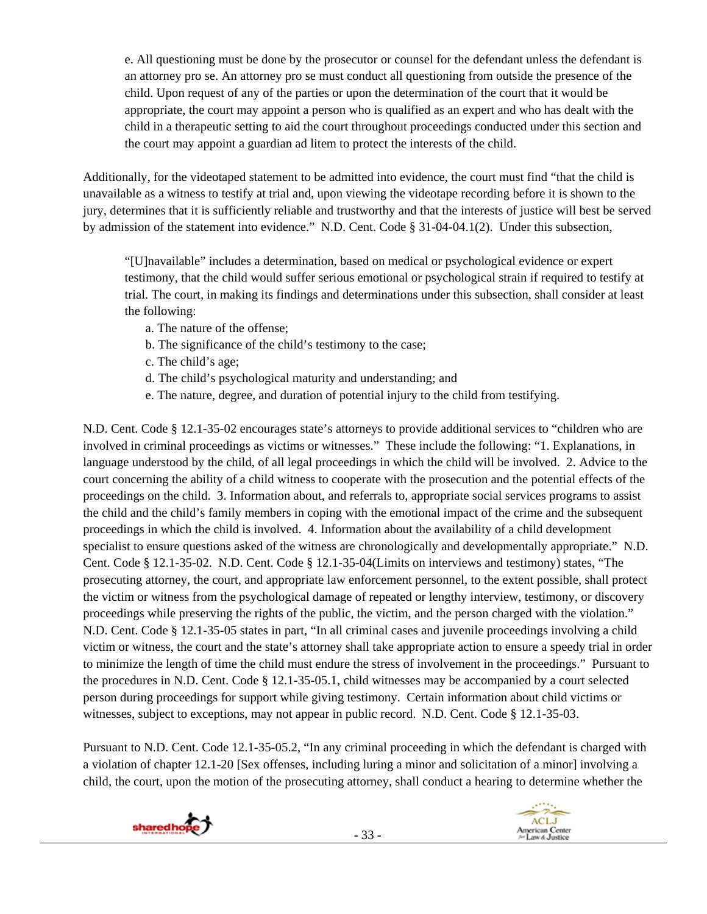e. All questioning must be done by the prosecutor or counsel for the defendant unless the defendant is an attorney pro se. An attorney pro se must conduct all questioning from outside the presence of the child. Upon request of any of the parties or upon the determination of the court that it would be appropriate, the court may appoint a person who is qualified as an expert and who has dealt with the child in a therapeutic setting to aid the court throughout proceedings conducted under this section and the court may appoint a guardian ad litem to protect the interests of the child.

Additionally, for the videotaped statement to be admitted into evidence, the court must find "that the child is unavailable as a witness to testify at trial and, upon viewing the videotape recording before it is shown to the jury, determines that it is sufficiently reliable and trustworthy and that the interests of justice will best be served by admission of the statement into evidence." N.D. Cent. Code § 31-04-04.1(2). Under this subsection,

> "[U]navailable" includes a determination, based on medical or psychological evidence or expert testimony, that the child would suffer serious emotional or psychological strain if required to testify at trial. The court, in making its findings and determinations under this subsection, shall consider at least the following:
>
> a. The nature of the offense;
> b. The significance of the child's testimony to the case;
> c. The child's age;
> d. The child's psychological maturity and understanding; and
> e. The nature, degree, and duration of potential injury to the child from testifying.

N.D. Cent. Code § 12.1-35-02 encourages state's attorneys to provide additional services to "children who are involved in criminal proceedings as victims or witnesses." These include the following: "1. Explanations, in language understood by the child, of all legal proceedings in which the child will be involved. 2. Advice to the court concerning the ability of a child witness to cooperate with the prosecution and the potential effects of the proceedings on the child. 3. Information about, and referrals to, appropriate social services programs to assist the child and the child's family members in coping with the emotional impact of the crime and the subsequent proceedings in which the child is involved. 4. Information about the availability of a child development specialist to ensure questions asked of the witness are chronologically and developmentally appropriate." N.D. Cent. Code § 12.1-35-02. N.D. Cent. Code § 12.1-35-04(Limits on interviews and testimony) states, "The prosecuting attorney, the court, and appropriate law enforcement personnel, to the extent possible, shall protect the victim or witness from the psychological damage of repeated or lengthy interview, testimony, or discovery proceedings while preserving the rights of the public, the victim, and the person charged with the violation." N.D. Cent. Code § 12.1-35-05 states in part, "In all criminal cases and juvenile proceedings involving a child victim or witness, the court and the state's attorney shall take appropriate action to ensure a speedy trial in order to minimize the length of time the child must endure the stress of involvement in the proceedings." Pursuant to the procedures in N.D. Cent. Code § 12.1-35-05.1, child witnesses may be accompanied by a court selected person during proceedings for support while giving testimony. Certain information about child victims or witnesses, subject to exceptions, may not appear in public record. N.D. Cent. Code § 12.1-35-03.

Pursuant to N.D. Cent. Code 12.1-35-05.2, "In any criminal proceeding in which the defendant is charged with a violation of chapter 12.1-20 [Sex offenses, including luring a minor and solicitation of a minor] involving a child, the court, upon the motion of the prosecuting attorney, shall conduct a hearing to determine whether the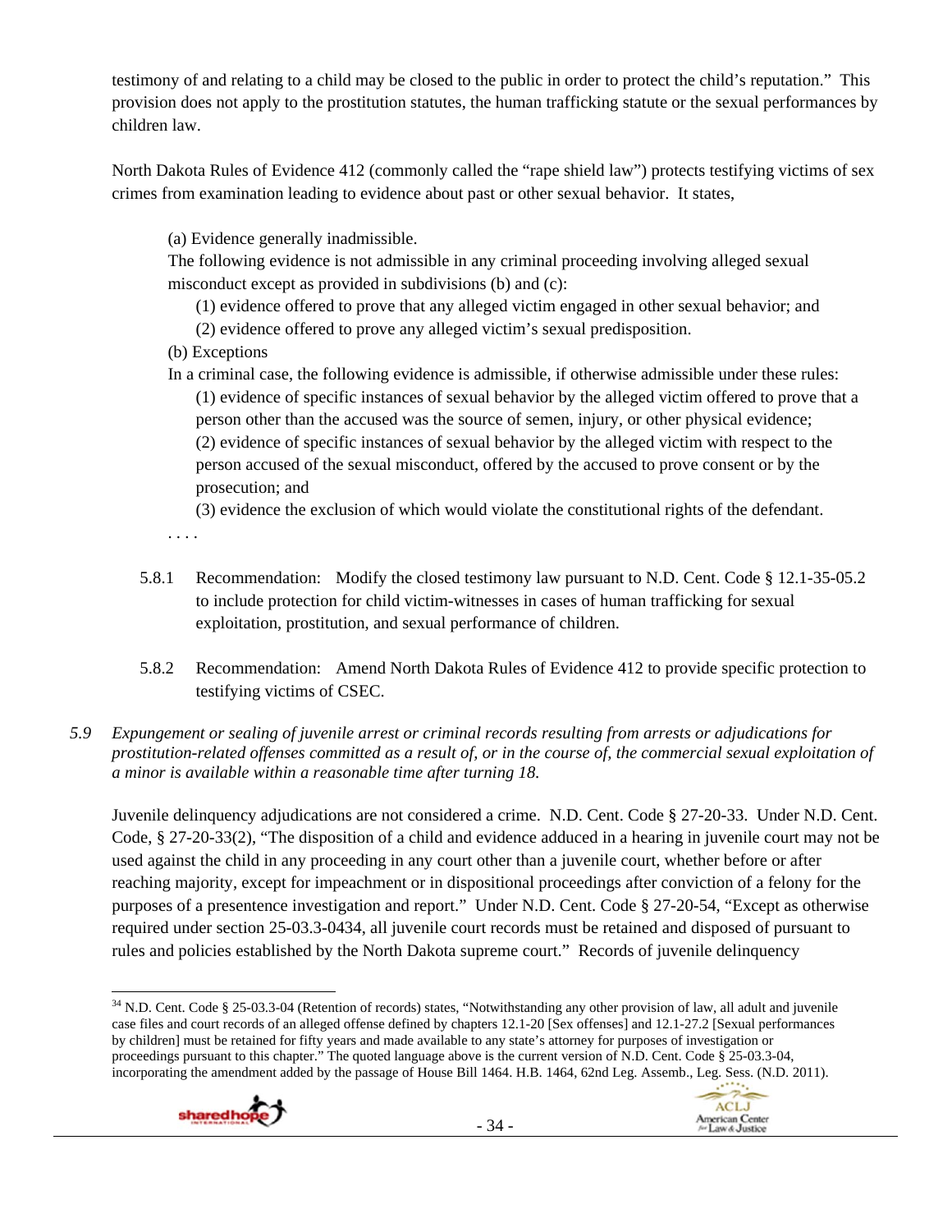testimony of and relating to a child may be closed to the public in order to protect the child's reputation." This provision does not apply to the prostitution statutes, the human trafficking statute or the sexual performances by children law.

North Dakota Rules of Evidence 412 (commonly called the "rape shield law") protects testifying victims of sex crimes from examination leading to evidence about past or other sexual behavior. It states,

> (a) Evidence generally inadmissible.
> The following evidence is not admissible in any criminal proceeding involving alleged sexual misconduct except as provided in subdivisions (b) and (c):
>
> (1) evidence offered to prove that any alleged victim engaged in other sexual behavior; and
> (2) evidence offered to prove any alleged victim's sexual predisposition.
>
> (b) Exceptions
> In a criminal case, the following evidence is admissible, if otherwise admissible under these rules:
>
> (1) evidence of specific instances of sexual behavior by the alleged victim offered to prove that a person other than the accused was the source of semen, injury, or other physical evidence;
> (2) evidence of specific instances of sexual behavior by the alleged victim with respect to the person accused of the sexual misconduct, offered by the accused to prove consent or by the prosecution; and
> (3) evidence the exclusion of which would violate the constitutional rights of the defendant.
>
> . . . .

5.8.1 Recommendation: Modify the closed testimony law pursuant to N.D. Cent. Code § 12.1-35-05.2 to include protection for child victim-witnesses in cases of human trafficking for sexual exploitation, prostitution, and sexual performance of children.

5.8.2 Recommendation: Amend North Dakota Rules of Evidence 412 to provide specific protection to testifying victims of CSEC.

*5.9 Expungement or sealing of juvenile arrest or criminal records resulting from arrests or adjudications for prostitution-related offenses committed as a result of, or in the course of, the commercial sexual exploitation of a minor is available within a reasonable time after turning 18.*

Juvenile delinquency adjudications are not considered a crime. N.D. Cent. Code § 27-20-33. Under N.D. Cent. Code, § 27-20-33(2), "The disposition of a child and evidence adduced in a hearing in juvenile court may not be used against the child in any proceeding in any court other than a juvenile court, whether before or after reaching majority, except for impeachment or in dispositional proceedings after conviction of a felony for the purposes of a presentence investigation and report." Under N.D. Cent. Code § 27-20-54, "Except as otherwise required under section 25-03.3-0434, all juvenile court records must be retained and disposed of pursuant to rules and policies established by the North Dakota supreme court." Records of juvenile delinquency

[34] N.D. Cent. Code § 25-03.3-04 (Retention of records) states, "Notwithstanding any other provision of law, all adult and juvenile case files and court records of an alleged offense defined by chapters 12.1-20 [Sex offenses] and 12.1-27.2 [Sexual performances by children] must be retained for fifty years and made available to any state's attorney for purposes of investigation or proceedings pursuant to this chapter." The quoted language above is the current version of N.D. Cent. Code § 25-03.3-04, incorporating the amendment added by the passage of House Bill 1464. H.B. 1464, 62nd Leg. Assemb., Leg. Sess. (N.D. 2011).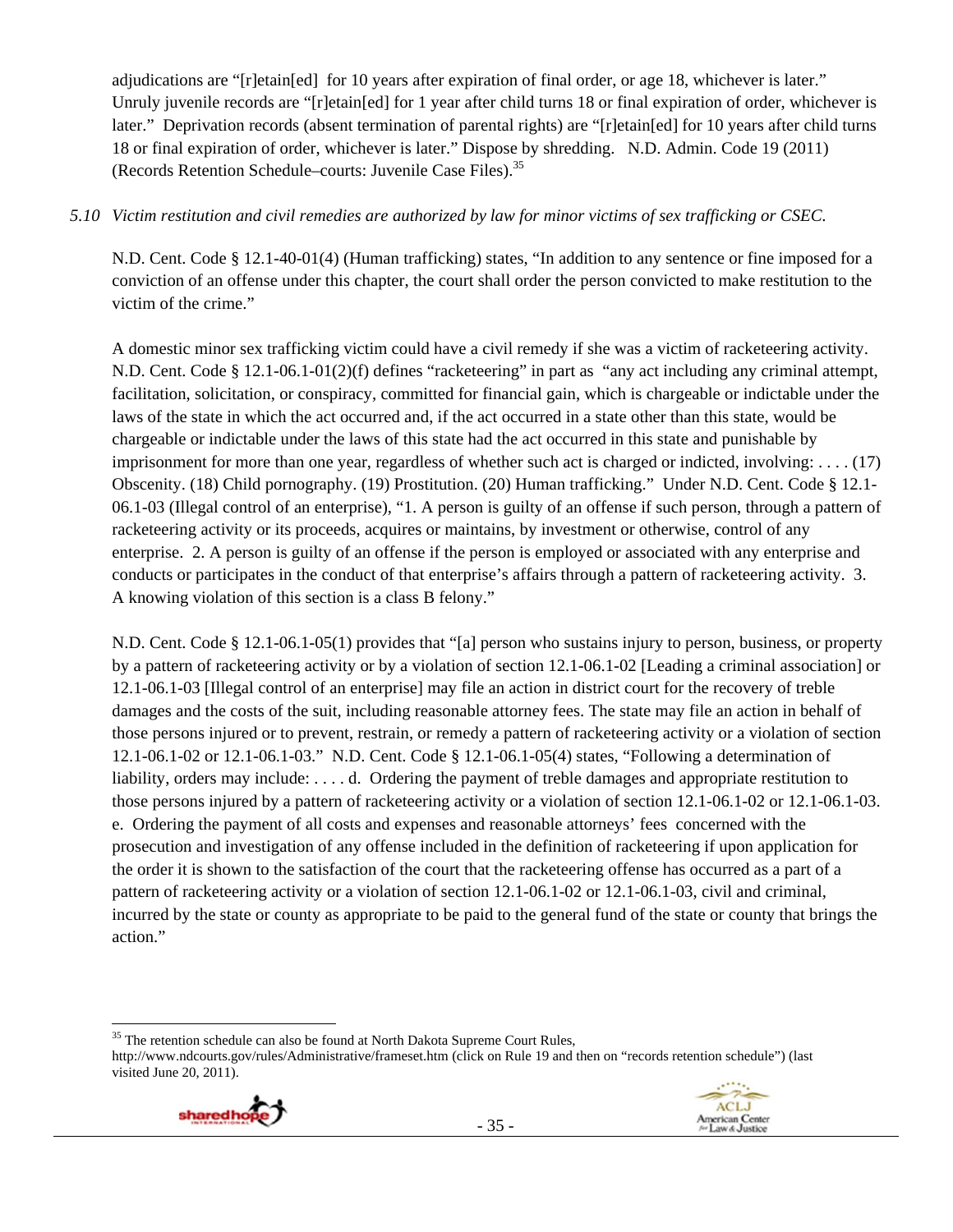adjudications are "[r]etain[ed] for 10 years after expiration of final order, or age 18, whichever is later." Unruly juvenile records are "[r]etain[ed] for 1 year after child turns 18 or final expiration of order, whichever is later." Deprivation records (absent termination of parental rights) are "[r]etain[ed] for 10 years after child turns 18 or final expiration of order, whichever is later." Dispose by shredding. N.D. Admin. Code 19 (2011) (Records Retention Schedule–courts: Juvenile Case Files).[35]

*5.10 Victim restitution and civil remedies are authorized by law for minor victims of sex trafficking or CSEC.*

N.D. Cent. Code § 12.1-40-01(4) (Human trafficking) states, "In addition to any sentence or fine imposed for a conviction of an offense under this chapter, the court shall order the person convicted to make restitution to the victim of the crime."

A domestic minor sex trafficking victim could have a civil remedy if she was a victim of racketeering activity. N.D. Cent. Code § 12.1-06.1-01(2)(f) defines "racketeering" in part as "any act including any criminal attempt, facilitation, solicitation, or conspiracy, committed for financial gain, which is chargeable or indictable under the laws of the state in which the act occurred and, if the act occurred in a state other than this state, would be chargeable or indictable under the laws of this state had the act occurred in this state and punishable by imprisonment for more than one year, regardless of whether such act is charged or indicted, involving: . . . . (17) Obscenity. (18) Child pornography. (19) Prostitution. (20) Human trafficking." Under N.D. Cent. Code § 12.1-06.1-03 (Illegal control of an enterprise), "1. A person is guilty of an offense if such person, through a pattern of racketeering activity or its proceeds, acquires or maintains, by investment or otherwise, control of any enterprise. 2. A person is guilty of an offense if the person is employed or associated with any enterprise and conducts or participates in the conduct of that enterprise's affairs through a pattern of racketeering activity. 3. A knowing violation of this section is a class B felony."

N.D. Cent. Code § 12.1-06.1-05(1) provides that "[a] person who sustains injury to person, business, or property by a pattern of racketeering activity or by a violation of section 12.1-06.1-02 [Leading a criminal association] or 12.1-06.1-03 [Illegal control of an enterprise] may file an action in district court for the recovery of treble damages and the costs of the suit, including reasonable attorney fees. The state may file an action in behalf of those persons injured or to prevent, restrain, or remedy a pattern of racketeering activity or a violation of section 12.1-06.1-02 or 12.1-06.1-03." N.D. Cent. Code § 12.1-06.1-05(4) states, "Following a determination of liability, orders may include: . . . . d. Ordering the payment of treble damages and appropriate restitution to those persons injured by a pattern of racketeering activity or a violation of section 12.1-06.1-02 or 12.1-06.1-03. e. Ordering the payment of all costs and expenses and reasonable attorneys' fees concerned with the prosecution and investigation of any offense included in the definition of racketeering if upon application for the order it is shown to the satisfaction of the court that the racketeering offense has occurred as a part of a pattern of racketeering activity or a violation of section 12.1-06.1-02 or 12.1-06.1-03, civil and criminal, incurred by the state or county as appropriate to be paid to the general fund of the state or county that brings the action."

---

[35] The retention schedule can also be found at North Dakota Supreme Court Rules, http://www.ndcourts.gov/rules/Administrative/frameset.htm (click on Rule 19 and then on "records retention schedule") (last visited June 20, 2011).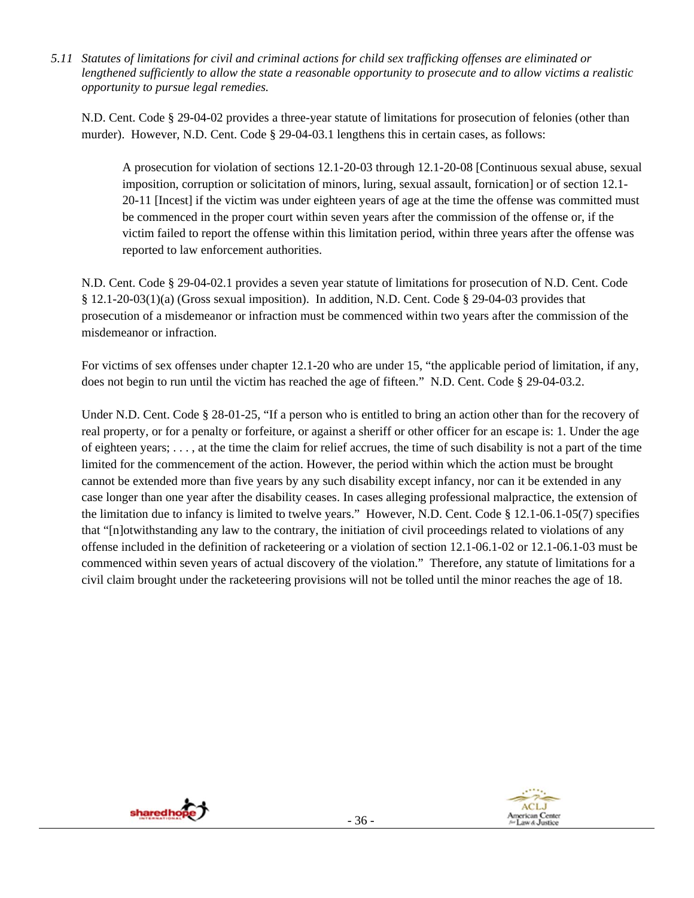*5.11 Statutes of limitations for civil and criminal actions for child sex trafficking offenses are eliminated or lengthened sufficiently to allow the state a reasonable opportunity to prosecute and to allow victims a realistic opportunity to pursue legal remedies.*

N.D. Cent. Code § 29-04-02 provides a three-year statute of limitations for prosecution of felonies (other than murder). However, N.D. Cent. Code § 29-04-03.1 lengthens this in certain cases, as follows:

> A prosecution for violation of sections 12.1-20-03 through 12.1-20-08 [Continuous sexual abuse, sexual imposition, corruption or solicitation of minors, luring, sexual assault, fornication] or of section 12.1-20-11 [Incest] if the victim was under eighteen years of age at the time the offense was committed must be commenced in the proper court within seven years after the commission of the offense or, if the victim failed to report the offense within this limitation period, within three years after the offense was reported to law enforcement authorities.

N.D. Cent. Code § 29-04-02.1 provides a seven year statute of limitations for prosecution of N.D. Cent. Code § 12.1-20-03(1)(a) (Gross sexual imposition). In addition, N.D. Cent. Code § 29-04-03 provides that prosecution of a misdemeanor or infraction must be commenced within two years after the commission of the misdemeanor or infraction.

For victims of sex offenses under chapter 12.1-20 who are under 15, "the applicable period of limitation, if any, does not begin to run until the victim has reached the age of fifteen." N.D. Cent. Code § 29-04-03.2.

Under N.D. Cent. Code § 28-01-25, "If a person who is entitled to bring an action other than for the recovery of real property, or for a penalty or forfeiture, or against a sheriff or other officer for an escape is: 1. Under the age of eighteen years; . . . , at the time the claim for relief accrues, the time of such disability is not a part of the time limited for the commencement of the action. However, the period within which the action must be brought cannot be extended more than five years by any such disability except infancy, nor can it be extended in any case longer than one year after the disability ceases. In cases alleging professional malpractice, the extension of the limitation due to infancy is limited to twelve years." However, N.D. Cent. Code § 12.1-06.1-05(7) specifies that "[n]otwithstanding any law to the contrary, the initiation of civil proceedings related to violations of any offense included in the definition of racketeering or a violation of section 12.1-06.1-02 or 12.1-06.1-03 must be commenced within seven years of actual discovery of the violation." Therefore, any statute of limitations for a civil claim brought under the racketeering provisions will not be tolled until the minor reaches the age of 18.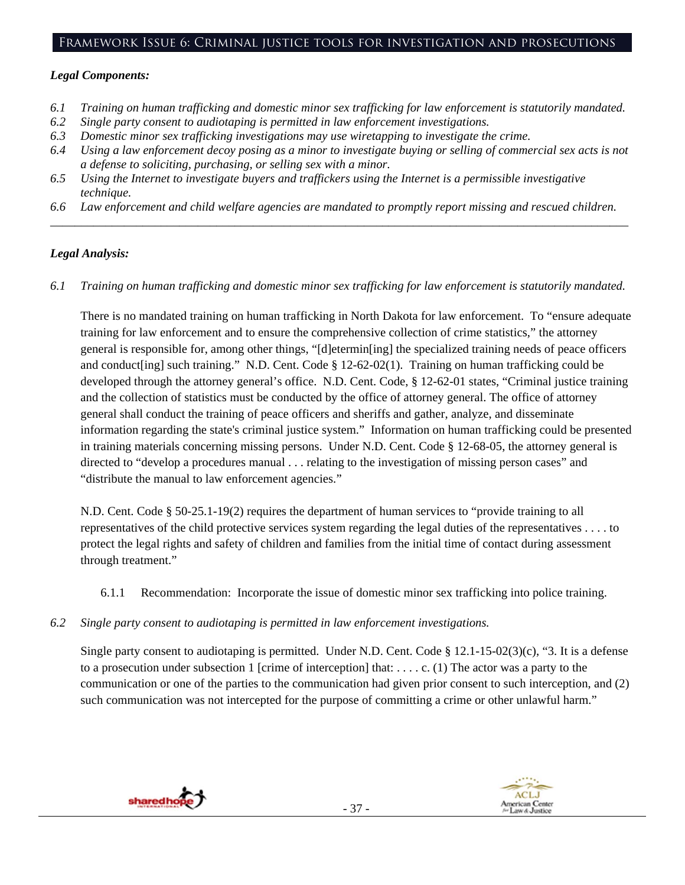## Framework Issue 6: Criminal justice tools for investigation and prosecutions

***Legal Components:***

*6.1 Training on human trafficking and domestic minor sex trafficking for law enforcement is statutorily mandated.*
*6.2 Single party consent to audiotaping is permitted in law enforcement investigations.*
*6.3 Domestic minor sex trafficking investigations may use wiretapping to investigate the crime.*
*6.4 Using a law enforcement decoy posing as a minor to investigate buying or selling of commercial sex acts is not a defense to soliciting, purchasing, or selling sex with a minor.*
*6.5 Using the Internet to investigate buyers and traffickers using the Internet is a permissible investigative technique.*
*6.6 Law enforcement and child welfare agencies are mandated to promptly report missing and rescued children.*

---

***Legal Analysis:***

*6.1 Training on human trafficking and domestic minor sex trafficking for law enforcement is statutorily mandated.*

There is no mandated training on human trafficking in North Dakota for law enforcement. To "ensure adequate training for law enforcement and to ensure the comprehensive collection of crime statistics," the attorney general is responsible for, among other things, "[d]etermin[ing] the specialized training needs of peace officers and conduct[ing] such training." N.D. Cent. Code § 12-62-02(1). Training on human trafficking could be developed through the attorney general's office. N.D. Cent. Code, § 12-62-01 states, "Criminal justice training and the collection of statistics must be conducted by the office of attorney general. The office of attorney general shall conduct the training of peace officers and sheriffs and gather, analyze, and disseminate information regarding the state's criminal justice system." Information on human trafficking could be presented in training materials concerning missing persons. Under N.D. Cent. Code § 12-68-05, the attorney general is directed to "develop a procedures manual . . . relating to the investigation of missing person cases" and "distribute the manual to law enforcement agencies."

N.D. Cent. Code § 50-25.1-19(2) requires the department of human services to "provide training to all representatives of the child protective services system regarding the legal duties of the representatives . . . . to protect the legal rights and safety of children and families from the initial time of contact during assessment through treatment."

6.1.1 Recommendation: Incorporate the issue of domestic minor sex trafficking into police training.

*6.2 Single party consent to audiotaping is permitted in law enforcement investigations.*

Single party consent to audiotaping is permitted. Under N.D. Cent. Code § 12.1-15-02(3)(c), "3. It is a defense to a prosecution under subsection 1 [crime of interception] that: . . . . c. (1) The actor was a party to the communication or one of the parties to the communication had given prior consent to such interception, and (2) such communication was not intercepted for the purpose of committing a crime or other unlawful harm."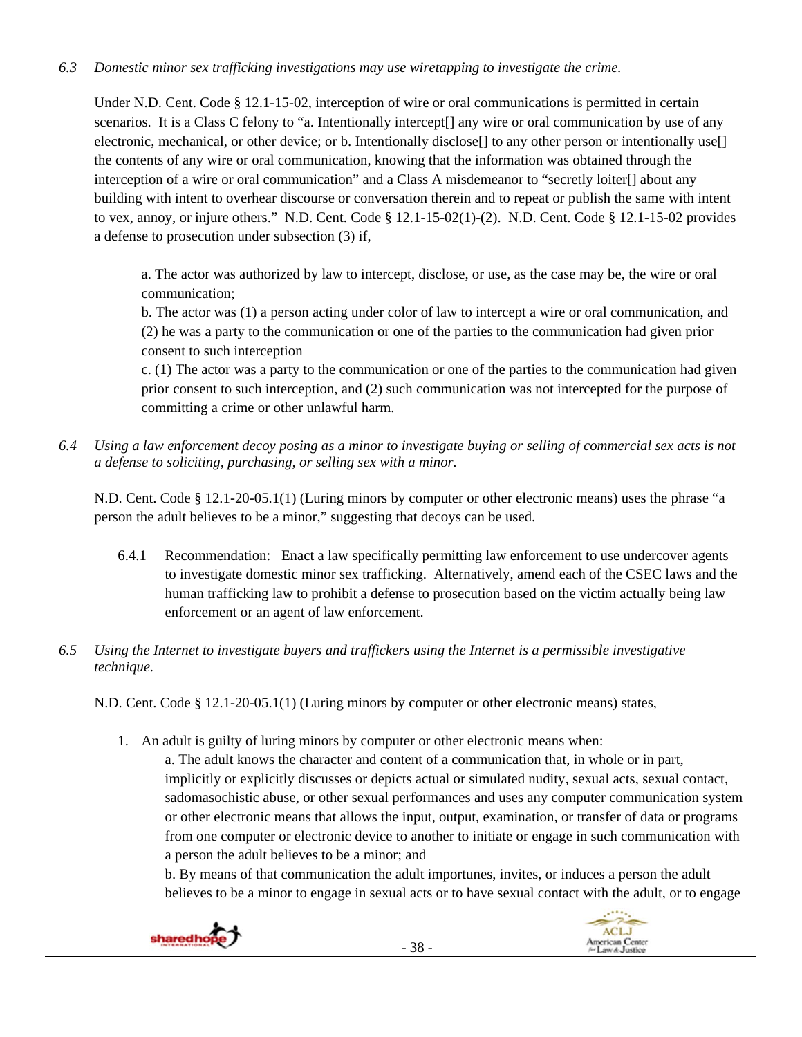*6.3 Domestic minor sex trafficking investigations may use wiretapping to investigate the crime.*

Under N.D. Cent. Code § 12.1-15-02, interception of wire or oral communications is permitted in certain scenarios. It is a Class C felony to "a. Intentionally intercept[] any wire or oral communication by use of any electronic, mechanical, or other device; or b. Intentionally disclose[] to any other person or intentionally use[] the contents of any wire or oral communication, knowing that the information was obtained through the interception of a wire or oral communication" and a Class A misdemeanor to "secretly loiter[] about any building with intent to overhear discourse or conversation therein and to repeat or publish the same with intent to vex, annoy, or injure others." N.D. Cent. Code § 12.1-15-02(1)-(2). N.D. Cent. Code § 12.1-15-02 provides a defense to prosecution under subsection (3) if,

> a. The actor was authorized by law to intercept, disclose, or use, as the case may be, the wire or oral communication;
> b. The actor was (1) a person acting under color of law to intercept a wire or oral communication, and (2) he was a party to the communication or one of the parties to the communication had given prior consent to such interception
> c. (1) The actor was a party to the communication or one of the parties to the communication had given prior consent to such interception, and (2) such communication was not intercepted for the purpose of committing a crime or other unlawful harm.

*6.4 Using a law enforcement decoy posing as a minor to investigate buying or selling of commercial sex acts is not a defense to soliciting, purchasing, or selling sex with a minor.*

N.D. Cent. Code § 12.1-20-05.1(1) (Luring minors by computer or other electronic means) uses the phrase "a person the adult believes to be a minor," suggesting that decoys can be used.

> 6.4.1 Recommendation: Enact a law specifically permitting law enforcement to use undercover agents to investigate domestic minor sex trafficking. Alternatively, amend each of the CSEC laws and the human trafficking law to prohibit a defense to prosecution based on the victim actually being law enforcement or an agent of law enforcement.

*6.5 Using the Internet to investigate buyers and traffickers using the Internet is a permissible investigative technique.*

N.D. Cent. Code § 12.1-20-05.1(1) (Luring minors by computer or other electronic means) states,

> 1. An adult is guilty of luring minors by computer or other electronic means when:
>    a. The adult knows the character and content of a communication that, in whole or in part, implicitly or explicitly discusses or depicts actual or simulated nudity, sexual acts, sexual contact, sadomasochistic abuse, or other sexual performances and uses any computer communication system or other electronic means that allows the input, output, examination, or transfer of data or programs from one computer or electronic device to another to initiate or engage in such communication with a person the adult believes to be a minor; and
>    b. By means of that communication the adult importunes, invites, or induces a person the adult believes to be a minor to engage in sexual acts or to have sexual contact with the adult, or to engage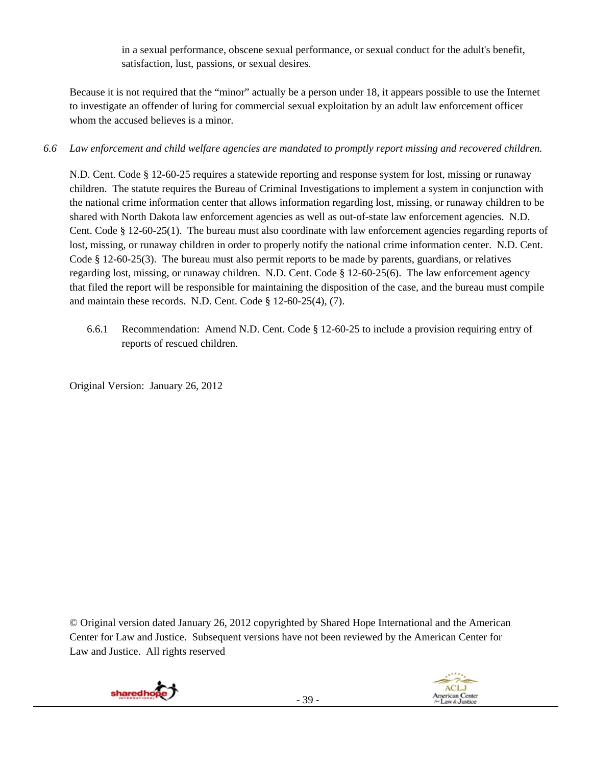in a sexual performance, obscene sexual performance, or sexual conduct for the adult's benefit, satisfaction, lust, passions, or sexual desires.

Because it is not required that the "minor" actually be a person under 18, it appears possible to use the Internet to investigate an offender of luring for commercial sexual exploitation by an adult law enforcement officer whom the accused believes is a minor.

*6.6 Law enforcement and child welfare agencies are mandated to promptly report missing and recovered children.*

N.D. Cent. Code § 12-60-25 requires a statewide reporting and response system for lost, missing or runaway children. The statute requires the Bureau of Criminal Investigations to implement a system in conjunction with the national crime information center that allows information regarding lost, missing, or runaway children to be shared with North Dakota law enforcement agencies as well as out-of-state law enforcement agencies. N.D. Cent. Code § 12-60-25(1). The bureau must also coordinate with law enforcement agencies regarding reports of lost, missing, or runaway children in order to properly notify the national crime information center. N.D. Cent. Code § 12-60-25(3). The bureau must also permit reports to be made by parents, guardians, or relatives regarding lost, missing, or runaway children. N.D. Cent. Code § 12-60-25(6). The law enforcement agency that filed the report will be responsible for maintaining the disposition of the case, and the bureau must compile and maintain these records. N.D. Cent. Code § 12-60-25(4), (7).

6.6.1 Recommendation: Amend N.D. Cent. Code § 12-60-25 to include a provision requiring entry of reports of rescued children.

Original Version: January 26, 2012

© Original version dated January 26, 2012 copyrighted by Shared Hope International and the American Center for Law and Justice. Subsequent versions have not been reviewed by the American Center for Law and Justice. All rights reserved